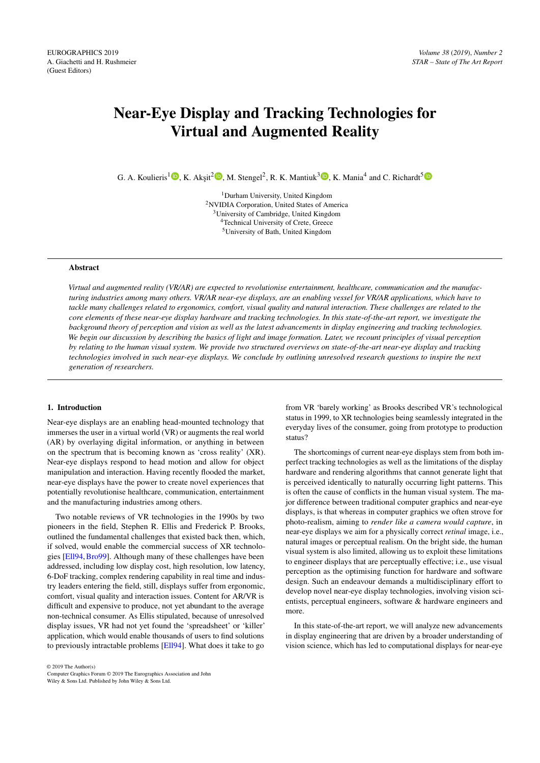# Near-Eye Display and Tracking Technologies for Virtual and Augmented Reality

G. A. Koulieris[1], K. Akşit[2], M. Stengel[2], R. K. Mantiuk[3], K. Mania[4] and C. Richardt[5]

[1]Durham University, United Kingdom
[2]NVIDIA Corporation, United States of America
[3]University of Cambridge, United Kingdom
[4]Technical University of Crete, Greece
[5]University of Bath, United Kingdom

## Abstract

*Virtual and augmented reality (VR/AR) are expected to revolutionise entertainment, healthcare, communication and the manufacturing industries among many others. VR/AR near-eye displays, are an enabling vessel for VR/AR applications, which have to tackle many challenges related to ergonomics, comfort, visual quality and natural interaction. These challenges are related to the core elements of these near-eye display hardware and tracking technologies. In this state-of-the-art report, we investigate the background theory of perception and vision as well as the latest advancements in display engineering and tracking technologies. We begin our discussion by describing the basics of light and image formation. Later, we recount principles of visual perception by relating to the human visual system. We provide two structured overviews on state-of-the-art near-eye display and tracking technologies involved in such near-eye displays. We conclude by outlining unresolved research questions to inspire the next generation of researchers.*

## 1. Introduction

Near-eye displays are an enabling head-mounted technology that immerses the user in a virtual world (VR) or augments the real world (AR) by overlaying digital information, or anything in between on the spectrum that is becoming known as 'cross reality' (XR). Near-eye displays respond to head motion and allow for object manipulation and interaction. Having recently flooded the market, near-eye displays have the power to create novel experiences that potentially revolutionise healthcare, communication, entertainment and the manufacturing industries among others.

Two notable reviews of VR technologies in the 1990s by two pioneers in the field, Stephen R. Ellis and Frederick P. Brooks, outlined the fundamental challenges that existed back then, which, if solved, would enable the commercial success of XR technologies [Ell94, Bro99]. Although many of these challenges have been addressed, including low display cost, high resolution, low latency, 6-DoF tracking, complex rendering capability in real time and industry leaders entering the field, still, displays suffer from ergonomic, comfort, visual quality and interaction issues. Content for AR/VR is difficult and expensive to produce, not yet abundant to the average non-technical consumer. As Ellis stipulated, because of unresolved display issues, VR had not yet found the 'spreadsheet' or 'killer' application, which would enable thousands of users to find solutions to previously intractable problems [Ell94]. What does it take to go from VR 'barely working' as Brooks described VR's technological status in 1999, to XR technologies being seamlessly integrated in the everyday lives of the consumer, going from prototype to production status?

The shortcomings of current near-eye displays stem from both imperfect tracking technologies as well as the limitations of the display hardware and rendering algorithms that cannot generate light that is perceived identically to naturally occurring light patterns. This is often the cause of conflicts in the human visual system. The major difference between traditional computer graphics and near-eye displays, is that whereas in computer graphics we often strove for photo-realism, aiming to *render like a camera would capture*, in near-eye displays we aim for a physically correct *retinal* image, i.e., natural images or perceptual realism. On the bright side, the human visual system is also limited, allowing us to exploit these limitations to engineer displays that are perceptually effective; i.e., use visual perception as the optimising function for hardware and software design. Such an endeavour demands a multidisciplinary effort to develop novel near-eye display technologies, involving vision scientists, perceptual engineers, software & hardware engineers and more.

In this state-of-the-art report, we will analyze new advancements in display engineering that are driven by a broader understanding of vision science, which has led to computational displays for near-eye

© 2019 The Author(s)
Computer Graphics Forum © 2019 The Eurographics Association and John Wiley & Sons Ltd. Published by John Wiley & Sons Ltd.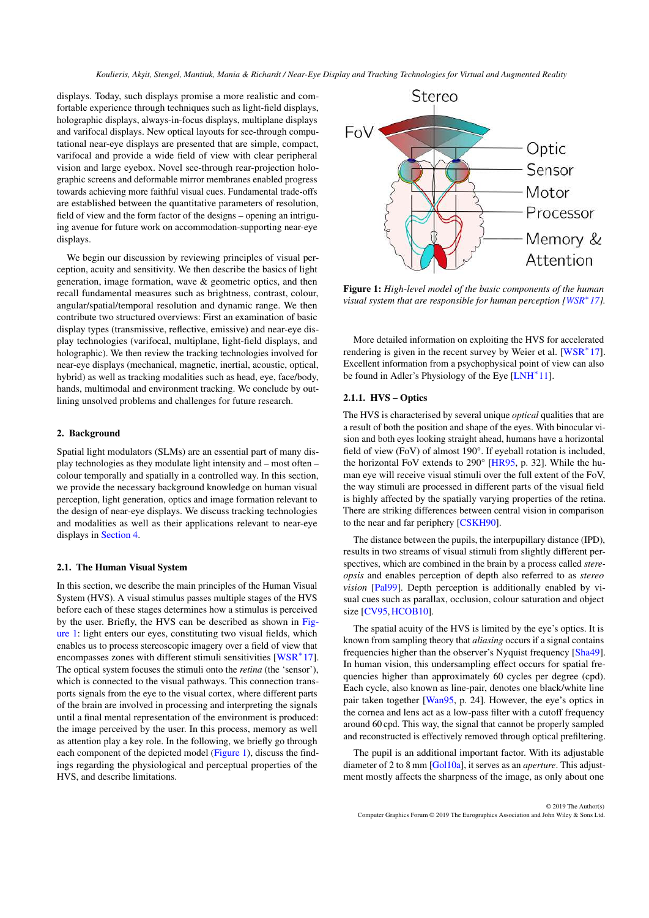displays. Today, such displays promise a more realistic and comfortable experience through techniques such as light-field displays, holographic displays, always-in-focus displays, multiplane displays and varifocal displays. New optical layouts for see-through computational near-eye displays are presented that are simple, compact, varifocal and provide a wide field of view with clear peripheral vision and large eyebox. Novel see-through rear-projection holographic screens and deformable mirror membranes enabled progress towards achieving more faithful visual cues. Fundamental trade-offs are established between the quantitative parameters of resolution, field of view and the form factor of the designs – opening an intriguing avenue for future work on accommodation-supporting near-eye displays.

We begin our discussion by reviewing principles of visual perception, acuity and sensitivity. We then describe the basics of light generation, image formation, wave & geometric optics, and then recall fundamental measures such as brightness, contrast, colour, angular/spatial/temporal resolution and dynamic range. We then contribute two structured overviews: First an examination of basic display types (transmissive, reflective, emissive) and near-eye display technologies (varifocal, multiplane, light-field displays, and holographic). We then review the tracking technologies involved for near-eye displays (mechanical, magnetic, inertial, acoustic, optical, hybrid) as well as tracking modalities such as head, eye, face/body, hands, multimodal and environment tracking. We conclude by outlining unsolved problems and challenges for future research.

## 2. Background

Spatial light modulators (SLMs) are an essential part of many display technologies as they modulate light intensity and – most often – colour temporally and spatially in a controlled way. In this section, we provide the necessary background knowledge on human visual perception, light generation, optics and image formation relevant to the design of near-eye displays. We discuss tracking technologies and modalities as well as their applications relevant to near-eye displays in Section 4.

### 2.1. The Human Visual System

In this section, we describe the main principles of the Human Visual System (HVS). A visual stimulus passes multiple stages of the HVS before each of these stages determines how a stimulus is perceived by the user. Briefly, the HVS can be described as shown in Figure 1: light enters our eyes, constituting two visual fields, which enables us to process stereoscopic imagery over a field of view that encompasses zones with different stimuli sensitivities [WSR*17]. The optical system focuses the stimuli onto the *retina* (the 'sensor'), which is connected to the visual pathways. This connection transports signals from the eye to the visual cortex, where different parts of the brain are involved in processing and interpreting the signals until a final mental representation of the environment is produced: the image perceived by the user. In this process, memory as well as attention play a key role. In the following, we briefly go through each component of the depicted model (Figure 1), discuss the findings regarding the physiological and perceptual properties of the HVS, and describe limitations.

**Figure 1:** *High-level model of the basic components of the human visual system that are responsible for human perception [WSR*17].*

More detailed information on exploiting the HVS for accelerated rendering is given in the recent survey by Weier et al. [WSR*17]. Excellent information from a psychophysical point of view can also be found in Adler's Physiology of the Eye [LNH*11].

#### 2.1.1. HVS – Optics

The HVS is characterised by several unique *optical* qualities that are a result of both the position and shape of the eyes. With binocular vision and both eyes looking straight ahead, humans have a horizontal field of view (FoV) of almost 190°. If eyeball rotation is included, the horizontal FoV extends to 290° [HR95, p. 32]. While the human eye will receive visual stimuli over the full extent of the FoV, the way stimuli are processed in different parts of the visual field is highly affected by the spatially varying properties of the retina. There are striking differences between central vision in comparison to the near and far periphery [CSKH90].

The distance between the pupils, the interpupillary distance (IPD), results in two streams of visual stimuli from slightly different perspectives, which are combined in the brain by a process called *stereopsis* and enables perception of depth also referred to as *stereo vision* [Pal99]. Depth perception is additionally enabled by visual cues such as parallax, occlusion, colour saturation and object size [CV95, HCOB10].

The spatial acuity of the HVS is limited by the eye's optics. It is known from sampling theory that *aliasing* occurs if a signal contains frequencies higher than the observer's Nyquist frequency [Sha49]. In human vision, this undersampling effect occurs for spatial frequencies higher than approximately 60 cycles per degree (cpd). Each cycle, also known as line-pair, denotes one black/white line pair taken together [Wan95, p. 24]. However, the eye's optics in the cornea and lens act as a low-pass filter with a cutoff frequency around 60 cpd. This way, the signal that cannot be properly sampled and reconstructed is effectively removed through optical prefiltering.

The pupil is an additional important factor. With its adjustable diameter of 2 to 8 mm [Gol10a], it serves as an *aperture*. This adjustment mostly affects the sharpness of the image, as only about one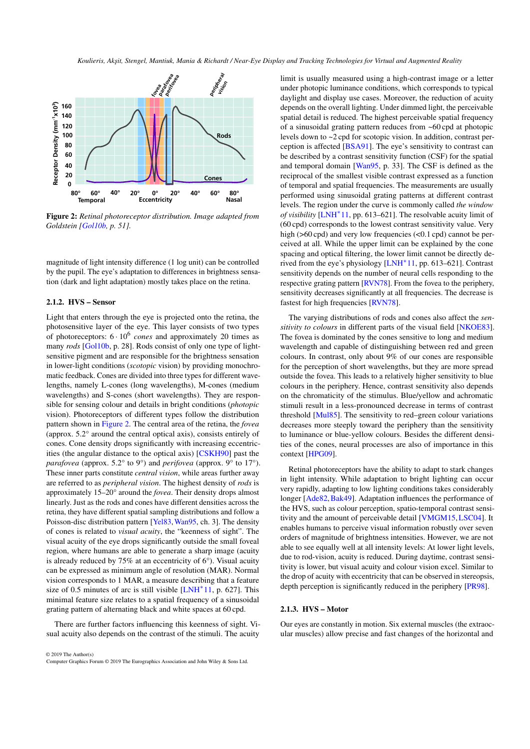**Figure 2:** *Retinal photoreceptor distribution. Image adapted from Goldstein [Gol10b, p. 51].*

magnitude of light intensity difference (1 log unit) can be controlled by the pupil. The eye's adaptation to differences in brightness sensation (dark and light adaptation) mostly takes place on the retina.

### 2.1.2. HVS – Sensor

Light that enters through the eye is projected onto the retina, the photosensitive layer of the eye. This layer consists of two types of photoreceptors: $6 \cdot 10^6$ *cones* and approximately 20 times as many *rods* [Gol10b, p. 28]. Rods consist of only one type of light-sensitive pigment and are responsible for the brightness sensation in lower-light conditions (*scotopic* vision) by providing monochromatic feedback. Cones are divided into three types for different wavelengths, namely L-cones (long wavelengths), M-cones (medium wavelengths) and S-cones (short wavelengths). They are responsible for sensing colour and details in bright conditions (*photopic* vision). Photoreceptors of different types follow the distribution pattern shown in Figure 2. The central area of the retina, the *fovea* (approx. 5.2° around the central optical axis), consists entirely of cones. Cone density drops significantly with increasing eccentricities (the angular distance to the optical axis) [CSKH90] past the *parafovea* (approx. 5.2° to 9°) and *perifovea* (approx. 9° to 17°). These inner parts constitute *central vision*, while areas further away are referred to as *peripheral vision*. The highest density of *rods* is approximately 15–20° around the *fovea*. Their density drops almost linearly. Just as the rods and cones have different densities across the retina, they have different spatial sampling distributions and follow a Poisson-disc distribution pattern [Yel83, Wan95, ch. 3]. The density of cones is related to *visual acuity*, the "keenness of sight". The visual acuity of the eye drops significantly outside the small foveal region, where humans are able to generate a sharp image (acuity is already reduced by 75% at an eccentricity of 6°). Visual acuity can be expressed as minimum angle of resolution (MAR). Normal vision corresponds to 1 MAR, a measure describing that a feature size of 0.5 minutes of arc is still visible [LNH*11, p. 627]. This minimal feature size relates to a spatial frequency of a sinusoidal grating pattern of alternating black and white spaces at 60 cpd.

There are further factors influencing this keenness of sight. Visual acuity also depends on the contrast of the stimuli. The acuity limit is usually measured using a high-contrast image or a letter under photopic luminance conditions, which corresponds to typical daylight and display use cases. Moreover, the reduction of acuity depends on the overall lighting. Under dimmed light, the perceivable spatial detail is reduced. The highest perceivable spatial frequency of a sinusoidal grating pattern reduces from ~60 cpd at photopic levels down to ~2 cpd for scotopic vision. In addition, contrast perception is affected [BSA91]. The eye's sensitivity to contrast can be described by a contrast sensitivity function (CSF) for the spatial and temporal domain [Wan95, p. 33]. The CSF is defined as the reciprocal of the smallest visible contrast expressed as a function of temporal and spatial frequencies. The measurements are usually performed using sinusoidal grating patterns at different contrast levels. The region under the curve is commonly called *the window of visibility* [LNH*11, pp. 613–621]. The resolvable acuity limit of (60 cpd) corresponds to the lowest contrast sensitivity value. Very high (>60 cpd) and very low frequencies (<0.1 cpd) cannot be perceived at all. While the upper limit can be explained by the cone spacing and optical filtering, the lower limit cannot be directly derived from the eye's physiology [LNH*11, pp. 613–621]. Contrast sensitivity depends on the number of neural cells responding to the respective grating pattern [RVN78]. From the fovea to the periphery, sensitivity decreases significantly at all frequencies. The decrease is fastest for high frequencies [RVN78].

The varying distributions of rods and cones also affect the *sensitivity to colours* in different parts of the visual field [NKOE83]. The fovea is dominated by the cones sensitive to long and medium wavelength and capable of distinguishing between red and green colours. In contrast, only about 9% of our cones are responsible for the perception of short wavelengths, but they are more spread outside the fovea. This leads to a relatively higher sensitivity to blue colours in the periphery. Hence, contrast sensitivity also depends on the chromaticity of the stimulus. Blue/yellow and achromatic stimuli result in a less-pronounced decrease in terms of contrast threshold [Mul85]. The sensitivity to red–green colour variations decreases more steeply toward the periphery than the sensitivity to luminance or blue-yellow colours. Besides the different densities of the cones, neural processes are also of importance in this context [HPG09].

Retinal photoreceptors have the ability to adapt to stark changes in light intensity. While adaptation to bright lighting can occur very rapidly, adapting to low lighting conditions takes considerably longer [Ade82, Bak49]. Adaptation influences the performance of the HVS, such as colour perception, spatio-temporal contrast sensitivity and the amount of perceivable detail [VMGM15, LSC04]. It enables humans to perceive visual information robustly over seven orders of magnitude of brightness intensities. However, we are not able to see equally well at all intensity levels: At lower light levels, due to rod-vision, acuity is reduced. During daytime, contrast sensitivity is lower, but visual acuity and colour vision excel. Similar to the drop of acuity with eccentricity that can be observed in stereopsis, depth perception is significantly reduced in the periphery [PR98].

### 2.1.3. HVS – Motor

Our eyes are constantly in motion. Six external muscles (the extraocular muscles) allow precise and fast changes of the horizontal and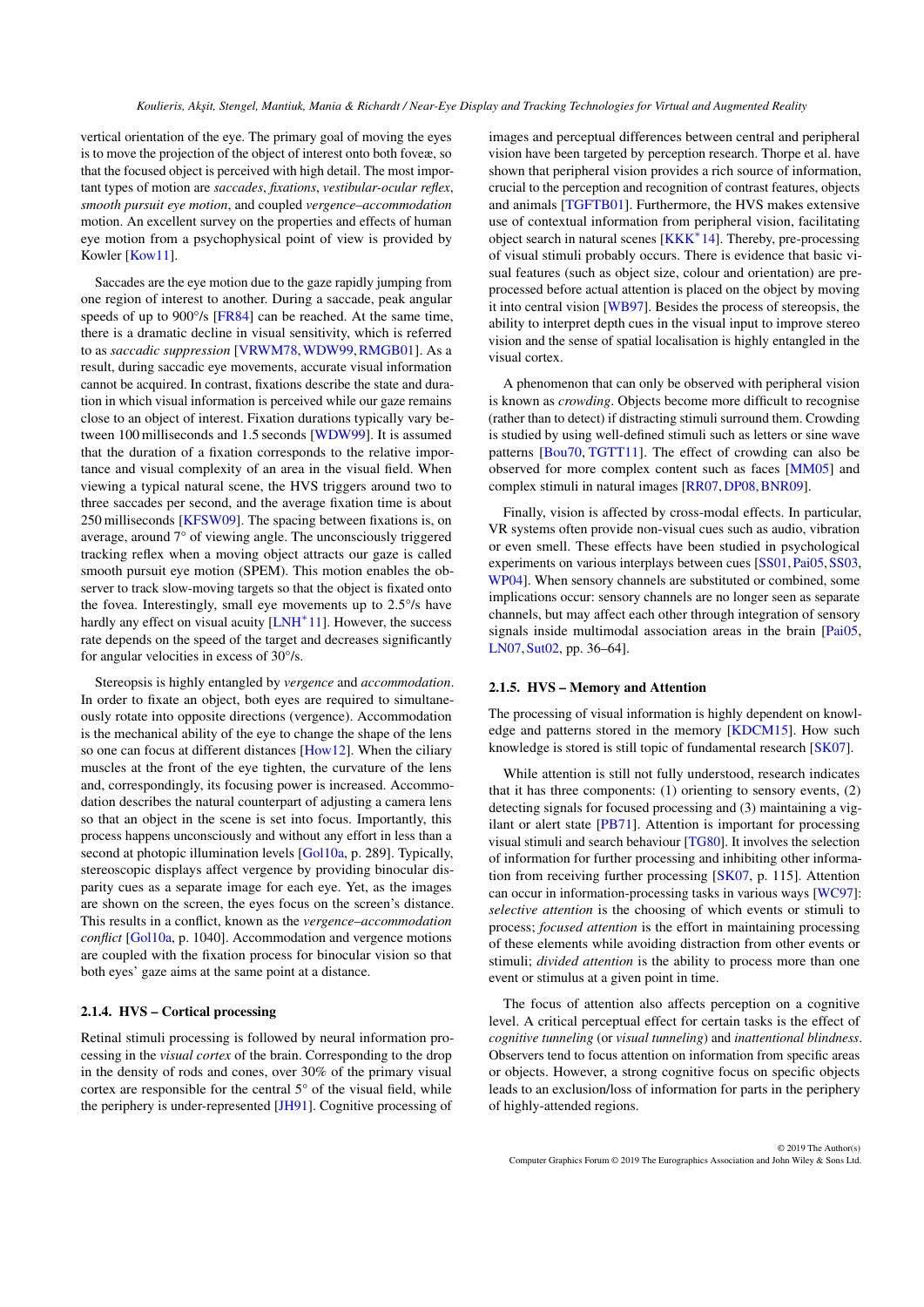vertical orientation of the eye. The primary goal of moving the eyes is to move the projection of the object of interest onto both foveæ, so that the focused object is perceived with high detail. The most important types of motion are *saccades*, *fixations*, *vestibular-ocular reflex*, *smooth pursuit eye motion*, and coupled *vergence–accommodation* motion. An excellent survey on the properties and effects of human eye motion from a psychophysical point of view is provided by Kowler [Kow11].

Saccades are the eye motion due to the gaze rapidly jumping from one region of interest to another. During a saccade, peak angular speeds of up to 900°/s [FR84] can be reached. At the same time, there is a dramatic decline in visual sensitivity, which is referred to as *saccadic suppression* [VRWM78, WDW99, RMGB01]. As a result, during saccadic eye movements, accurate visual information cannot be acquired. In contrast, fixations describe the state and duration in which visual information is perceived while our gaze remains close to an object of interest. Fixation durations typically vary between 100 milliseconds and 1.5 seconds [WDW99]. It is assumed that the duration of a fixation corresponds to the relative importance and visual complexity of an area in the visual field. When viewing a typical natural scene, the HVS triggers around two to three saccades per second, and the average fixation time is about 250 milliseconds [KFSW09]. The spacing between fixations is, on average, around 7° of viewing angle. The unconsciously triggered tracking reflex when a moving object attracts our gaze is called smooth pursuit eye motion (SPEM). This motion enables the observer to track slow-moving targets so that the object is fixated onto the fovea. Interestingly, small eye movements up to 2.5°/s have hardly any effect on visual acuity [LNH*11]. However, the success rate depends on the speed of the target and decreases significantly for angular velocities in excess of 30°/s.

Stereopsis is highly entangled by *vergence* and *accommodation*. In order to fixate an object, both eyes are required to simultaneously rotate into opposite directions (vergence). Accommodation is the mechanical ability of the eye to change the shape of the lens so one can focus at different distances [How12]. When the ciliary muscles at the front of the eye tighten, the curvature of the lens and, correspondingly, its focusing power is increased. Accommodation describes the natural counterpart of adjusting a camera lens so that an object in the scene is set into focus. Importantly, this process happens unconsciously and without any effort in less than a second at photopic illumination levels [Gol10a, p. 289]. Typically, stereoscopic displays affect vergence by providing binocular disparity cues as a separate image for each eye. Yet, as the images are shown on the screen, the eyes focus on the screen's distance. This results in a conflict, known as the *vergence–accommodation conflict* [Gol10a, p. 1040]. Accommodation and vergence motions are coupled with the fixation process for binocular vision so that both eyes' gaze aims at the same point at a distance.

### 2.1.4. HVS – Cortical processing

Retinal stimuli processing is followed by neural information processing in the *visual cortex* of the brain. Corresponding to the drop in the density of rods and cones, over 30% of the primary visual cortex are responsible for the central 5° of the visual field, while the periphery is under-represented [JH91]. Cognitive processing of images and perceptual differences between central and peripheral vision have been targeted by perception research. Thorpe et al. have shown that peripheral vision provides a rich source of information, crucial to the perception and recognition of contrast features, objects and animals [TGFTB01]. Furthermore, the HVS makes extensive use of contextual information from peripheral vision, facilitating object search in natural scenes [KKK*14]. Thereby, pre-processing of visual stimuli probably occurs. There is evidence that basic visual features (such as object size, colour and orientation) are pre-processed before actual attention is placed on the object by moving it into central vision [WB97]. Besides the process of stereopsis, the ability to interpret depth cues in the visual input to improve stereo vision and the sense of spatial localisation is highly entangled in the visual cortex.

A phenomenon that can only be observed with peripheral vision is known as *crowding*. Objects become more difficult to recognise (rather than to detect) if distracting stimuli surround them. Crowding is studied by using well-defined stimuli such as letters or sine wave patterns [Bou70, TGTT11]. The effect of crowding can also be observed for more complex content such as faces [MM05] and complex stimuli in natural images [RR07, DP08, BNR09].

Finally, vision is affected by cross-modal effects. In particular, VR systems often provide non-visual cues such as audio, vibration or even smell. These effects have been studied in psychological experiments on various interplays between cues [SS01, Pai05, SS03, WP04]. When sensory channels are substituted or combined, some implications occur: sensory channels are no longer seen as separate channels, but may affect each other through integration of sensory signals inside multimodal association areas in the brain [Pai05, LN07, Sut02, pp. 36–64].

### 2.1.5. HVS – Memory and Attention

The processing of visual information is highly dependent on knowledge and patterns stored in the memory [KDCM15]. How such knowledge is stored is still topic of fundamental research [SK07].

While attention is still not fully understood, research indicates that it has three components: (1) orienting to sensory events, (2) detecting signals for focused processing and (3) maintaining a vigilant or alert state [PB71]. Attention is important for processing visual stimuli and search behaviour [TG80]. It involves the selection of information for further processing and inhibiting other information from receiving further processing [SK07, p. 115]. Attention can occur in information-processing tasks in various ways [WC97]: *selective attention* is the choosing of which events or stimuli to process; *focused attention* is the effort in maintaining processing of these elements while avoiding distraction from other events or stimuli; *divided attention* is the ability to process more than one event or stimulus at a given point in time.

The focus of attention also affects perception on a cognitive level. A critical perceptual effect for certain tasks is the effect of *cognitive tunneling* (or *visual tunneling*) and *inattentional blindness*. Observers tend to focus attention on information from specific areas or objects. However, a strong cognitive focus on specific objects leads to an exclusion/loss of information for parts in the periphery of highly-attended regions.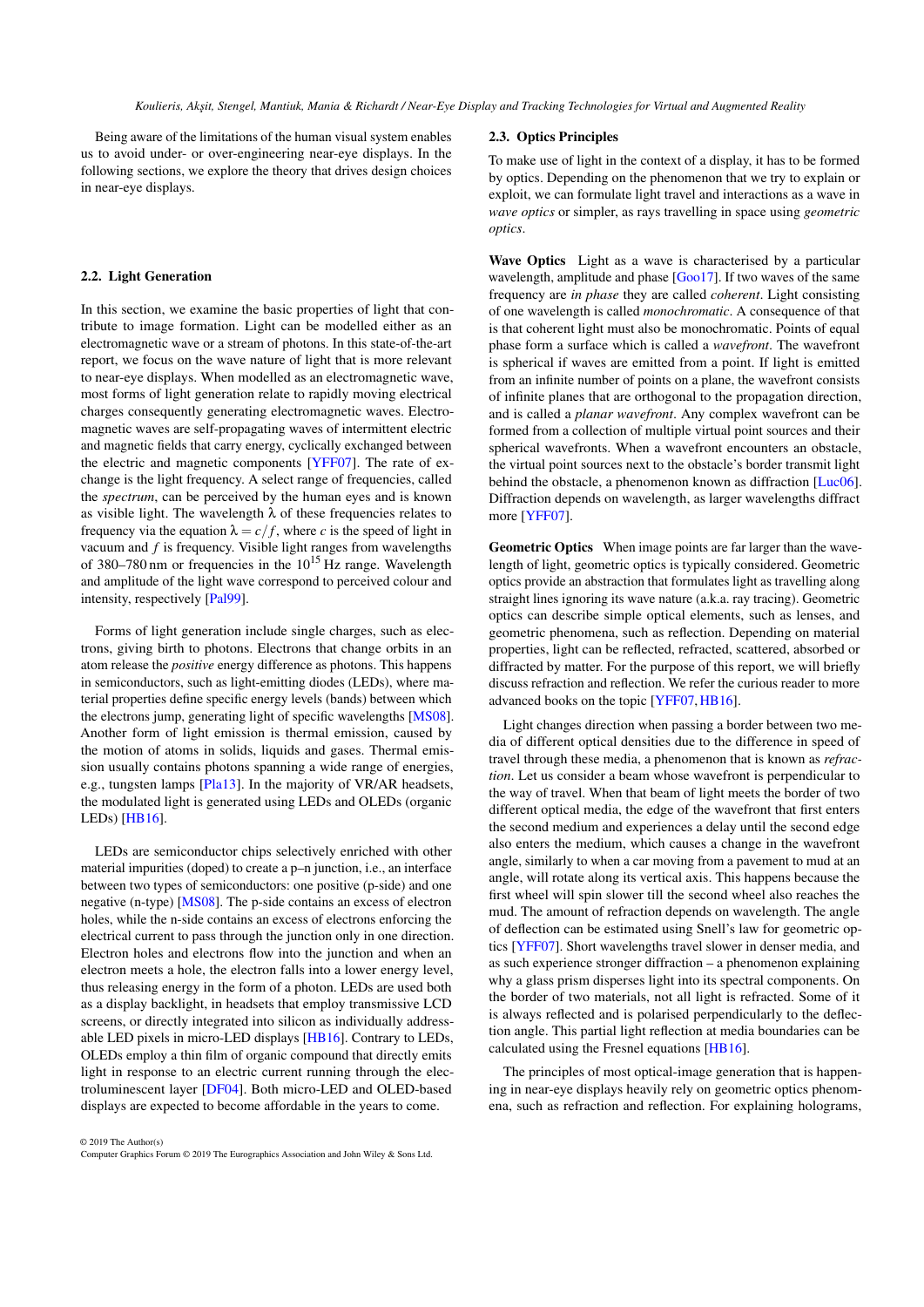Being aware of the limitations of the human visual system enables us to avoid under- or over-engineering near-eye displays. In the following sections, we explore the theory that drives design choices in near-eye displays.

## 2.2. Light Generation

In this section, we examine the basic properties of light that contribute to image formation. Light can be modelled either as an electromagnetic wave or a stream of photons. In this state-of-the-art report, we focus on the wave nature of light that is more relevant to near-eye displays. When modelled as an electromagnetic wave, most forms of light generation relate to rapidly moving electrical charges consequently generating electromagnetic waves. Electromagnetic waves are self-propagating waves of intermittent electric and magnetic fields that carry energy, cyclically exchanged between the electric and magnetic components [YFF07]. The rate of exchange is the light frequency. A select range of frequencies, called the *spectrum*, can be perceived by the human eyes and is known as visible light. The wavelength $\lambda$ of these frequencies relates to frequency via the equation $\lambda = c/f$, where $c$ is the speed of light in vacuum and $f$ is frequency. Visible light ranges from wavelengths of 380–780 nm or frequencies in the $10^{15}$ Hz range. Wavelength and amplitude of the light wave correspond to perceived colour and intensity, respectively [Pal99].

Forms of light generation include single charges, such as electrons, giving birth to photons. Electrons that change orbits in an atom release the *positive* energy difference as photons. This happens in semiconductors, such as light-emitting diodes (LEDs), where material properties define specific energy levels (bands) between which the electrons jump, generating light of specific wavelengths [MS08]. Another form of light emission is thermal emission, caused by the motion of atoms in solids, liquids and gases. Thermal emission usually contains photons spanning a wide range of energies, e.g., tungsten lamps [Pla13]. In the majority of VR/AR headsets, the modulated light is generated using LEDs and OLEDs (organic LEDs) [HB16].

LEDs are semiconductor chips selectively enriched with other material impurities (doped) to create a p–n junction, i.e., an interface between two types of semiconductors: one positive (p-side) and one negative (n-type) [MS08]. The p-side contains an excess of electron holes, while the n-side contains an excess of electrons enforcing the electrical current to pass through the junction only in one direction. Electron holes and electrons flow into the junction and when an electron meets a hole, the electron falls into a lower energy level, thus releasing energy in the form of a photon. LEDs are used both as a display backlight, in headsets that employ transmissive LCD screens, or directly integrated into silicon as individually addressable LED pixels in micro-LED displays [HB16]. Contrary to LEDs, OLEDs employ a thin film of organic compound that directly emits light in response to an electric current running through the electroluminescent layer [DF04]. Both micro-LED and OLED-based displays are expected to become affordable in the years to come.

## 2.3. Optics Principles

To make use of light in the context of a display, it has to be formed by optics. Depending on the phenomenon that we try to explain or exploit, we can formulate light travel and interactions as a wave in *wave optics* or simpler, as rays travelling in space using *geometric optics*.

**Wave Optics** Light as a wave is characterised by a particular wavelength, amplitude and phase [Goo17]. If two waves of the same frequency are *in phase* they are called *coherent*. Light consisting of one wavelength is called *monochromatic*. A consequence of that is that coherent light must also be monochromatic. Points of equal phase form a surface which is called a *wavefront*. The wavefront is spherical if waves are emitted from a point. If light is emitted from an infinite number of points on a plane, the wavefront consists of infinite planes that are orthogonal to the propagation direction, and is called a *planar wavefront*. Any complex wavefront can be formed from a collection of multiple virtual point sources and their spherical wavefronts. When a wavefront encounters an obstacle, the virtual point sources next to the obstacle's border transmit light behind the obstacle, a phenomenon known as diffraction [Luc06]. Diffraction depends on wavelength, as larger wavelengths diffract more [YFF07].

**Geometric Optics** When image points are far larger than the wavelength of light, geometric optics is typically considered. Geometric optics provide an abstraction that formulates light as travelling along straight lines ignoring its wave nature (a.k.a. ray tracing). Geometric optics can describe simple optical elements, such as lenses, and geometric phenomena, such as reflection. Depending on material properties, light can be reflected, refracted, scattered, absorbed or diffracted by matter. For the purpose of this report, we will briefly discuss refraction and reflection. We refer the curious reader to more advanced books on the topic [YFF07, HB16].

Light changes direction when passing a border between two media of different optical densities due to the difference in speed of travel through these media, a phenomenon that is known as *refraction*. Let us consider a beam whose wavefront is perpendicular to the way of travel. When that beam of light meets the border of two different optical media, the edge of the wavefront that first enters the second medium and experiences a delay until the second edge also enters the medium, which causes a change in the wavefront angle, similarly to when a car moving from a pavement to mud at an angle, will rotate along its vertical axis. This happens because the first wheel will spin slower till the second wheel also reaches the mud. The amount of refraction depends on wavelength. The angle of deflection can be estimated using Snell's law for geometric optics [YFF07]. Short wavelengths travel slower in denser media, and as such experience stronger diffraction – a phenomenon explaining why a glass prism disperses light into its spectral components. On the border of two materials, not all light is refracted. Some of it is always reflected and is polarised perpendicularly to the deflection angle. This partial light reflection at media boundaries can be calculated using the Fresnel equations [HB16].

The principles of most optical-image generation that is happening in near-eye displays heavily rely on geometric optics phenomena, such as refraction and reflection. For explaining holograms,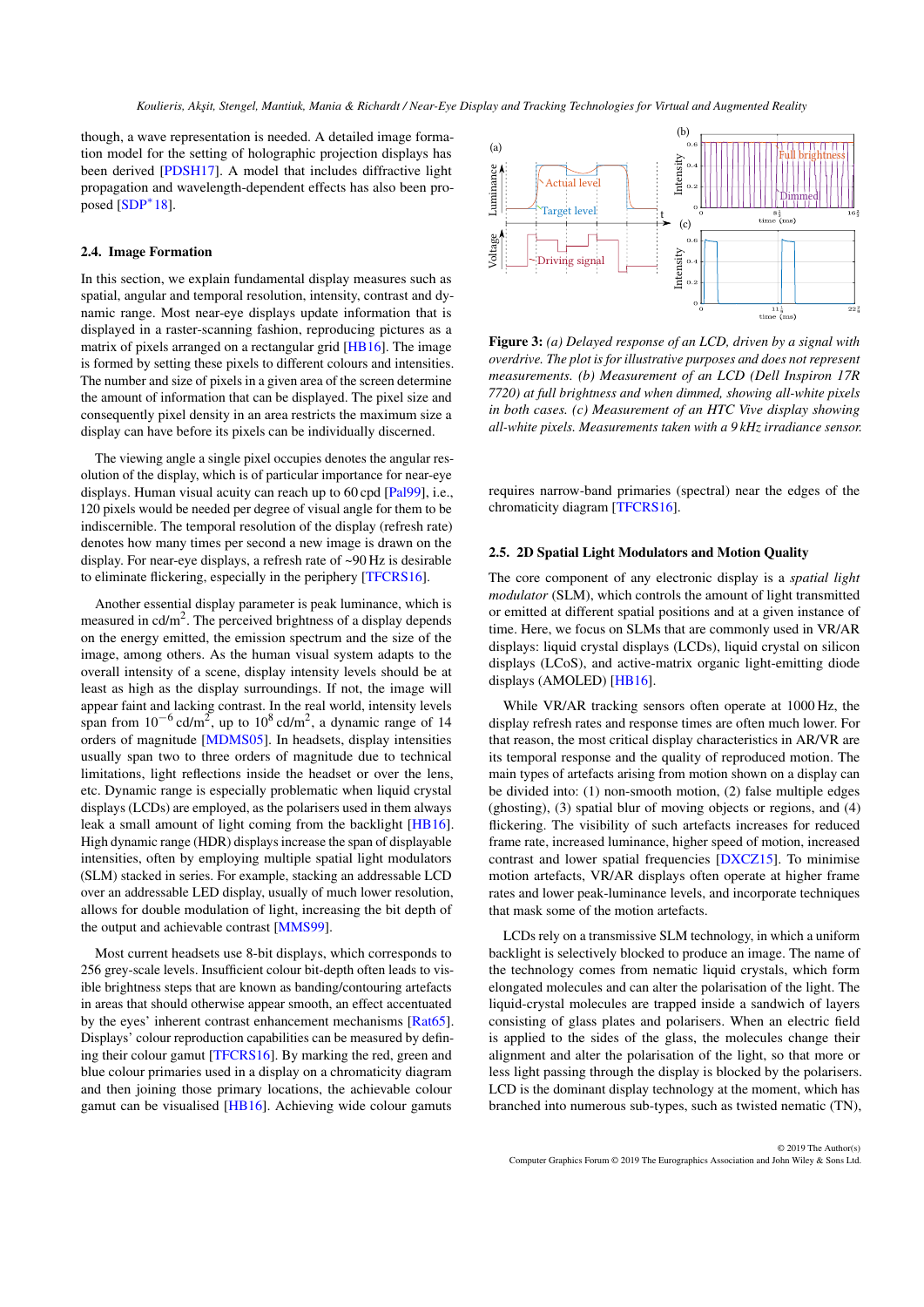though, a wave representation is needed. A detailed image formation model for the setting of holographic projection displays has been derived [PDSH17]. A model that includes diffractive light propagation and wavelength-dependent effects has also been proposed [SDP*18].

### 2.4. Image Formation

In this section, we explain fundamental display measures such as spatial, angular and temporal resolution, intensity, contrast and dynamic range. Most near-eye displays update information that is displayed in a raster-scanning fashion, reproducing pictures as a matrix of pixels arranged on a rectangular grid [HB16]. The image is formed by setting these pixels to different colours and intensities. The number and size of pixels in a given area of the screen determine the amount of information that can be displayed. The pixel size and consequently pixel density in an area restricts the maximum size a display can have before its pixels can be individually discerned.

The viewing angle a single pixel occupies denotes the angular resolution of the display, which is of particular importance for near-eye displays. Human visual acuity can reach up to 60 cpd [Pal99], i.e., 120 pixels would be needed per degree of visual angle for them to be indiscernible. The temporal resolution of the display (refresh rate) denotes how many times per second a new image is drawn on the display. For near-eye displays, a refresh rate of ~90 Hz is desirable to eliminate flickering, especially in the periphery [TFCRS16].

Another essential display parameter is peak luminance, which is measured in cd/m$^2$. The perceived brightness of a display depends on the energy emitted, the emission spectrum and the size of the image, among others. As the human visual system adapts to the overall intensity of a scene, display intensity levels should be at least as high as the display surroundings. If not, the image will appear faint and lacking contrast. In the real world, intensity levels span from $10^{-6}$ cd/m$^2$, up to $10^8$ cd/m$^2$, a dynamic range of 14 orders of magnitude [MDMS05]. In headsets, display intensities usually span two to three orders of magnitude due to technical limitations, light reflections inside the headset or over the lens, etc. Dynamic range is especially problematic when liquid crystal displays (LCDs) are employed, as the polarisers used in them always leak a small amount of light coming from the backlight [HB16]. High dynamic range (HDR) displays increase the span of displayable intensities, often by employing multiple spatial light modulators (SLM) stacked in series. For example, stacking an addressable LCD over an addressable LED display, usually of much lower resolution, allows for double modulation of light, increasing the bit depth of the output and achievable contrast [MMS99].

Most current headsets use 8-bit displays, which corresponds to 256 grey-scale levels. Insufficient colour bit-depth often leads to visible brightness steps that are known as banding/contouring artefacts in areas that should otherwise appear smooth, an effect accentuated by the eyes' inherent contrast enhancement mechanisms [Rat65]. Displays' colour reproduction capabilities can be measured by defining their colour gamut [TFCRS16]. By marking the red, green and blue colour primaries used in a display on a chromaticity diagram and then joining those primary locations, the achievable colour gamut can be visualised [HB16]. Achieving wide colour gamuts requires narrow-band primaries (spectral) near the edges of the chromaticity diagram [TFCRS16].

**Figure 3:** *(a) Delayed response of an LCD, driven by a signal with overdrive. The plot is for illustrative purposes and does not represent measurements. (b) Measurement of an LCD (Dell Inspiron 17R 7720) at full brightness and when dimmed, showing all-white pixels in both cases. (c) Measurement of an HTC Vive display showing all-white pixels. Measurements taken with a 9 kHz irradiance sensor.*

### 2.5. 2D Spatial Light Modulators and Motion Quality

The core component of any electronic display is a *spatial light modulator* (SLM), which controls the amount of light transmitted or emitted at different spatial positions and at a given instance of time. Here, we focus on SLMs that are commonly used in VR/AR displays: liquid crystal displays (LCDs), liquid crystal on silicon displays (LCoS), and active-matrix organic light-emitting diode displays (AMOLED) [HB16].

While VR/AR tracking sensors often operate at 1000 Hz, the display refresh rates and response times are often much lower. For that reason, the most critical display characteristics in AR/VR are its temporal response and the quality of reproduced motion. The main types of artefacts arising from motion shown on a display can be divided into: (1) non-smooth motion, (2) false multiple edges (ghosting), (3) spatial blur of moving objects or regions, and (4) flickering. The visibility of such artefacts increases for reduced frame rate, increased luminance, higher speed of motion, increased contrast and lower spatial frequencies [DXCZ15]. To minimise motion artefacts, VR/AR displays often operate at higher frame rates and lower peak-luminance levels, and incorporate techniques that mask some of the motion artefacts.

LCDs rely on a transmissive SLM technology, in which a uniform backlight is selectively blocked to produce an image. The name of the technology comes from nematic liquid crystals, which form elongated molecules and can alter the polarisation of the light. The liquid-crystal molecules are trapped inside a sandwich of layers consisting of glass plates and polarisers. When an electric field is applied to the sides of the glass, the molecules change their alignment and alter the polarisation of the light, so that more or less light passing through the display is blocked by the polarisers. LCD is the dominant display technology at the moment, which has branched into numerous sub-types, such as twisted nematic (TN),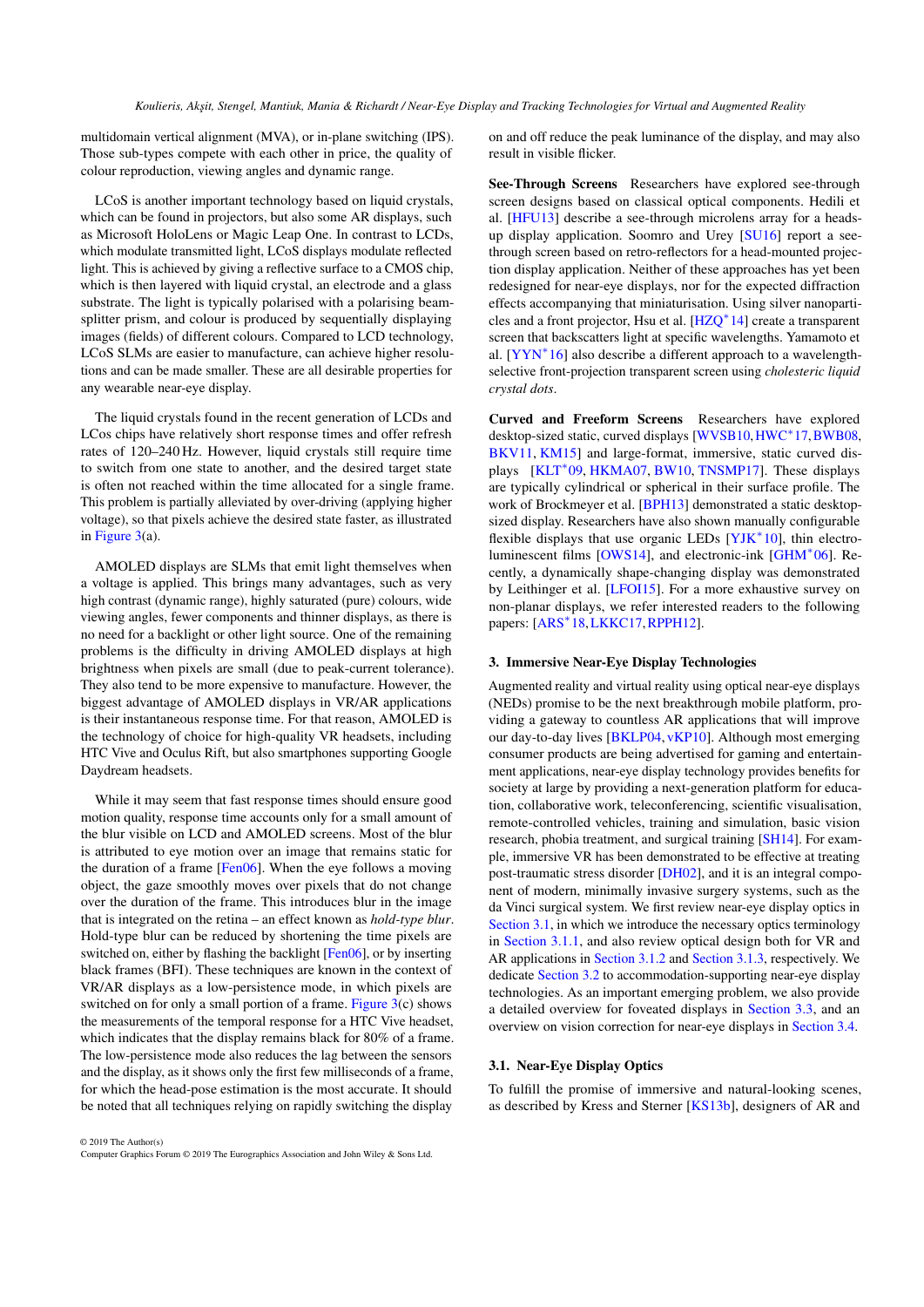multidomain vertical alignment (MVA), or in-plane switching (IPS). Those sub-types compete with each other in price, the quality of colour reproduction, viewing angles and dynamic range.

LCoS is another important technology based on liquid crystals, which can be found in projectors, but also some AR displays, such as Microsoft HoloLens or Magic Leap One. In contrast to LCDs, which modulate transmitted light, LCoS displays modulate reflected light. This is achieved by giving a reflective surface to a CMOS chip, which is then layered with liquid crystal, an electrode and a glass substrate. The light is typically polarised with a polarising beam-splitter prism, and colour is produced by sequentially displaying images (fields) of different colours. Compared to LCD technology, LCoS SLMs are easier to manufacture, can achieve higher resolutions and can be made smaller. These are all desirable properties for any wearable near-eye display.

The liquid crystals found in the recent generation of LCDs and LCos chips have relatively short response times and offer refresh rates of 120–240 Hz. However, liquid crystals still require time to switch from one state to another, and the desired target state is often not reached within the time allocated for a single frame. This problem is partially alleviated by over-driving (applying higher voltage), so that pixels achieve the desired state faster, as illustrated in Figure 3(a).

AMOLED displays are SLMs that emit light themselves when a voltage is applied. This brings many advantages, such as very high contrast (dynamic range), highly saturated (pure) colours, wide viewing angles, fewer components and thinner displays, as there is no need for a backlight or other light source. One of the remaining problems is the difficulty in driving AMOLED displays at high brightness when pixels are small (due to peak-current tolerance). They also tend to be more expensive to manufacture. However, the biggest advantage of AMOLED displays in VR/AR applications is their instantaneous response time. For that reason, AMOLED is the technology of choice for high-quality VR headsets, including HTC Vive and Oculus Rift, but also smartphones supporting Google Daydream headsets.

While it may seem that fast response times should ensure good motion quality, response time accounts only for a small amount of the blur visible on LCD and AMOLED screens. Most of the blur is attributed to eye motion over an image that remains static for the duration of a frame [Fen06]. When the eye follows a moving object, the gaze smoothly moves over pixels that do not change over the duration of the frame. This introduces blur in the image that is integrated on the retina – an effect known as *hold-type blur*. Hold-type blur can be reduced by shortening the time pixels are switched on, either by flashing the backlight [Fen06], or by inserting black frames (BFI). These techniques are known in the context of VR/AR displays as a low-persistence mode, in which pixels are switched on for only a small portion of a frame. Figure 3(c) shows the measurements of the temporal response for a HTC Vive headset, which indicates that the display remains black for 80% of a frame. The low-persistence mode also reduces the lag between the sensors and the display, as it shows only the first few milliseconds of a frame, for which the head-pose estimation is the most accurate. It should be noted that all techniques relying on rapidly switching the display on and off reduce the peak luminance of the display, and may also result in visible flicker.

**See-Through Screens** Researchers have explored see-through screen designs based on classical optical components. Hedili et al. [HFU13] describe a see-through microlens array for a heads-up display application. Soomro and Urey [SU16] report a see-through screen based on retro-reflectors for a head-mounted projection display application. Neither of these approaches has yet been redesigned for near-eye displays, nor for the expected diffraction effects accompanying that miniaturisation. Using silver nanoparticles and a front projector, Hsu et al. [HZQ*14] create a transparent screen that backscatters light at specific wavelengths. Yamamoto et al. [YYN*16] also describe a different approach to a wavelength-selective front-projection transparent screen using *cholesteric liquid crystal dots*.

**Curved and Freeform Screens** Researchers have explored desktop-sized static, curved displays [WVSB10, HWC*17, BWB08, BKV11, KM15] and large-format, immersive, static curved displays [KLT*09, HKMA07, BW10, TNSMP17]. These displays are typically cylindrical or spherical in their surface profile. The work of Brockmeyer et al. [BPH13] demonstrated a static desktop-sized display. Researchers have also shown manually configurable flexible displays that use organic LEDs [YJK*10], thin electroluminescent films [OWS14], and electronic-ink [GHM*06]. Recently, a dynamically shape-changing display was demonstrated by Leithinger et al. [LFOI15]. For a more exhaustive survey on non-planar displays, we refer interested readers to the following papers: [ARS*18, LKKC17, RPPH12].

## 3. Immersive Near-Eye Display Technologies

Augmented reality and virtual reality using optical near-eye displays (NEDs) promise to be the next breakthrough mobile platform, providing a gateway to countless AR applications that will improve our day-to-day lives [BKLP04, vKP10]. Although most emerging consumer products are being advertised for gaming and entertainment applications, near-eye display technology provides benefits for society at large by providing a next-generation platform for education, collaborative work, teleconferencing, scientific visualisation, remote-controlled vehicles, training and simulation, basic vision research, phobia treatment, and surgical training [SH14]. For example, immersive VR has been demonstrated to be effective at treating post-traumatic stress disorder [DH02], and it is an integral component of modern, minimally invasive surgery systems, such as the da Vinci surgical system. We first review near-eye display optics in Section 3.1, in which we introduce the necessary optics terminology in Section 3.1.1, and also review optical design both for VR and AR applications in Section 3.1.2 and Section 3.1.3, respectively. We dedicate Section 3.2 to accommodation-supporting near-eye display technologies. As an important emerging problem, we also provide a detailed overview for foveated displays in Section 3.3, and an overview on vision correction for near-eye displays in Section 3.4.

### 3.1. Near-Eye Display Optics

To fulfill the promise of immersive and natural-looking scenes, as described by Kress and Sterner [KS13b], designers of AR and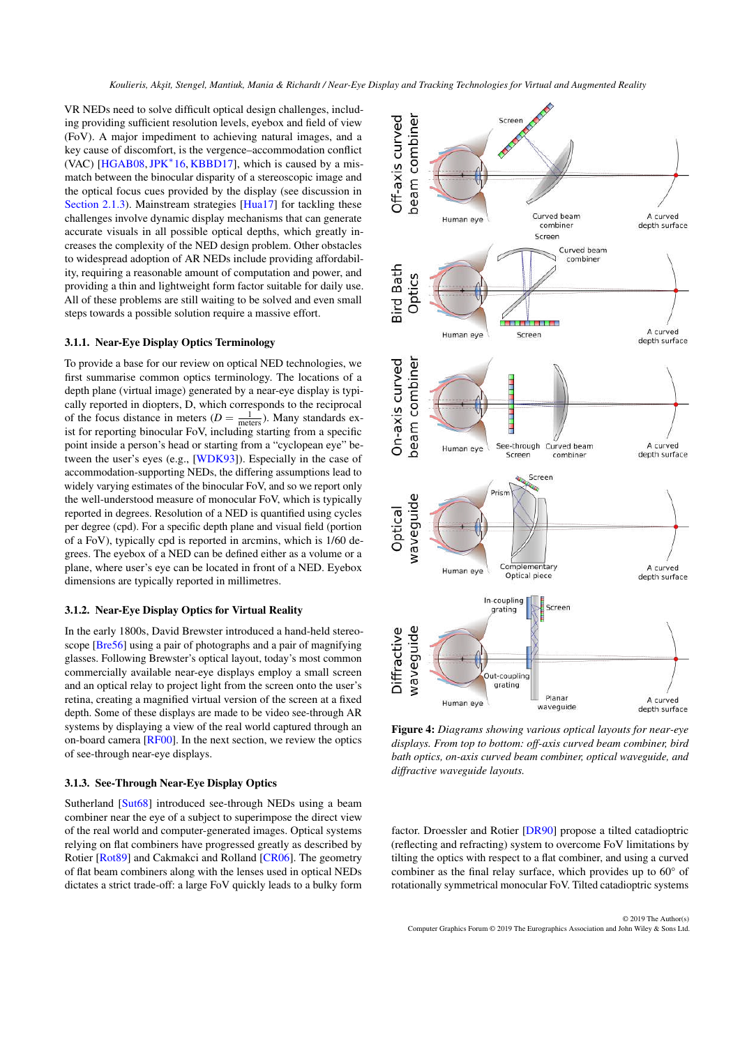VR NEDs need to solve difficult optical design challenges, including providing sufficient resolution levels, eyebox and field of view (FoV). A major impediment to achieving natural images, and a key cause of discomfort, is the vergence–accommodation conflict (VAC) [HGAB08, JPK*16, KBBD17], which is caused by a mismatch between the binocular disparity of a stereoscopic image and the optical focus cues provided by the display (see discussion in Section 2.1.3). Mainstream strategies [Hua17] for tackling these challenges involve dynamic display mechanisms that can generate accurate visuals in all possible optical depths, which greatly increases the complexity of the NED design problem. Other obstacles to widespread adoption of AR NEDs include providing affordability, requiring a reasonable amount of computation and power, and providing a thin and lightweight form factor suitable for daily use. All of these problems are still waiting to be solved and even small steps towards a possible solution require a massive effort.

### 3.1.1. Near-Eye Display Optics Terminology

To provide a base for our review on optical NED technologies, we first summarise common optics terminology. The locations of a depth plane (virtual image) generated by a near-eye display is typically reported in diopters, D, which corresponds to the reciprocal of the focus distance in meters ($D = \frac{1}{\text{meters}}$). Many standards exist for reporting binocular FoV, including starting from a specific point inside a person's head or starting from a "cyclopean eye" between the user's eyes (e.g., [WDK93]). Especially in the case of accommodation-supporting NEDs, the differing assumptions lead to widely varying estimates of the binocular FoV, and so we report only the well-understood measure of monocular FoV, which is typically reported in degrees. Resolution of a NED is quantified using cycles per degree (cpd). For a specific depth plane and visual field (portion of a FoV), typically cpd is reported in arcmins, which is 1/60 degrees. The eyebox of a NED can be defined either as a volume or a plane, where user's eye can be located in front of a NED. Eyebox dimensions are typically reported in millimetres.

### 3.1.2. Near-Eye Display Optics for Virtual Reality

In the early 1800s, David Brewster introduced a hand-held stereoscope [Bre56] using a pair of photographs and a pair of magnifying glasses. Following Brewster's optical layout, today's most common commercially available near-eye displays employ a small screen and an optical relay to project light from the screen onto the user's retina, creating a magnified virtual version of the screen at a fixed depth. Some of these displays are made to be video see-through AR systems by displaying a view of the real world captured through an on-board camera [RF00]. In the next section, we review the optics of see-through near-eye displays.

### 3.1.3. See-Through Near-Eye Display Optics

Sutherland [Sut68] introduced see-through NEDs using a beam combiner near the eye of a subject to superimpose the direct view of the real world and computer-generated images. Optical systems relying on flat combiners have progressed greatly as described by Rotier [Rot89] and Cakmakci and Rolland [CR06]. The geometry of flat beam combiners along with the lenses used in optical NEDs dictates a strict trade-off: a large FoV quickly leads to a bulky form factor. Droessler and Rotier [DR90] propose a tilted catadioptric (reflecting and refracting) system to overcome FoV limitations by tilting the optics with respect to a flat combiner, and using a curved combiner as the final relay surface, which provides up to 60° of rotationally symmetrical monocular FoV. Tilted catadioptric systems

*Figure 4: Diagrams showing various optical layouts for near-eye displays. From top to bottom: off-axis curved beam combiner, bird bath optics, on-axis curved beam combiner, optical waveguide, and diffractive waveguide layouts.*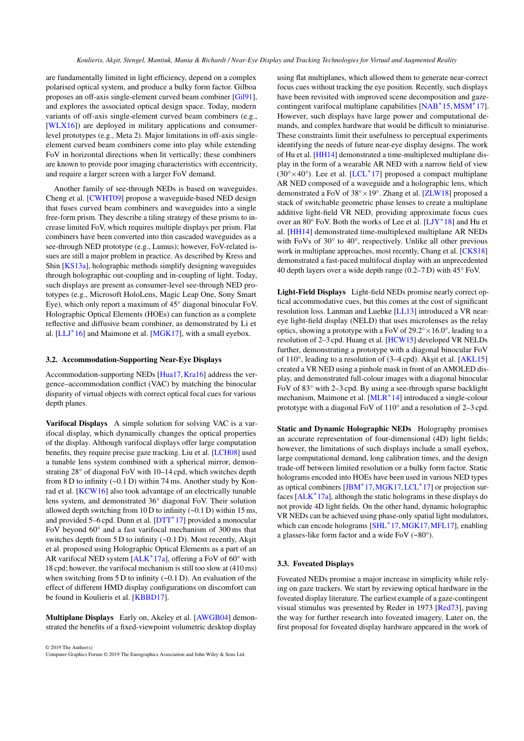are fundamentally limited in light efficiency, depend on a complex polarised optical system, and produce a bulky form factor. Gilboa proposes an off-axis single-element curved beam combiner [Gil91], and explores the associated optical design space. Today, modern variants of off-axis single-element curved beam combiners (e.g., [WLX16]) are deployed in military applications and consumer-level prototypes (e.g., Meta 2). Major limitations in off-axis single-element curved beam combiners come into play while extending FoV in horizontal directions when lit vertically; these combiners are known to provide poor imaging characteristics with eccentricity, and require a larger screen with a larger FoV demand.

Another family of see-through NEDs is based on waveguides. Cheng et al. [CWHT09] propose a waveguide-based NED design that fuses curved beam combiners and waveguides into a single free-form prism. They describe a tiling strategy of these prisms to increase limited FoV, which requires multiple displays per prism. Flat combiners have been converted into thin cascaded waveguides as a see-through NED prototype (e.g., Lumus); however, FoV-related issues are still a major problem in practice. As described by Kress and Shin [KS13a], holographic methods simplify designing waveguides through holographic out-coupling and in-coupling of light. Today, such displays are present as consumer-level see-through NED prototypes (e.g., Microsoft HoloLens, Magic Leap One, Sony Smart Eye), which only report a maximum of 45° diagonal binocular FoV. Holographic Optical Elements (HOEs) can function as a complete reflective and diffusive beam combiner, as demonstrated by Li et al. [LLJ*16] and Maimone et al. [MGK17], with a small eyebox.

## 3.2. Accommodation-Supporting Near-Eye Displays

Accommodation-supporting NEDs [Hua17, Kra16] address the vergence–accommodation conflict (VAC) by matching the binocular disparity of virtual objects with correct optical focal cues for various depth planes.

**Varifocal Displays** A simple solution for solving VAC is a varifocal display, which dynamically changes the optical properties of the display. Although varifocal displays offer large computation benefits, they require precise gaze tracking. Liu et al. [LCH08] used a tunable lens system combined with a spherical mirror, demonstrating 28° of diagonal FoV with 10–14 cpd, which switches depth from 8 D to infinity (~0.1 D) within 74 ms. Another study by Konrad et al. [KCW16] also took advantage of an electrically tunable lens system, and demonstrated 36° diagonal FoV. Their solution allowed depth switching from 10 D to infinity (~0.1 D) within 15 ms, and provided 5–6 cpd. Dunn et al. [DTT*17] provided a monocular FoV beyond 60° and a fast varifocal mechanism of 300 ms that switches depth from 5 D to infinity (~0.1 D). Most recently, Akşit et al. proposed using Holographic Optical Elements as a part of an AR varifocal NED system [ALK*17a], offering a FoV of 60° with 18 cpd; however, the varifocal mechanism is still too slow at (410 ms) when switching from 5 D to infinity (~0.1 D). An evaluation of the effect of different HMD display configurations on discomfort can be found in Koulieris et al. [KBBD17].

**Multiplane Displays** Early on, Akeley et al. [AWGB04] demonstrated the benefits of a fixed-viewpoint volumetric desktop display using flat multiplanes, which allowed them to generate near-correct focus cues without tracking the eye position. Recently, such displays have been revisited with improved scene decomposition and gaze-contingent varifocal multiplane capabilities [NAB*15, MSM*17]. However, such displays have large power and computational demands, and complex hardware that would be difficult to miniaturise. These constraints limit their usefulness to perceptual experiments identifying the needs of future near-eye display designs. The work of Hu et al. [HH14] demonstrated a time-multiplexed multiplane display in the form of a wearable AR NED with a narrow field of view (30°×40°). Lee et al. [LCL*17] proposed a compact multiplane AR NED composed of a waveguide and a holographic lens, which demonstrated a FoV of 38°×19°. Zhang et al. [ZLW18] proposed a stack of switchable geometric phase lenses to create a multiplane additive light-field VR NED, providing approximate focus cues over an 80° FoV. Both the works of Lee et al. [LJY*18] and Hu et al. [HH14] demonstrated time-multiplexed multiplane AR NEDs with FoVs of 30° to 40°, respectively. Unlike all other previous work in multiplane approaches, most recently, Chang et al. [CKS18] demonstrated a fast-paced multifocal display with an unprecedented 40 depth layers over a wide depth range (0.2–7 D) with 45° FoV.

**Light-Field Displays** Light-field NEDs promise nearly correct optical accommodative cues, but this comes at the cost of significant resolution loss. Lanman and Luebke [LL13] introduced a VR near-eye light-field display (NELD) that uses microlenses as the relay optics, showing a prototype with a FoV of 29.2°×16.0°, leading to a resolution of 2–3 cpd. Huang et al. [HCW15] developed VR NELDs further, demonstrating a prototype with a diagonal binocular FoV of 110°, leading to a resolution of (3–4 cpd). Akşit et al. [AKL15] created a VR NED using a pinhole mask in front of an AMOLED display, and demonstrated full-colour images with a diagonal binocular FoV of 83° with 2–3 cpd. By using a see-through sparse backlight mechanism, Maimone et al. [MLR*14] introduced a single-colour prototype with a diagonal FoV of 110° and a resolution of 2–3 cpd.

**Static and Dynamic Holographic NEDs** Holography promises an accurate representation of four-dimensional (4D) light fields; however, the limitations of such displays include a small eyebox, large computational demand, long calibration times, and the design trade-off between limited resolution or a bulky form factor. Static holograms encoded into HOEs have been used in various NED types as optical combiners [JBM*17, MGK17, LCL*17] or projection surfaces [ALK*17a], although the static holograms in these displays do not provide 4D light fields. On the other hand, dynamic holographic VR NEDs can be achieved using phase-only spatial light modulators, which can encode holograms [SHL*17, MGK17, MFL17], enabling a glasses-like form factor and a wide FoV (~80°).

## 3.3. Foveated Displays

Foveated NEDs promise a major increase in simplicity while relying on gaze trackers. We start by reviewing optical hardware in the foveated display literature. The earliest example of a gaze-contingent visual stimulus was presented by Reder in 1973 [Red73], paving the way for further research into foveated imagery. Later on, the first proposal for foveated display hardware appeared in the work of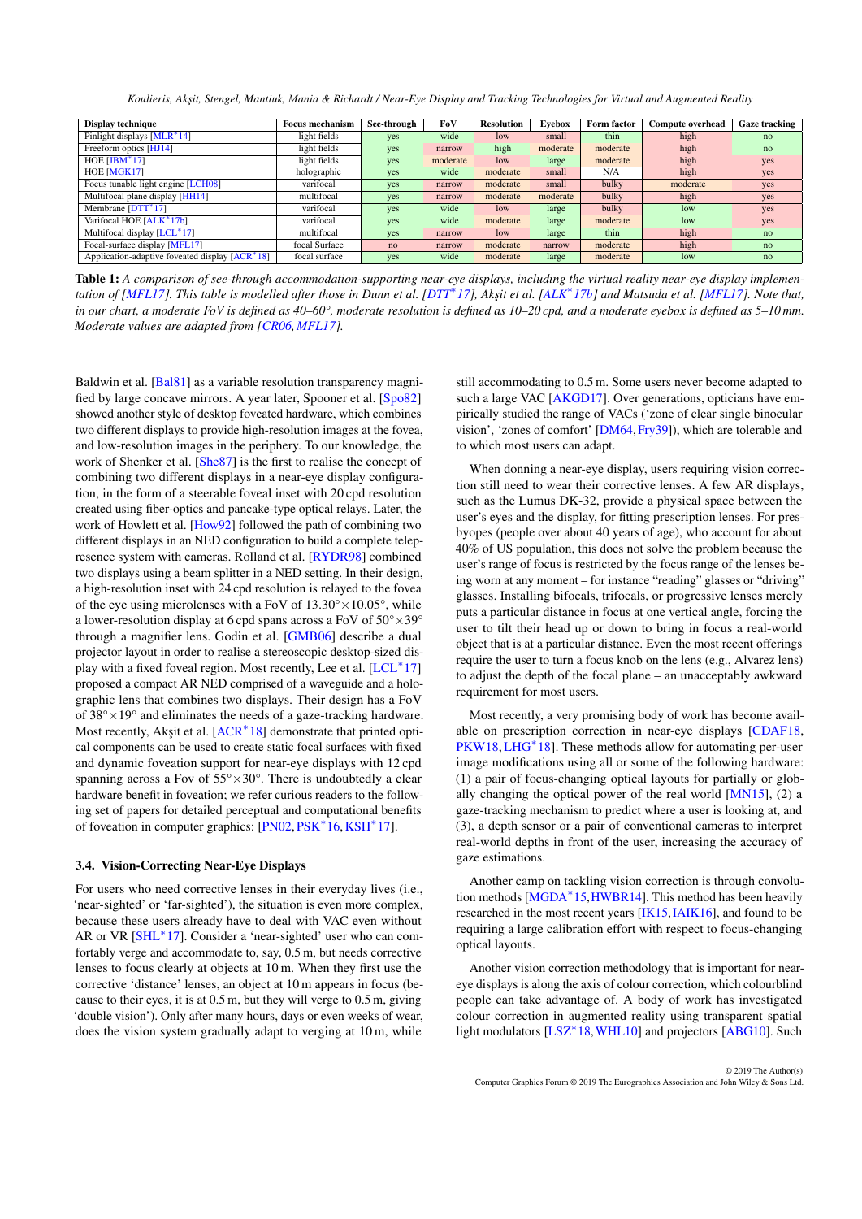| Display technique | Focus mechanism | See-through | FoV | Resolution | Eyebox | Form factor | Compute overhead | Gaze tracking |
|---|---|---|---|---|---|---|---|---|
| Pinlight displays [MLR*14] | light fields | yes | wide | low | small | thin | high | no |
| Freeform optics [HJ14] | light fields | yes | narrow | high | moderate | moderate | high | no |
| HOE [JBM*17] | light fields | yes | moderate | low | large | moderate | high | yes |
| HOE [MGK17] | holographic | yes | wide | moderate | small | N/A | high | yes |
| Focus tunable light engine [LCH08] | varifocal | yes | narrow | moderate | small | bulky | moderate | yes |
| Multifocal plane display [HH14] | multifocal | yes | narrow | moderate | moderate | bulky | high | yes |
| Membrane [DTT*17] | varifocal | yes | wide | low | large | bulky | low | yes |
| Varifocal HOE [ALK*17b] | varifocal | yes | wide | moderate | large | moderate | low | yes |
| Multifocal display [LCL*17] | multifocal | yes | narrow | low | large | thin | high | no |
| Focal-surface display [MFL17] | focal Surface | no | narrow | moderate | narrow | moderate | high | no |
| Application-adaptive foveated display [ACR*18] | focal surface | yes | wide | moderate | large | moderate | low | no |

**Table 1:** *A comparison of see-through accommodation-supporting near-eye displays, including the virtual reality near-eye display implementation of [MFL17]. This table is modelled after those in Dunn et al. [DTT*17], Akşit et al. [ALK*17b] and Matsuda et al. [MFL17]. Note that, in our chart, a moderate FoV is defined as 40–60°, moderate resolution is defined as 10–20 cpd, and a moderate eyebox is defined as 5–10 mm. Moderate values are adapted from [CR06, MFL17].*

Baldwin et al. [Bal81] as a variable resolution transparency magnified by large concave mirrors. A year later, Spooner et al. [Spo82] showed another style of desktop foveated hardware, which combines two different displays to provide high-resolution images at the fovea, and low-resolution images in the periphery. To our knowledge, the work of Shenker et al. [She87] is the first to realise the concept of combining two different displays in a near-eye display configuration, in the form of a steerable foveal inset with 20 cpd resolution created using fiber-optics and pancake-type optical relays. Later, the work of Howlett et al. [How92] followed the path of combining two different displays in an NED configuration to build a complete telepresence system with cameras. Rolland et al. [RYDR98] combined two displays using a beam splitter in a NED setting. In their design, a high-resolution inset with 24 cpd resolution is relayed to the fovea of the eye using microlenses with a FoV of 13.30°×10.05°, while a lower-resolution display at 6 cpd spans across a FoV of 50°×39° through a magnifier lens. Godin et al. [GMB06] describe a dual projector layout in order to realise a stereoscopic desktop-sized display with a fixed foveal region. Most recently, Lee et al. [LCL*17] proposed a compact AR NED comprised of a waveguide and a holographic lens that combines two displays. Their design has a FoV of 38°×19° and eliminates the needs of a gaze-tracking hardware. Most recently, Akşit et al. [ACR*18] demonstrate that printed optical components can be used to create static focal surfaces with fixed and dynamic foveation support for near-eye displays with 12 cpd spanning across a Fov of 55°×30°. There is undoubtedly a clear hardware benefit in foveation; we refer curious readers to the following set of papers for detailed perceptual and computational benefits of foveation in computer graphics: [PN02, PSK*16, KSH*17].

### 3.4. Vision-Correcting Near-Eye Displays

For users who need corrective lenses in their everyday lives (i.e., 'near-sighted' or 'far-sighted'), the situation is even more complex, because these users already have to deal with VAC even without AR or VR [SHL*17]. Consider a 'near-sighted' user who can comfortably verge and accommodate to, say, 0.5 m, but needs corrective lenses to focus clearly at objects at 10 m. When they first use the corrective 'distance' lenses, an object at 10 m appears in focus (because to their eyes, it is at 0.5 m, but they will verge to 0.5 m, giving 'double vision'). Only after many hours, days or even weeks of wear, does the vision system gradually adapt to verging at 10 m, while still accommodating to 0.5 m. Some users never become adapted to such a large VAC [AKGD17]. Over generations, opticians have empirically studied the range of VACs ('zone of clear single binocular vision', 'zones of comfort' [DM64, Fry39]), which are tolerable and to which most users can adapt.

When donning a near-eye display, users requiring vision correction still need to wear their corrective lenses. A few AR displays, such as the Lumus DK-32, provide a physical space between the user's eyes and the display, for fitting prescription lenses. For presbyopes (people over about 40 years of age), who account for about 40% of US population, this does not solve the problem because the user's range of focus is restricted by the focus range of the lenses being worn at any moment – for instance "reading" glasses or "driving" glasses. Installing bifocals, trifocals, or progressive lenses merely puts a particular distance in focus at one vertical angle, forcing the user to tilt their head up or down to bring in focus a real-world object that is at a particular distance. Even the most recent offerings require the user to turn a focus knob on the lens (e.g., Alvarez lens) to adjust the depth of the focal plane – an unacceptably awkward requirement for most users.

Most recently, a very promising body of work has become available on prescription correction in near-eye displays [CDAF18, PKW18, LHG*18]. These methods allow for automating per-user image modifications using all or some of the following hardware: (1) a pair of focus-changing optical layouts for partially or globally changing the optical power of the real world [MN15], (2) a gaze-tracking mechanism to predict where a user is looking at, and (3), a depth sensor or a pair of conventional cameras to interpret real-world depths in front of the user, increasing the accuracy of gaze estimations.

Another camp on tackling vision correction is through convolution methods [MGDA*15, HWBR14]. This method has been heavily researched in the most recent years [IK15, IAIK16], and found to be requiring a large calibration effort with respect to focus-changing optical layouts.

Another vision correction methodology that is important for near-eye displays is along the axis of colour correction, which colourblind people can take advantage of. A body of work has investigated colour correction in augmented reality using transparent spatial light modulators [LSZ*18, WHL10] and projectors [ABG10]. Such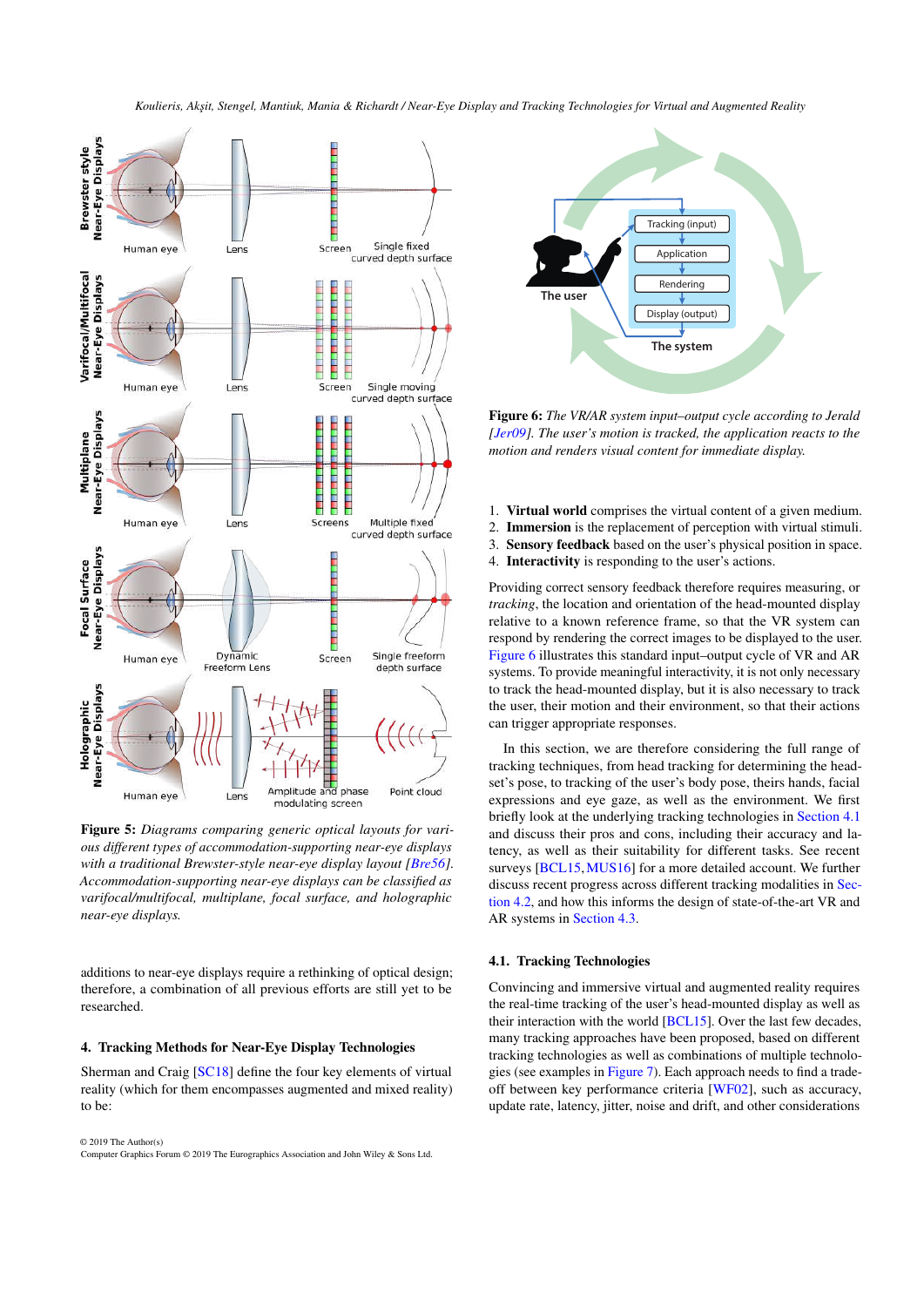**Figure 5:** *Diagrams comparing generic optical layouts for various different types of accommodation-supporting near-eye displays with a traditional Brewster-style near-eye display layout [Bre56]. Accommodation-supporting near-eye displays can be classified as varifocal/multifocal, multiplane, focal surface, and holographic near-eye displays.*

additions to near-eye displays require a rethinking of optical design; therefore, a combination of all previous efforts are still yet to be researched.

## 4. Tracking Methods for Near-Eye Display Technologies

Sherman and Craig [SC18] define the four key elements of virtual reality (which for them encompasses augmented and mixed reality) to be:

**Figure 6:** *The VR/AR system input–output cycle according to Jerald [Jer09]. The user's motion is tracked, the application reacts to the motion and renders visual content for immediate display.*

1. **Virtual world** comprises the virtual content of a given medium.
2. **Immersion** is the replacement of perception with virtual stimuli.
3. **Sensory feedback** based on the user's physical position in space.
4. **Interactivity** is responding to the user's actions.

Providing correct sensory feedback therefore requires measuring, or *tracking*, the location and orientation of the head-mounted display relative to a known reference frame, so that the VR system can respond by rendering the correct images to be displayed to the user. Figure 6 illustrates this standard input–output cycle of VR and AR systems. To provide meaningful interactivity, it is not only necessary to track the head-mounted display, but it is also necessary to track the user, their motion and their environment, so that their actions can trigger appropriate responses.

In this section, we are therefore considering the full range of tracking techniques, from head tracking for determining the headset's pose, to tracking of the user's body pose, theirs hands, facial expressions and eye gaze, as well as the environment. We first briefly look at the underlying tracking technologies in Section 4.1 and discuss their pros and cons, including their accuracy and latency, as well as their suitability for different tasks. See recent surveys [BCL15, MUS16] for a more detailed account. We further discuss recent progress across different tracking modalities in Section 4.2, and how this informs the design of state-of-the-art VR and AR systems in Section 4.3.

### 4.1. Tracking Technologies

Convincing and immersive virtual and augmented reality requires the real-time tracking of the user's head-mounted display as well as their interaction with the world [BCL15]. Over the last few decades, many tracking approaches have been proposed, based on different tracking technologies as well as combinations of multiple technologies (see examples in Figure 7). Each approach needs to find a trade-off between key performance criteria [WF02], such as accuracy, update rate, latency, jitter, noise and drift, and other considerations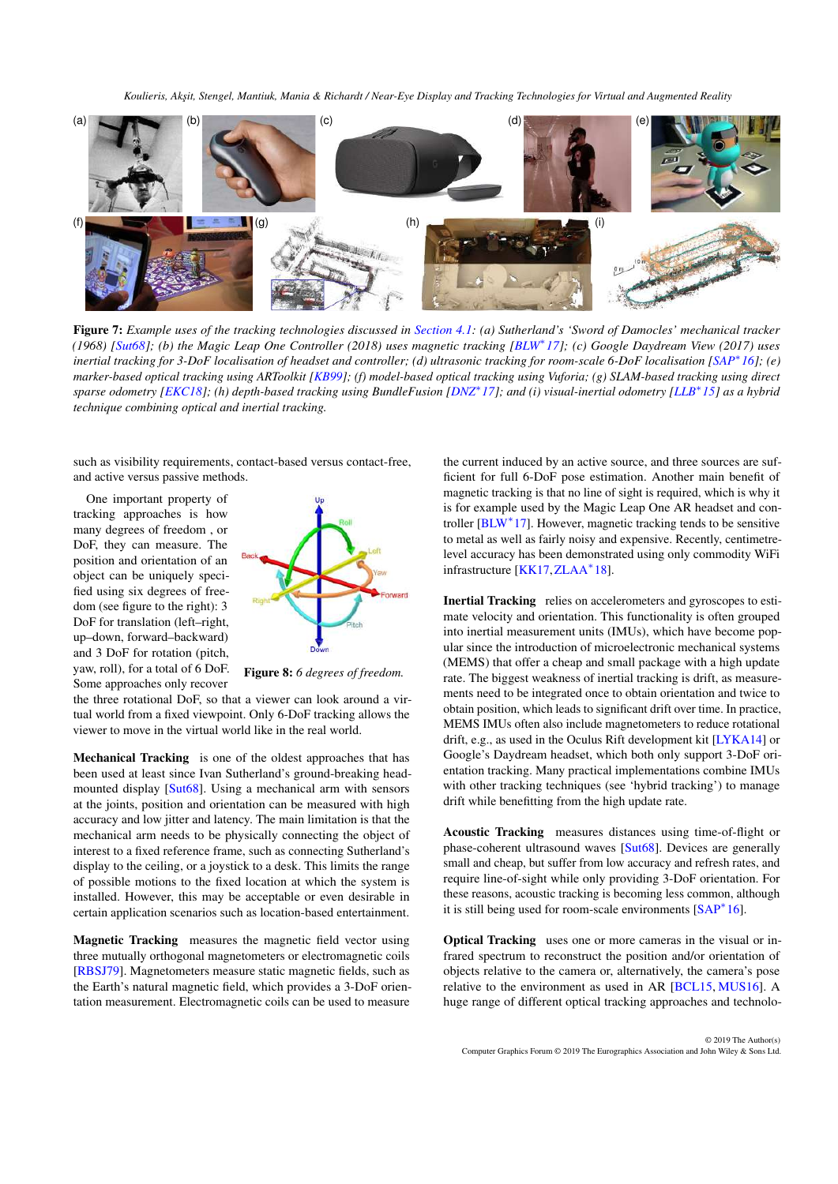**Figure 7:** *Example uses of the tracking technologies discussed in Section 4.1: (a) Sutherland's 'Sword of Damocles' mechanical tracker (1968) [Sut68]; (b) the Magic Leap One Controller (2018) uses magnetic tracking [BLW*17]; (c) Google Daydream View (2017) uses inertial tracking for 3-DoF localisation of headset and controller; (d) ultrasonic tracking for room-scale 6-DoF localisation [SAP*16]; (e) marker-based optical tracking using ARToolkit [KB99]; (f) model-based optical tracking using Vuforia; (g) SLAM-based tracking using direct sparse odometry [EKC18]; (h) depth-based tracking using BundleFusion [DNZ*17]; and (i) visual-inertial odometry [LLB*15] as a hybrid technique combining optical and inertial tracking.*

such as visibility requirements, contact-based versus contact-free, and active versus passive methods.

One important property of tracking approaches is how many degrees of freedom , or DoF, they can measure. The position and orientation of an object can be uniquely specified using six degrees of freedom (see figure to the right): 3 DoF for translation (left–right, up–down, forward–backward) and 3 DoF for rotation (pitch, yaw, roll), for a total of 6 DoF. Some approaches only recover the three rotational DoF, so that a viewer can look around a virtual world from a fixed viewpoint. Only 6-DoF tracking allows the viewer to move in the virtual world like in the real world.

**Figure 8:** *6 degrees of freedom.*

**Mechanical Tracking** is one of the oldest approaches that has been used at least since Ivan Sutherland's ground-breaking head-mounted display [Sut68]. Using a mechanical arm with sensors at the joints, position and orientation can be measured with high accuracy and low jitter and latency. The main limitation is that the mechanical arm needs to be physically connecting the object of interest to a fixed reference frame, such as connecting Sutherland's display to the ceiling, or a joystick to a desk. This limits the range of possible motions to the fixed location at which the system is installed. However, this may be acceptable or even desirable in certain application scenarios such as location-based entertainment.

**Magnetic Tracking** measures the magnetic field vector using three mutually orthogonal magnetometers or electromagnetic coils [RBSJ79]. Magnetometers measure static magnetic fields, such as the Earth's natural magnetic field, which provides a 3-DoF orientation measurement. Electromagnetic coils can be used to measure the current induced by an active source, and three sources are sufficient for full 6-DoF pose estimation. Another main benefit of magnetic tracking is that no line of sight is required, which is why it is for example used by the Magic Leap One AR headset and controller [BLW*17]. However, magnetic tracking tends to be sensitive to metal as well as fairly noisy and expensive. Recently, centimetre-level accuracy has been demonstrated using only commodity WiFi infrastructure [KK17, ZLAA*18].

**Inertial Tracking** relies on accelerometers and gyroscopes to estimate velocity and orientation. This functionality is often grouped into inertial measurement units (IMUs), which have become popular since the introduction of microelectronic mechanical systems (MEMS) that offer a cheap and small package with a high update rate. The biggest weakness of inertial tracking is drift, as measurements need to be integrated once to obtain orientation and twice to obtain position, which leads to significant drift over time. In practice, MEMS IMUs often also include magnetometers to reduce rotational drift, e.g., as used in the Oculus Rift development kit [LYKA14] or Google's Daydream headset, which both only support 3-DoF orientation tracking. Many practical implementations combine IMUs with other tracking techniques (see 'hybrid tracking') to manage drift while benefitting from the high update rate.

**Acoustic Tracking** measures distances using time-of-flight or phase-coherent ultrasound waves [Sut68]. Devices are generally small and cheap, but suffer from low accuracy and refresh rates, and require line-of-sight while only providing 3-DoF orientation. For these reasons, acoustic tracking is becoming less common, although it is still being used for room-scale environments [SAP*16].

**Optical Tracking** uses one or more cameras in the visual or infrared spectrum to reconstruct the position and/or orientation of objects relative to the camera or, alternatively, the camera's pose relative to the environment as used in AR [BCL15, MUS16]. A huge range of different optical tracking approaches and technolo-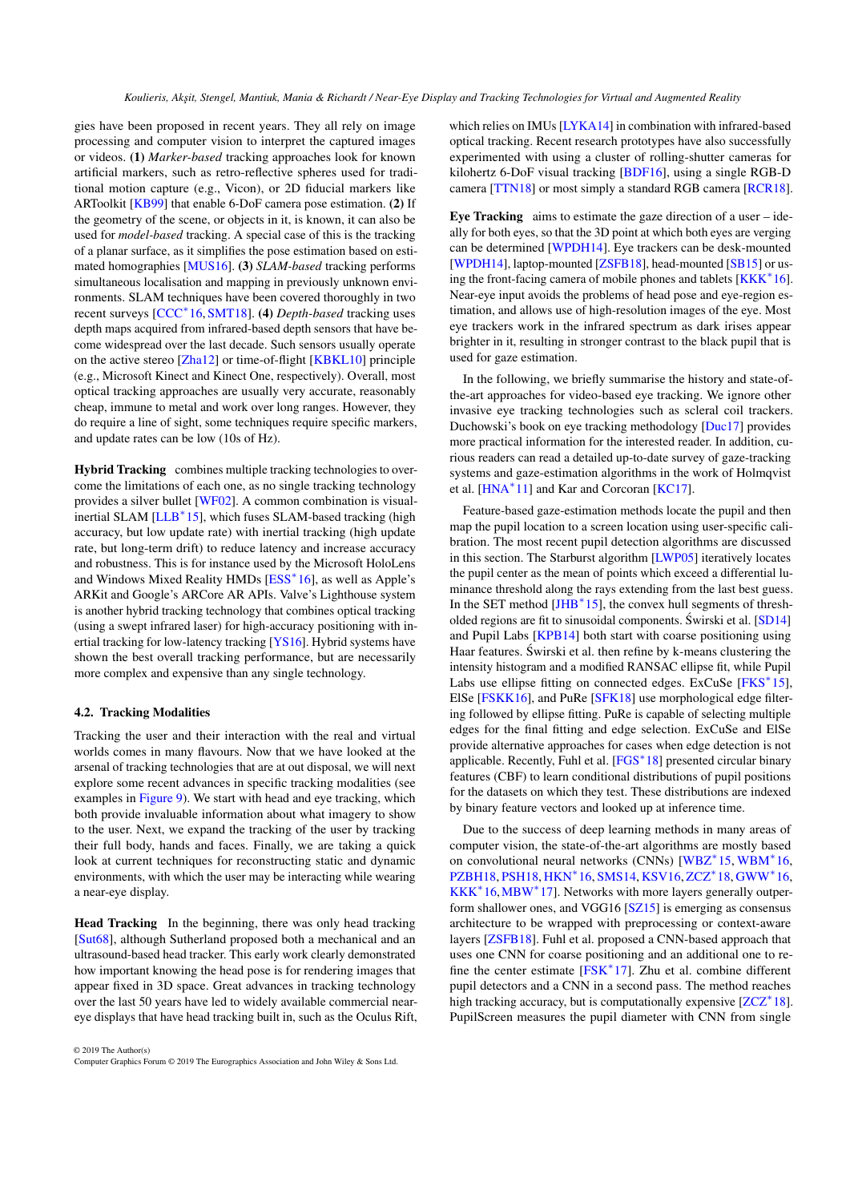gies have been proposed in recent years. They all rely on image processing and computer vision to interpret the captured images or videos. **(1)** *Marker-based* tracking approaches look for known artificial markers, such as retro-reflective spheres used for traditional motion capture (e.g., Vicon), or 2D fiducial markers like ARToolkit [KB99] that enable 6-DoF camera pose estimation. **(2)** If the geometry of the scene, or objects in it, is known, it can also be used for *model-based* tracking. A special case of this is the tracking of a planar surface, as it simplifies the pose estimation based on estimated homographies [MUS16]. **(3)** *SLAM-based* tracking performs simultaneous localisation and mapping in previously unknown environments. SLAM techniques have been covered thoroughly in two recent surveys [CCC*16, SMT18]. **(4)** *Depth-based* tracking uses depth maps acquired from infrared-based depth sensors that have become widespread over the last decade. Such sensors usually operate on the active stereo [Zha12] or time-of-flight [KBKL10] principle (e.g., Microsoft Kinect and Kinect One, respectively). Overall, most optical tracking approaches are usually very accurate, reasonably cheap, immune to metal and work over long ranges. However, they do require a line of sight, some techniques require specific markers, and update rates can be low (10s of Hz).

**Hybrid Tracking** combines multiple tracking technologies to overcome the limitations of each one, as no single tracking technology provides a silver bullet [WF02]. A common combination is visual-inertial SLAM [LLB*15], which fuses SLAM-based tracking (high accuracy, but low update rate) with inertial tracking (high update rate, but long-term drift) to reduce latency and increase accuracy and robustness. This is for instance used by the Microsoft HoloLens and Windows Mixed Reality HMDs [ESS*16], as well as Apple's ARKit and Google's ARCore AR APIs. Valve's Lighthouse system is another hybrid tracking technology that combines optical tracking (using a swept infrared laser) for high-accuracy positioning with inertial tracking for low-latency tracking [YS16]. Hybrid systems have shown the best overall tracking performance, but are necessarily more complex and expensive than any single technology.

### 4.2. Tracking Modalities

Tracking the user and their interaction with the real and virtual worlds comes in many flavours. Now that we have looked at the arsenal of tracking technologies that are at out disposal, we will next explore some recent advances in specific tracking modalities (see examples in Figure 9). We start with head and eye tracking, which both provide invaluable information about what imagery to show to the user. Next, we expand the tracking of the user by tracking their full body, hands and faces. Finally, we are taking a quick look at current techniques for reconstructing static and dynamic environments, with which the user may be interacting while wearing a near-eye display.

**Head Tracking** In the beginning, there was only head tracking [Sut68], although Sutherland proposed both a mechanical and an ultrasound-based head tracker. This early work clearly demonstrated how important knowing the head pose is for rendering images that appear fixed in 3D space. Great advances in tracking technology over the last 50 years have led to widely available commercial near-eye displays that have head tracking built in, such as the Oculus Rift, which relies on IMUs [LYKA14] in combination with infrared-based optical tracking. Recent research prototypes have also successfully experimented with using a cluster of rolling-shutter cameras for kilohertz 6-DoF visual tracking [BDF16], using a single RGB-D camera [TTN18] or most simply a standard RGB camera [RCR18].

**Eye Tracking** aims to estimate the gaze direction of a user – ideally for both eyes, so that the 3D point at which both eyes are verging can be determined [WPDH14]. Eye trackers can be desk-mounted [WPDH14], laptop-mounted [ZSFB18], head-mounted [SB15] or using the front-facing camera of mobile phones and tablets [KKK*16]. Near-eye input avoids the problems of head pose and eye-region estimation, and allows use of high-resolution images of the eye. Most eye trackers work in the infrared spectrum as dark irises appear brighter in it, resulting in stronger contrast to the black pupil that is used for gaze estimation.

In the following, we briefly summarise the history and state-of-the-art approaches for video-based eye tracking. We ignore other invasive eye tracking technologies such as scleral coil trackers. Duchowski's book on eye tracking methodology [Duc17] provides more practical information for the interested reader. In addition, curious readers can read a detailed up-to-date survey of gaze-tracking systems and gaze-estimation algorithms in the work of Holmqvist et al. [HNA*11] and Kar and Corcoran [KC17].

Feature-based gaze-estimation methods locate the pupil and then map the pupil location to a screen location using user-specific calibration. The most recent pupil detection algorithms are discussed in this section. The Starburst algorithm [LWP05] iteratively locates the pupil center as the mean of points which exceed a differential luminance threshold along the rays extending from the last best guess. In the SET method [JHB*15], the convex hull segments of thresholded regions are fit to sinusoidal components. Świrski et al. [SD14] and Pupil Labs [KPB14] both start with coarse positioning using Haar features. Świrski et al. then refine by k-means clustering the intensity histogram and a modified RANSAC ellipse fit, while Pupil Labs use ellipse fitting on connected edges. ExCuSe [FKS*15], ElSe [FSKK16], and PuRe [SFK18] use morphological edge filtering followed by ellipse fitting. PuRe is capable of selecting multiple edges for the final fitting and edge selection. ExCuSe and ElSe provide alternative approaches for cases when edge detection is not applicable. Recently, Fuhl et al. [FGS*18] presented circular binary features (CBF) to learn conditional distributions of pupil positions for the datasets on which they test. These distributions are indexed by binary feature vectors and looked up at inference time.

Due to the success of deep learning methods in many areas of computer vision, the state-of-the-art algorithms are mostly based on convolutional neural networks (CNNs) [WBZ*15, WBM*16, PZBH18, PSH18, HKN*16, SMS14, KSV16, ZCZ*18, GWW*16, KKK*16, MBW*17]. Networks with more layers generally outperform shallower ones, and VGG16 [SZ15] is emerging as consensus architecture to be wrapped with preprocessing or context-aware layers [ZSFB18]. Fuhl et al. proposed a CNN-based approach that uses one CNN for coarse positioning and an additional one to refine the center estimate [FSK*17]. Zhu et al. combine different pupil detectors and a CNN in a second pass. The method reaches high tracking accuracy, but is computationally expensive [ZCZ*18]. PupilScreen measures the pupil diameter with CNN from single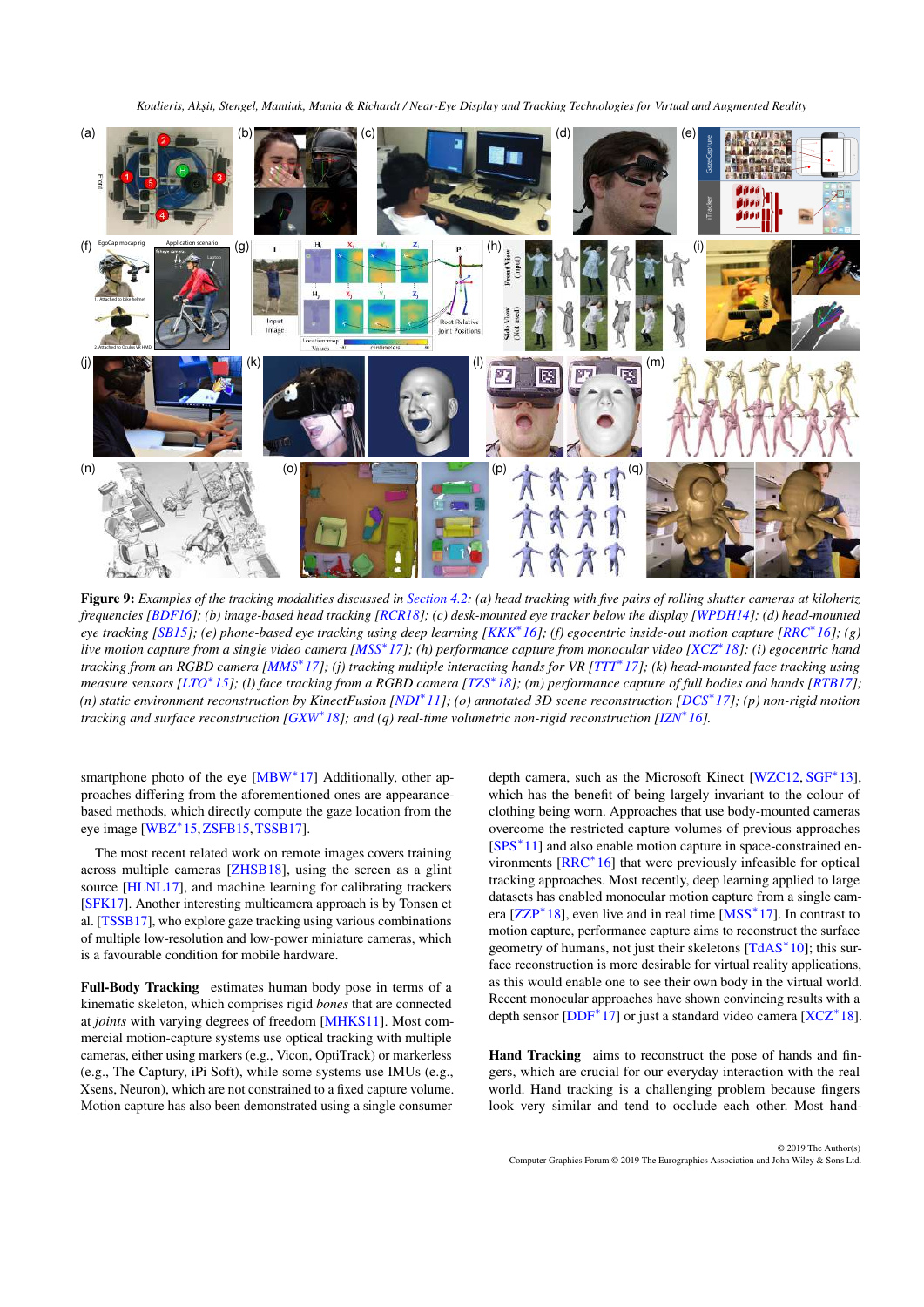**Figure 9:** *Examples of the tracking modalities discussed in Section 4.2: (a) head tracking with five pairs of rolling shutter cameras at kilohertz frequencies [BDF16]; (b) image-based head tracking [RCR18]; (c) desk-mounted eye tracker below the display [WPDH14]; (d) head-mounted eye tracking [SB15]; (e) phone-based eye tracking using deep learning [KKK*16]; (f) egocentric inside-out motion capture [RRC*16]; (g) live motion capture from a single video camera [MSS*17]; (h) performance capture from monocular video [XCZ*18]; (i) egocentric hand tracking from an RGBD camera [MMS*17]; (j) tracking multiple interacting hands for VR [TTT*17]; (k) head-mounted face tracking using measure sensors [LTO*15]; (l) face tracking from a RGBD camera [TZS*18]; (m) performance capture of full bodies and hands [RTB17]; (n) static environment reconstruction by KinectFusion [NDI*11]; (o) annotated 3D scene reconstruction [DCS*17]; (p) non-rigid motion tracking and surface reconstruction [GXW*18]; and (q) real-time volumetric non-rigid reconstruction [IZN*16].*

smartphone photo of the eye [MBW*17] Additionally, other approaches differing from the aforementioned ones are appearance-based methods, which directly compute the gaze location from the eye image [WBZ*15, ZSFB15, TSSB17].

The most recent related work on remote images covers training across multiple cameras [ZHSB18], using the screen as a glint source [HLNL17], and machine learning for calibrating trackers [SFK17]. Another interesting multicamera approach is by Tonsen et al. [TSSB17], who explore gaze tracking using various combinations of multiple low-resolution and low-power miniature cameras, which is a favourable condition for mobile hardware.

**Full-Body Tracking** estimates human body pose in terms of a kinematic skeleton, which comprises rigid *bones* that are connected at *joints* with varying degrees of freedom [MHKS11]. Most commercial motion-capture systems use optical tracking with multiple cameras, either using markers (e.g., Vicon, OptiTrack) or markerless (e.g., The Captury, iPi Soft), while some systems use IMUs (e.g., Xsens, Neuron), which are not constrained to a fixed capture volume. Motion capture has also been demonstrated using a single consumer depth camera, such as the Microsoft Kinect [WZC12, SGF*13], which has the benefit of being largely invariant to the colour of clothing being worn. Approaches that use body-mounted cameras overcome the restricted capture volumes of previous approaches [SPS*11] and also enable motion capture in space-constrained environments [RRC*16] that were previously infeasible for optical tracking approaches. Most recently, deep learning applied to large datasets has enabled monocular motion capture from a single camera [ZZP*18], even live and in real time [MSS*17]. In contrast to motion capture, performance capture aims to reconstruct the surface geometry of humans, not just their skeletons [TdAS*10]; this surface reconstruction is more desirable for virtual reality applications, as this would enable one to see their own body in the virtual world. Recent monocular approaches have shown convincing results with a depth sensor [DDF*17] or just a standard video camera [XCZ*18].

**Hand Tracking** aims to reconstruct the pose of hands and fingers, which are crucial for our everyday interaction with the real world. Hand tracking is a challenging problem because fingers look very similar and tend to occlude each other. Most hand-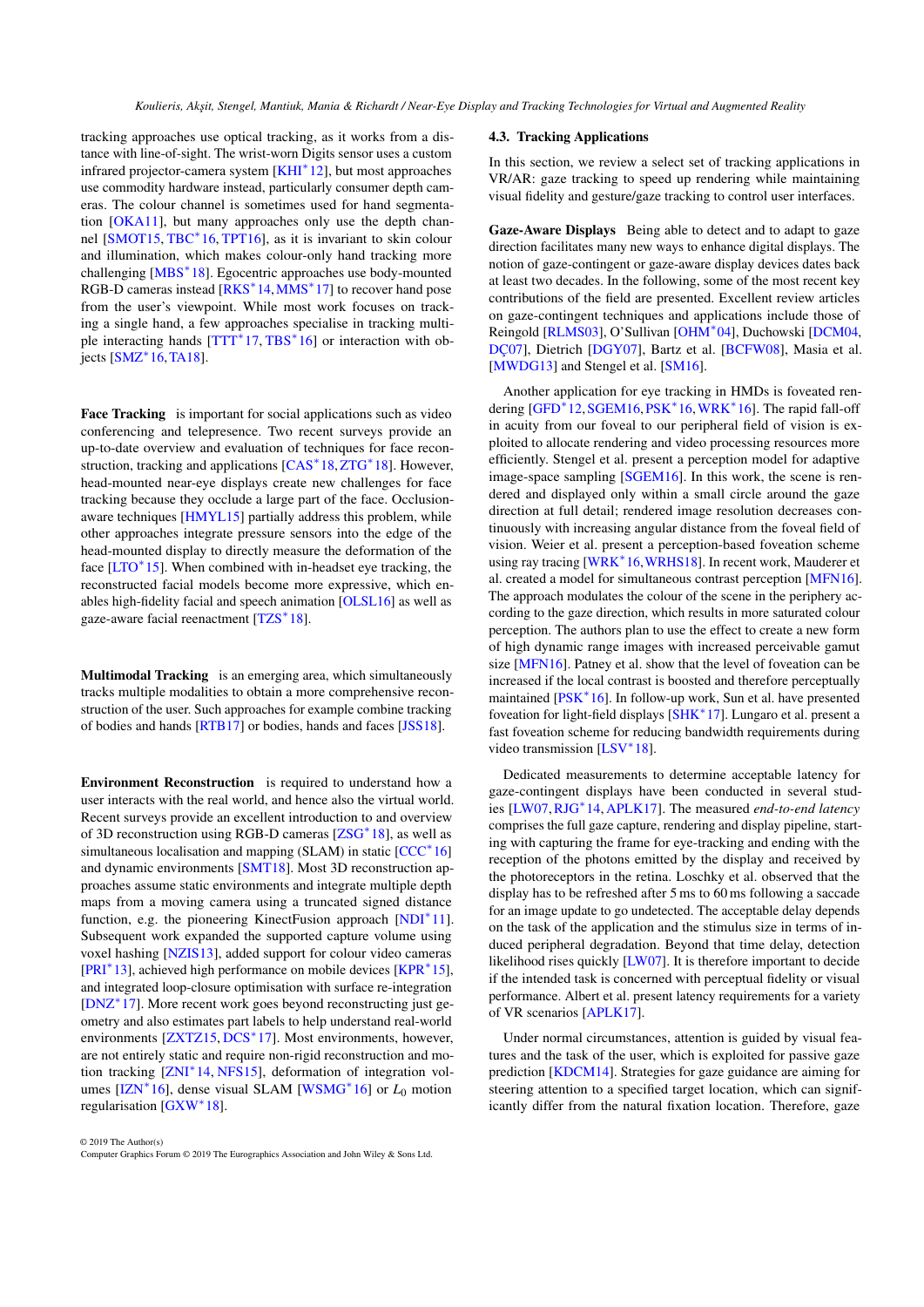tracking approaches use optical tracking, as it works from a distance with line-of-sight. The wrist-worn Digits sensor uses a custom infrared projector-camera system [KHI*12], but most approaches use commodity hardware instead, particularly consumer depth cameras. The colour channel is sometimes used for hand segmentation [OKA11], but many approaches only use the depth channel [SMOT15, TBC*16, TPT16], as it is invariant to skin colour and illumination, which makes colour-only hand tracking more challenging [MBS*18]. Egocentric approaches use body-mounted RGB-D cameras instead [RKS*14, MMS*17] to recover hand pose from the user's viewpoint. While most work focuses on tracking a single hand, a few approaches specialise in tracking multiple interacting hands [TTT*17, TBS*16] or interaction with objects [SMZ*16, TA18].

**Face Tracking** is important for social applications such as video conferencing and telepresence. Two recent surveys provide an up-to-date overview and excellent introductions to techniques for face reconstruction, tracking and applications [CAS*18, ZTG*18]. However, head-mounted near-eye displays create new challenges for face tracking because they occlude a large part of the face. Occlusion-aware techniques [HMYL15] partially address this problem, while other approaches integrate pressure sensors into the edge of the head-mounted display to directly measure the deformation of the face [LTO*15]. When combined with in-headset eye tracking, the reconstructed facial models become more expressive, which enables high-fidelity facial and speech animation [OLSL16] as well as gaze-aware facial reenactment [TZS*18].

**Multimodal Tracking** is an emerging area, which simultaneously tracks multiple modalities to obtain a more comprehensive reconstruction of the user. Such approaches for example combine tracking of bodies and hands [RTB17] or bodies, hands and faces [JSS18].

**Environment Reconstruction** is required to understand how a user interacts with the real world, and hence also the virtual world. Recent surveys provide an excellent introduction to and overview of 3D reconstruction using RGB-D cameras [ZSG*18], as well as simultaneous localisation and mapping (SLAM) in static [CCC*16] and dynamic environments [SMT18]. Most 3D reconstruction approaches assume static environments and integrate multiple depth maps from a moving camera using a truncated signed distance function, e.g. the pioneering KinectFusion approach [NDI*11]. Subsequent work expanded the supported capture volume using voxel hashing [NZIS13], added support for colour video cameras [PRI*13], achieved high performance on mobile devices [KPR*15], and integrated loop-closure optimisation with surface re-integration [DNZ*17]. More recent work goes beyond reconstructing just geometry and also estimates part labels to help understand real-world environments [ZXTZ15, DCS*17]. Most environments, however, are not entirely static and require non-rigid reconstruction and motion tracking [ZNI*14, NFS15], deformation of integration volumes [IZN*16], dense visual SLAM [WSMG*16] or $L_0$ motion regularisation [GXW*18].

### 4.3. Tracking Applications

In this section, we review a select set of tracking applications in VR/AR: gaze tracking to speed up rendering while maintaining visual fidelity and gesture/gaze tracking to control user interfaces.

**Gaze-Aware Displays** Being able to detect and to adapt to gaze direction facilitates many new ways to enhance digital displays. The notion of gaze-contingent or gaze-aware display devices dates back at least two decades. In the following, some of the most recent key contributions of the field are presented. Excellent review articles on gaze-contingent techniques and applications include those of Reingold [RLMS03], O'Sullivan [OHM*04], Duchowski [DCM04, DÇ07], Dietrich [DGY07], Bartz et al. [BCFW08], Masia et al. [MWDG13] and Stengel et al. [SM16].

Another application for eye tracking in HMDs is foveated rendering [GFD*12, SGEM16, PSK*16, WRK*16]. The rapid fall-off in acuity from our foveal to our peripheral field of vision is exploited to allocate rendering and video processing resources more efficiently. Stengel et al. present a perception model for adaptive image-space sampling [SGEM16]. In this work, the scene is rendered and displayed only within a small circle around the gaze direction at full detail; rendered image resolution decreases continuously with increasing angular distance from the foveal field of vision. Weier et al. present a perception-based foveation scheme using ray tracing [WRK*16, WRHS18]. In recent work, Mauderer et al. created a model for simultaneous contrast perception [MFN16]. The approach modulates the colour of the scene in the periphery according to the gaze direction, which results in more saturated colour perception. The authors plan to use the effect to create a new form of high dynamic range images with increased perceivable gamut size [MFN16]. Patney et al. show that the level of foveation can be increased if the local contrast is boosted and therefore perceptually maintained [PSK*16]. In follow-up work, Sun et al. have presented foveation for light-field displays [SHK*17]. Lungaro et al. present a fast foveation scheme for reducing bandwidth requirements during video transmission [LSV*18].

Dedicated measurements to determine acceptable latency for gaze-contingent displays have been conducted in several studies [LW07, RJG*14, APLK17]. The measured *end-to-end latency* comprises the full gaze capture, rendering and display pipeline, starting with capturing the frame for eye-tracking and ending with the reception of the photons emitted by the display and received by the photoreceptors in the retina. Loschky et al. observed that the display has to be refreshed after 5 ms to 60 ms following a saccade for an image update to go undetected. The acceptable delay depends on the task of the application and the stimulus size in terms of induced peripheral degradation. Beyond that time delay, detection likelihood rises quickly [LW07]. It is therefore important to decide if the intended task is concerned with perceptual fidelity or visual performance. Albert et al. present latency requirements for a variety of VR scenarios [APLK17].

Under normal circumstances, attention is guided by visual features and the task of the user, which is exploited for passive gaze prediction [KDCM14]. Strategies for gaze guidance are aiming for steering attention to a specified target location, which can significantly differ from the natural fixation location. Therefore, gaze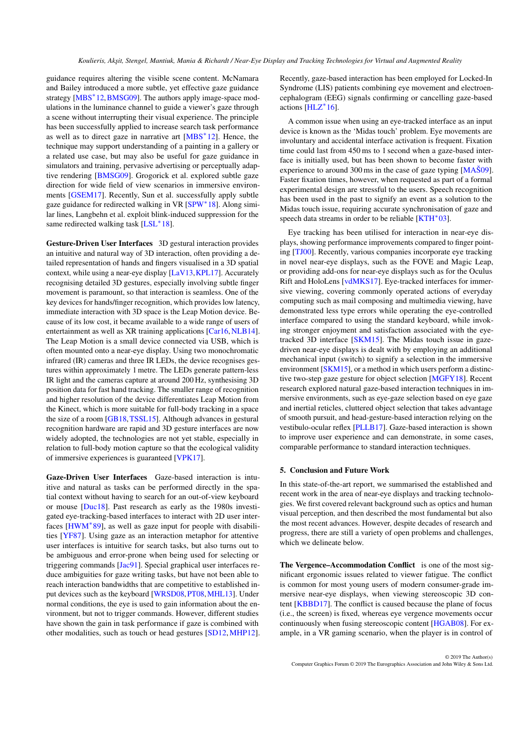guidance requires altering the visible scene content. McNamara and Bailey introduced a more subtle, yet effective gaze guidance strategy [MBS*12, BMSG09]. The authors apply image-space modulations in the luminance channel to guide a viewer's gaze through a scene without interrupting their visual experience. The principle has been successfully applied to increase search task performance as well as to direct gaze in narrative art [MBS*12]. Hence, the technique may support understanding of a painting in a gallery or a related use case, but may also be useful for gaze guidance in simulators and training, pervasive advertising or perceptually adaptive rendering [BMSG09]. Grogorick et al. explored subtle gaze direction for wide field of view scenarios in immersive environments [GSEM17]. Recently, Sun et al. successfully apply subtle gaze guidance for redirected walking in VR [SPW*18]. Along similar lines, Langbehn et al. exploit blink-induced suppression for the same redirected walking task [LSL*18].

**Gesture-Driven User Interfaces** 3D gestural interaction provides an intuitive and natural way of 3D interaction, often providing a detailed representation of hands and fingers visualised in a 3D spatial context, while using a near-eye display [LaV13, KPL17]. Accurately recognising detailed 3D gestures, especially involving subtle finger movement is paramount, so that interaction is seamless. One of the key devices for hands/finger recognition, which provides low latency, immediate interaction with 3D space is the Leap Motion device. Because of its low cost, it became available to a wide range of users of entertainment as well as XR training applications [Car16, NLB14]. The Leap Motion is a small device connected via USB, which is often mounted onto a near-eye display. Using two monochromatic infrared (IR) cameras and three IR LEDs, the device recognises gestures within approximately 1 metre. The LEDs generate pattern-less IR light and the cameras capture at around 200 Hz, synthesising 3D position data for fast hand tracking. The smaller range of recognition and higher resolution of the device differentiates Leap Motion from the Kinect, which is more suitable for full-body tracking in a space the size of a room [GB18, TSSL15]. Although advances in gestural recognition hardware are rapid and 3D gesture interfaces are now widely adopted, the technologies are not yet stable, especially in relation to full-body motion capture so that the ecological validity of immersive experiences is guaranteed [VPK17].

**Gaze-Driven User Interfaces** Gaze-based interaction is intuitive and natural as tasks can be performed directly in the spatial context without having to search for an out-of-view keyboard or mouse [Duc18]. Past research as early as the 1980s investigated eye-tracking-based interfaces to interact with 2D user interfaces [HWM*89], as well as gaze input for people with disabilities [YF87]. Using gaze as an interaction metaphor for attentive user interfaces is intuitive for search tasks, but also turns out to be ambiguous and error-prone when being used for selecting or triggering commands [Jac91]. Special graphical user interfaces reduce ambiguities for gaze writing tasks, but have not been able to reach interaction bandwidths that are competitive to established input devices such as the keyboard [WRSD08, PT08, MHL13]. Under normal conditions, the eye is used to gain information about the environment, but not to trigger commands. However, different studies have shown the gain in task performance if gaze is combined with other modalities, such as touch or head gestures [SD12, MHP12]. Recently, gaze-based interaction has been employed for Locked-In Syndrome (LIS) patients combining eye movement and electroencephalogram (EEG) signals confirming or cancelling gaze-based actions [HLZ*16].

A common issue when using an eye-tracked interface as an input device is known as the 'Midas touch' problem. Eye movements are involuntary and accidental interface activation is frequent. Fixation time could last from 450 ms to 1 second when a gaze-based interface is initially used, but has been shown to become faster with experience to around 300 ms in the case of gaze typing [MAŠ09]. Faster fixation times, however, when requested as part of a formal experimental design are stressful to the users. Speech recognition has been used in the past to signify an event as a solution to the Midas touch issue, requiring accurate synchronisation of gaze and speech data streams in order to be reliable [KTH*03].

Eye tracking has been utilised for interaction in near-eye displays, showing performance improvements compared to finger pointing [TJ00]. Recently, various companies incorporate eye tracking in novel near-eye displays, such as the FOVE and Magic Leap, or providing add-ons for near-eye displays such as for the Oculus Rift and HoloLens [vdMKS17]. Eye-tracked interfaces for immersive viewing, covering commonly operated actions of everyday computing such as mail composing and multimedia viewing, have demonstrated less type errors while operating the eye-controlled interface compared to using the standard keyboard, while invoking stronger enjoyment and satisfaction associated with the eye-tracked 3D interface [SKM15]. The Midas touch issue in gaze-driven near-eye displays is dealt with by employing an additional mechanical input (switch) to signify a selection in the immersive environment [SKM15], or a method in which users perform a distinctive two-step gaze gesture for object selection [MGFY18]. Recent research explored natural gaze-based interaction techniques in immersive environments, such as eye-gaze selection based on eye gaze and inertial reticles, cluttered object selection that takes advantage of smooth pursuit, and head-gesture-based interaction relying on the vestibulo-ocular reflex [PLLB17]. Gaze-based interaction is shown to improve user experience and can demonstrate, in some cases, comparable performance to standard interaction techniques.

## 5. Conclusion and Future Work

In this state-of-the-art report, we summarised the established and recent work in the area of near-eye displays and tracking technologies. We first covered relevant background such as optics and human visual perception, and then described the most fundamental but also the most recent advances. However, despite decades of research and progress, there are still a variety of open problems and challenges, which we delineate below.

**The Vergence–Accommodation Conflict** is one of the most significant ergonomic issues related to viewer fatigue. The conflict is common for most young users of modern consumer-grade immersive near-eye displays, when viewing stereoscopic 3D content [KBBD17]. The conflict is caused because the plane of focus (i.e., the screen) is fixed, whereas eye vergence movements occur continuously when fusing stereoscopic content [HGAB08]. For example, in a VR gaming scenario, when the player is in control of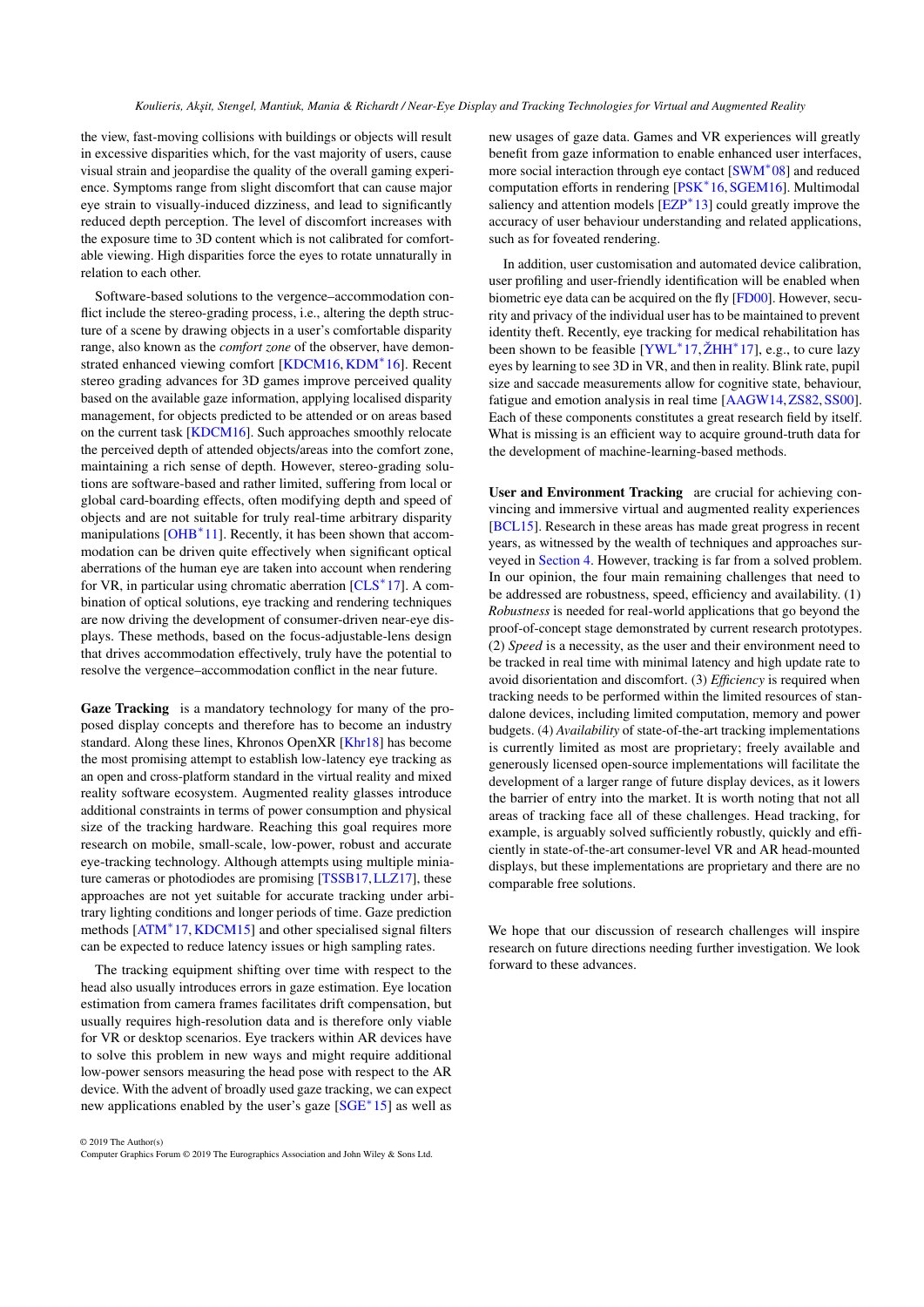the view, fast-moving collisions with buildings or objects will result in excessive disparities which, for the vast majority of users, cause visual strain and jeopardise the quality of the overall gaming experience. Symptoms range from slight discomfort that can cause major eye strain to visually-induced dizziness, and lead to significantly reduced depth perception. The level of discomfort increases with the exposure time to 3D content which is not calibrated for comfortable viewing. High disparities force the eyes to rotate unnaturally in relation to each other.

Software-based solutions to the vergence–accommodation conflict include the stereo-grading process, i.e., altering the depth structure of a scene by drawing objects in a user's comfortable disparity range, also known as the *comfort zone* of the observer, have demonstrated enhanced viewing comfort [KDCM16, KDM*16]. Recent stereo grading advances for 3D games improve perceived quality based on the available gaze information, applying localised disparity management, for objects predicted to be attended or on areas based on the current task [KDCM16]. Such approaches smoothly relocate the perceived depth of attended objects/areas into the comfort zone, maintaining a rich sense of depth. However, stereo-grading solutions are software-based and rather limited, suffering from local or global card-boarding effects, often modifying depth and speed of objects and are not suitable for truly real-time arbitrary disparity manipulations [OHB*11]. Recently, it has been shown that accommodation can be driven quite effectively when significant optical aberrations of the human eye are taken into account when rendering for VR, in particular using chromatic aberration [CLS*17]. A combination of optical solutions, eye tracking and rendering techniques are now driving the development of consumer-driven near-eye displays. These methods, based on the focus-adjustable-lens design that drives accommodation effectively, truly have the potential to resolve the vergence–accommodation conflict in the near future.

**Gaze Tracking** is a mandatory technology for many of the proposed display concepts and therefore has to become an industry standard. Along these lines, Khronos OpenXR [Khr18] has become the most promising attempt to establish low-latency eye tracking as an open and cross-platform standard in the virtual reality and mixed reality software ecosystem. Augmented reality glasses introduce additional constraints in terms of power consumption and physical size of the tracking hardware. Reaching this goal requires more research on mobile, small-scale, low-power, robust and accurate eye-tracking technology. Although attempts using multiple miniature cameras or photodiodes are promising [TSSB17, LLZ17], these approaches are not yet suitable for accurate tracking under arbitrary lighting conditions and longer periods of time. Gaze prediction methods [ATM*17, KDCM15] and other specialised signal filters can be expected to reduce latency issues or high sampling rates.

The tracking equipment shifting over time with respect to the head also usually introduces errors in gaze estimation. Eye location estimation from camera frames facilitates drift compensation, but usually requires high-resolution data and is therefore only viable for VR or desktop scenarios. Eye trackers within AR devices have to solve this problem in new ways and might require additional low-power sensors measuring the head pose with respect to the AR device. With the advent of broadly used gaze tracking, we can expect new applications enabled by the user's gaze [SGE*15] as well as new usages of gaze data. Games and VR experiences will greatly benefit from gaze information to enable enhanced user interfaces, more social interaction through eye contact [SWM*08] and reduced computation efforts in rendering [PSK*16, SGEM16]. Multimodal saliency and attention models [EZP*13] could greatly improve the accuracy of user behaviour understanding and related applications, such as for foveated rendering.

In addition, user customisation and automated device calibration, user profiling and user-friendly identification will be enabled when biometric eye data can be acquired on the fly [FD00]. However, security and privacy of the individual user has to be maintained to prevent identity theft. Recently, eye tracking for medical rehabilitation has been shown to be feasible [YWL*17, ŽHH*17], e.g., to cure lazy eyes by learning to see 3D in VR, and then in reality. Blink rate, pupil size and saccade measurements allow for cognitive state, behaviour, fatigue and emotion analysis in real time [AAGW14, ZS82, SS00]. Each of these components constitutes a great research field by itself. What is missing is an efficient way to acquire ground-truth data for the development of machine-learning-based methods.

**User and Environment Tracking** are crucial for achieving convincing and immersive virtual and augmented reality experiences [BCL15]. Research in these areas has made great progress in recent years, as witnessed by the wealth of techniques and approaches surveyed in Section 4. However, tracking is far from a solved problem. In our opinion, the four main remaining challenges that need to be addressed are robustness, speed, efficiency and availability. (1) *Robustness* is needed for real-world applications that go beyond the proof-of-concept stage demonstrated by current research prototypes. (2) *Speed* is a necessity, as the user and their environment need to be tracked in real time with minimal latency and high update rate to avoid disorientation and discomfort. (3) *Efficiency* is required when tracking needs to be performed within the limited resources of standalone devices, including limited computation, memory and power budgets. (4) *Availability* of state-of-the-art tracking implementations is currently limited as most are proprietary; freely available and generously licensed open-source implementations will facilitate the development of a larger range of future display devices, as it lowers the barrier of entry into the market. It is worth noting that not all areas of tracking face all of these challenges. Head tracking, for example, is arguably solved sufficiently robustly, quickly and efficiently in state-of-the-art consumer-level VR and AR head-mounted displays, but these implementations are proprietary and there are no comparable free solutions.

We hope that our discussion of research challenges will inspire research on future directions needing further investigation. We look forward to these advances.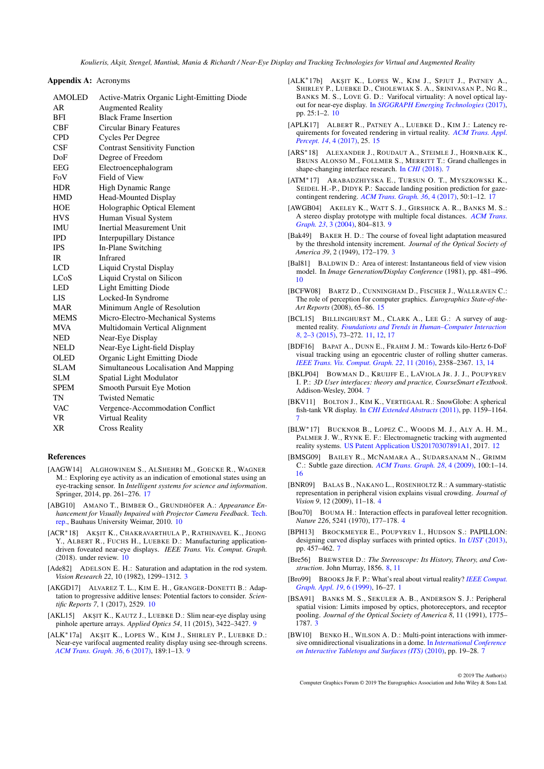## Appendix A: Acronyms

| | |
|---|---|
| AMOLED | Active-Matrix Organic Light-Emitting Diode |
| AR | Augmented Reality |
| BFI | Black Frame Insertion |
| CBF | Circular Binary Features |
| CPD | Cycles Per Degree |
| CSF | Contrast Sensitivity Function |
| DoF | Degree of Freedom |
| EEG | Electroencephalogram |
| FoV | Field of View |
| HDR | High Dynamic Range |
| HMD | Head-Mounted Display |
| HOE | Holographic Optical Element |
| HVS | Human Visual System |
| IMU | Inertial Measurement Unit |
| IPD | Interpupillary Distance |
| IPS | In-Plane Switching |
| IR | Infrared |
| LCD | Liquid Crystal Display |
| LCoS | Liquid Crystal on Silicon |
| LED | Light Emitting Diode |
| LIS | Locked-In Syndrome |
| MAR | Minimum Angle of Resolution |
| MEMS | Micro-Electro-Mechanical Systems |
| MVA | Multidomain Vertical Alignment |
| NED | Near-Eye Display |
| NELD | Near-Eye Light-field Display |
| OLED | Organic Light Emitting Diode |
| SLAM | Simultaneous Localisation And Mapping |
| SLM | Spatial Light Modulator |
| SPEM | Smooth Pursuit Eye Motion |
| TN | Twisted Nematic |
| VAC | Vergence-Accommodation Conflict |
| VR | Virtual Reality |
| XR | Cross Reality |

## References

[AAGW14] ALGHOWINEM S., ALSHEHRI M., GOECKE R., WAGNER M.: Exploring eye activity as an indication of emotional states using an eye-tracking sensor. In *Intelligent systems for science and information*. Springer, 2014, pp. 261–276. 17

[ABG10] AMANO T., BIMBER O., GRUNDHÖFER A.: *Appearance Enhancement for Visually Impaired with Projector Camera Feedback*. Tech. rep., Bauhaus University Weimar, 2010. 10

[ACR*18] AKŞIT K., CHAKRAVARTHULA P., RATHINAVEL K., JEONG Y., ALBERT R., FUCHS H., LUEBKE D.: Manufacturing application-driven foveated near-eye displays. *IEEE Trans. Vis. Comput. Graph.* (2018). under review. 10

[Ade82] ADELSON E. H.: Saturation and adaptation in the rod system. *Vision Research 22*, 10 (1982), 1299–1312. 3

[AKGD17] ALVAREZ T. L., KIM E. H., GRANGER-DONETTI B.: Adaptation to progressive additive lenses: Potential factors to consider. *Scientific Reports 7*, 1 (2017), 2529. 10

[AKL15] AKŞIT K., KAUTZ J., LUEBKE D.: Slim near-eye display using pinhole aperture arrays. *Applied Optics 54*, 11 (2015), 3422–3427. 9

[ALK*17a] AKŞIT K., LOPES W., KIM J., SHIRLEY P., LUEBKE D.: Near-eye varifocal augmented reality display using see-through screens. *ACM Trans. Graph. 36*, 6 (2017), 189:1–13. 9

[ALK*17b] AKŞIT K., LOPES W., KIM J., SPJUT J., PATNEY A., SHIRLEY P., LUEBKE D., CHOLEWIAK S. A., SRINIVASAN P., NG R., BANKS M. S., LOVE G. D.: Varifocal virtuality: A novel optical layout for near-eye display. In *SIGGRAPH Emerging Technologies* (2017), pp. 25:1–2. 10

[APLK17] ALBERT R., PATNEY A., LUEBKE D., KIM J.: Latency requirements for foveated rendering in virtual reality. *ACM Trans. Appl. Percept. 14*, 4 (2017), 25. 15

[ARS*18] ALEXANDER J., ROUDAUT A., STEIMLE J., HORNBAEK K., BRUNS ALONSO M., FOLLMER S., MERRITT T.: Grand challenges in shape-changing interface research. In *CHI* (2018). 7

[ATM*17] ARABADZHIYSKA E., TURSUN O. T., MYSZKOWSKI K., SEIDEL H.-P., DIDYK P.: Saccade landing position prediction for gaze-contingent rendering. *ACM Trans. Graph. 36*, 4 (2017), 50:1–12. 17

[AWGB04] AKELEY K., WATT S. J., GIRSHICK A. R., BANKS M. S.: A stereo display prototype with multiple focal distances. *ACM Trans. Graph. 23*, 3 (2004), 804–813. 9

[Bak49] BAKER H. D.: The course of foveal light adaptation measured by the threshold intensity increment. *Journal of the Optical Society of America 39*, 2 (1949), 172–179. 3

[Bal81] BALDWIN D.: Area of interest: Instantaneous field of view vision model. In *Image Generation/Display Conference* (1981), pp. 481–496. 10

[BCFW08] BARTZ D., CUNNINGHAM D., FISCHER J., WALLRAVEN C.: The role of perception for computer graphics. *Eurographics State-of-the-Art Reports* (2008), 65–86. 15

[BCL15] BILLINGHURST M., CLARK A., LEE G.: A survey of augmented reality. *Foundations and Trends in Human–Computer Interaction 8*, 2–3 (2015), 73–272. 11, 12, 17

[BDF16] BAPAT A., DUNN E., FRAHM J. M.: Towards kilo-Hertz 6-DoF visual tracking using an egocentric cluster of rolling shutter cameras. *IEEE Trans. Vis. Comput. Graph. 22*, 11 (2016), 2358–2367. 13, 14

[BKLP04] BOWMAN D., KRUIJFF E., LAVIOLA JR. J. J., POUPYREV I. P.: *3D User interfaces: theory and practice, CourseSmart eTextbook*. Addison-Wesley, 2004. 7

[BKV11] BOLTON J., KIM K., VERTEGAAL R.: SnowGlobe: A spherical fish-tank VR display. In *CHI Extended Abstracts* (2011), pp. 1159–1164. 7

[BLW*17] BUCKNOR B., LOPEZ C., WOODS M. J., ALY A. H. M., PALMER J. W., RYNK E. F.: Electromagnetic tracking with augmented reality systems. US Patent Application US20170307891A1, 2017. 12

[BMSG09] BAILEY R., MCNAMARA A., SUDARSANAM N., GRIMM C.: Subtle gaze direction. *ACM Trans. Graph. 28*, 4 (2009), 100:1–14. 16

[BNR09] BALAS B., NAKANO L., ROSENHOLTZ R.: A summary-statistic representation in peripheral vision explains visual crowding. *Journal of Vision 9*, 12 (2009), 11–18. 4

[Bou70] BOUMA H.: Interaction effects in parafoveal letter recognition. *Nature 226*, 5241 (1970), 177–178. 4

[BPH13] BROCKMEYER E., POUPYREV I., HUDSON S.: PAPILLON: designing curved display surfaces with printed optics. In *UIST* (2013), pp. 457–462. 7

[Bre56] BREWSTER D.: *The Stereoscope: Its History, Theory, and Construction*. John Murray, 1856. 8, 11

[Bro99] BROOKS JR F. P.: What's real about virtual reality? *IEEE Comput. Graph. Appl. 19*, 6 (1999), 16–27. 1

[BSA91] BANKS M. S., SEKULER A. B., ANDERSON S. J.: Peripheral spatial vision: Limits imposed by optics, photoreceptors, and receptor pooling. *Journal of the Optical Society of America 8*, 11 (1991), 1775–1787. 3

[BW10] BENKO H., WILSON A. D.: Multi-point interactions with immersive omnidirectional visualizations in a dome. In *International Conference on Interactive Tabletops and Surfaces (ITS)* (2010), pp. 19–28. 7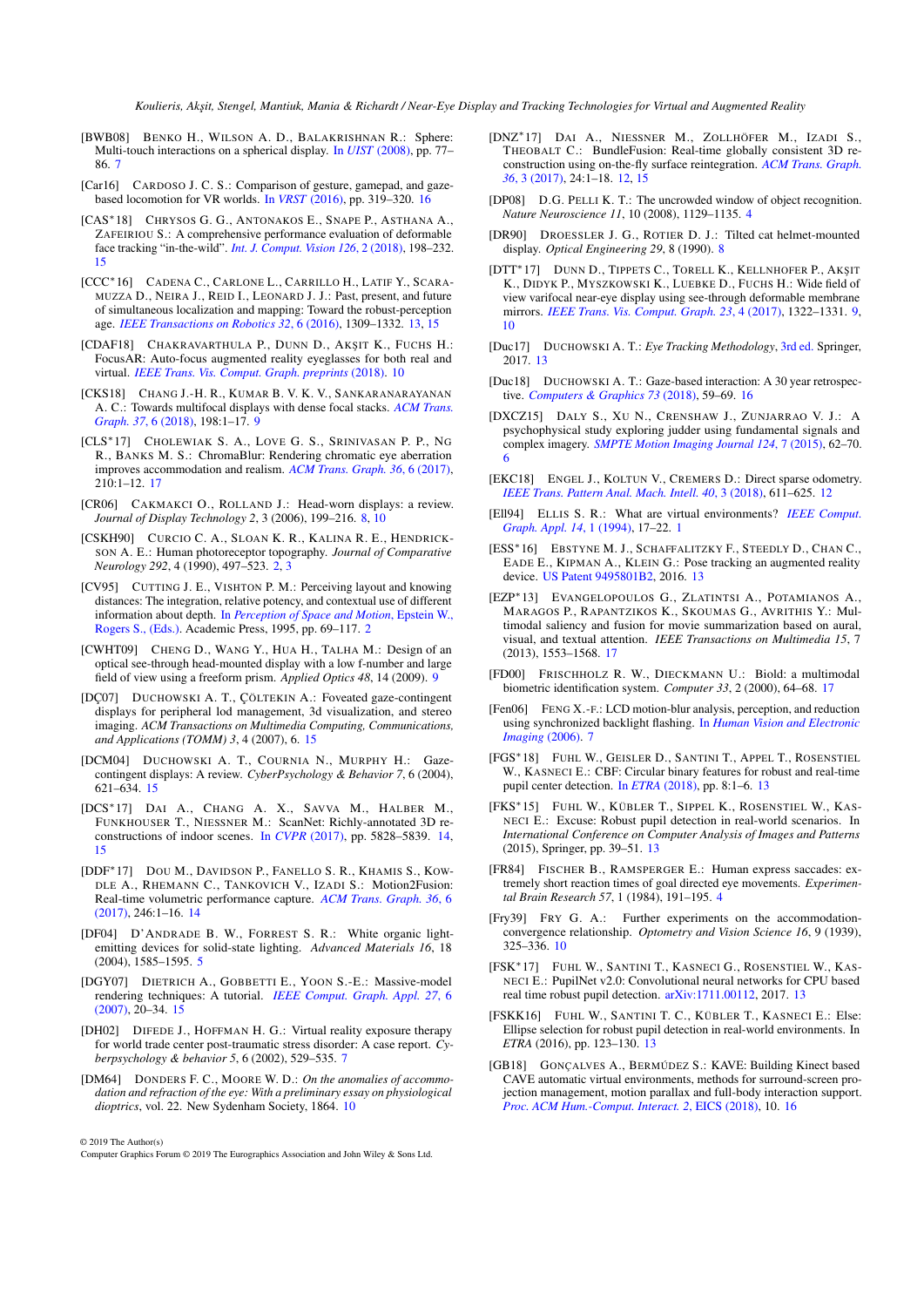[BWB08] Benko H., Wilson A. D., Balakrishnan R.: Sphere: Multi-touch interactions on a spherical display. In *UIST* (2008), pp. 77–86. 7

[Car16] Cardoso J. C. S.: Comparison of gesture, gamepad, and gaze-based locomotion for VR worlds. In *VRST* (2016), pp. 319–320. 16

[CAS*18] Chrysos G. G., Antonakos E., Snape P., Asthana A., Zafeiriou S.: A comprehensive performance evaluation of deformable face tracking "in-the-wild". *Int. J. Comput. Vision 126*, 2 (2018), 198–232. 15

[CCC*16] Cadena C., Carlone L., Carrillo H., Latif Y., Scaramuzza D., Neira J., Reid I., Leonard J. J.: Past, present, and future of simultaneous localization and mapping: Toward the robust-perception age. *IEEE Transactions on Robotics 32*, 6 (2016), 1309–1332. 13, 15

[CDAF18] Chakravarthula P., Dunn D., Akşit K., Fuchs H.: FocusAR: Auto-focus augmented reality eyeglasses for both real and virtual. *IEEE Trans. Vis. Comput. Graph. preprints* (2018). 10

[CKS18] Chang J.-H. R., Kumar B. V. K. V., Sankaranarayanan A. C.: Towards multifocal displays with dense focal stacks. *ACM Trans. Graph. 37*, 6 (2018), 198:1–17. 9

[CLS*17] Cholewiak S. A., Love G. S., Srinivasan P. P., Ng R., Banks M. S.: ChromaBlur: Rendering chromatic eye aberration improves accommodation and realism. *ACM Trans. Graph. 36*, 6 (2017), 210:1–12. 17

[CR06] Cakmakci O., Rolland J.: Head-worn displays: a review. *Journal of Display Technology 2*, 3 (2006), 199–216. 8, 10

[CSKH90] Curcio C. A., Sloan K. R., Kalina R. E., Hendrickson A. E.: Human photoreceptor topography. *Journal of Comparative Neurology 292*, 4 (1990), 497–523. 2, 3

[CV95] Cutting J. E., Vishton P. M.: Perceiving layout and knowing distances: The integration, relative potency, and contextual use of different information about depth. In *Perception of Space and Motion*, Epstein W., Rogers S., (Eds.). Academic Press, 1995, pp. 69–117. 2

[CWHT09] Cheng D., Wang Y., Hua H., Talha M.: Design of an optical see-through head-mounted display with a low f-number and large field of view using a freeform prism. *Applied Optics 48*, 14 (2009). 9

[DÇ07] Duchowski A. T., Çöltekin A.: Foveated gaze-contingent displays for peripheral lod management, 3d visualization, and stereo imaging. *ACM Transactions on Multimedia Computing, Communications, and Applications (TOMM) 3*, 4 (2007), 6. 15

[DCM04] Duchowski A. T., Cournia N., Murphy H.: Gaze-contingent displays: A review. *CyberPsychology & Behavior 7*, 6 (2004), 621–634. 15

[DCS*17] Dai A., Chang A. X., Savva M., Halber M., Funkhouser T., Niessner M.: ScanNet: Richly-annotated 3D reconstructions of indoor scenes. In *CVPR* (2017), pp. 5828–5839. 14, 15

[DDF*17] Dou M., Davidson P., Fanello S. R., Khamis S., Kowdle A., Rhemann C., Tankovich V., Izadi S.: Motion2Fusion: Real-time volumetric performance capture. *ACM Trans. Graph. 36*, 6 (2017), 246:1–16. 14

[DF04] D'Andrade B. W., Forrest S. R.: White organic light-emitting devices for solid-state lighting. *Advanced Materials 16*, 18 (2004), 1585–1595. 5

[DGY07] Dietrich A., Gobbetti E., Yoon S.-E.: Massive-model rendering techniques: A tutorial. *IEEE Comput. Graph. Appl. 27*, 6 (2007), 20–34. 15

[DH02] Difede J., Hoffman H. G.: Virtual reality exposure therapy for world trade center post-traumatic stress disorder: A case report. *Cyberpsychology & behavior 5*, 6 (2002), 529–535. 7

[DM64] Donders F. C., Moore W. D.: *On the anomalies of accommodation and refraction of the eye: With a preliminary essay on physiological dioptrics*, vol. 22. New Sydenham Society, 1864. 10

[DNZ*17] Dai A., Niessner M., Zollhöfer M., Izadi S., Theobalt C.: BundleFusion: Real-time globally consistent 3D reconstruction using on-the-fly surface reintegration. *ACM Trans. Graph. 36*, 3 (2017), 24:1–18. 12, 15

[DP08] D.G. Pelli K. T.: The uncrowded window of object recognition. *Nature Neuroscience 11*, 10 (2008), 1129–1135. 4

[DR90] Droessler J. G., Rotier D. J.: Tilted cat helmet-mounted display. *Optical Engineering 29*, 8 (1990). 8

[DTT*17] Dunn D., Tippets C., Torell K., Kellnhofer P., Akşit K., Didyk P., Myszkowski K., Luebke D., Fuchs H.: Wide field of view varifocal near-eye display using see-through deformable membrane mirrors. *IEEE Trans. Vis. Comput. Graph. 23*, 4 (2017), 1322–1331. 9, 10

[Duc17] Duchowski A. T.: *Eye Tracking Methodology*, 3rd ed. Springer, 2017. 13

[Duc18] Duchowski A. T.: Gaze-based interaction: A 30 year retrospective. *Computers & Graphics 73* (2018), 59–69. 16

[DXCZ15] Daly S., Xu N., Crenshaw J., Zunjarrao V. J.: A psychophysical study exploring judder using fundamental signals and complex imagery. *SMPTE Motion Imaging Journal 124*, 7 (2015), 62–70. 6

[EKC18] Engel J., Koltun V., Cremers D.: Direct sparse odometry. *IEEE Trans. Pattern Anal. Mach. Intell. 40*, 3 (2018), 611–625. 12

[Ell94] Ellis S. R.: What are virtual environments? *IEEE Comput. Graph. Appl. 14*, 1 (1994), 17–22. 1

[ESS*16] Ebstyne M. J., Schaffalitzky F., Steedly D., Chan C., Eade E., Kipman A., Klein G.: Pose tracking an augmented reality device. US Patent 9495801B2, 2016. 13

[EZP*13] Evangelopoulos G., Zlatintsi A., Potamianos A., Maragos P., Rapantzikos K., Skoumas G., Avrithis Y.: Multimodal saliency and fusion for movie summarization based on aural, visual, and textual attention. *IEEE Transactions on Multimedia 15*, 7 (2013), 1553–1568. 17

[FD00] Frischholz R. W., Dieckmann U.: Biold: a multimodal biometric identification system. *Computer 33*, 2 (2000), 64–68. 17

[Fen06] Feng X.-F.: LCD motion-blur analysis, perception, and reduction using synchronized backlight flashing. In *Human Vision and Electronic Imaging* (2006). 7

[FGS*18] Fuhl W., Geisler D., Santini T., Appel T., Rosenstiel W., Kasneci E.: CBF: Circular binary features for robust and real-time pupil center detection. In *ETRA* (2018), pp. 8:1–6. 13

[FKS*15] Fuhl W., Kübler T., Sippel K., Rosenstiel W., Kasneci E.: Excuse: Robust pupil detection in real-world scenarios. In *International Conference on Computer Analysis of Images and Patterns* (2015), Springer, pp. 39–51. 13

[FR84] Fischer B., Ramsperger E.: Human express saccades: extremely short reaction times of goal directed eye movements. *Experimental Brain Research 57*, 1 (1984), 191–195. 4

[Fry39] Fry G. A.: Further experiments on the accommodation-convergence relationship. *Optometry and Vision Science 16*, 9 (1939), 325–336. 10

[FSK*17] Fuhl W., Santini T., Kasneci G., Rosenstiel W., Kasneci E.: PupilNet v2.0: Convolutional neural networks for CPU based real time robust pupil detection. arXiv:1711.00112, 2017. 13

[FSKK16] Fuhl W., Santini T. C., Kübler T., Kasneci E.: Else: Ellipse selection for robust pupil detection in real-world environments. In *ETRA* (2016), pp. 123–130. 13

[GB18] Gonçalves A., Bermúdez S.: KAVE: Building Kinect based CAVE automatic virtual environments, methods for surround-screen projection management, motion parallax and full-body interaction support. *Proc. ACM Hum.-Comput. Interact. 2*, EICS (2018), 10. 16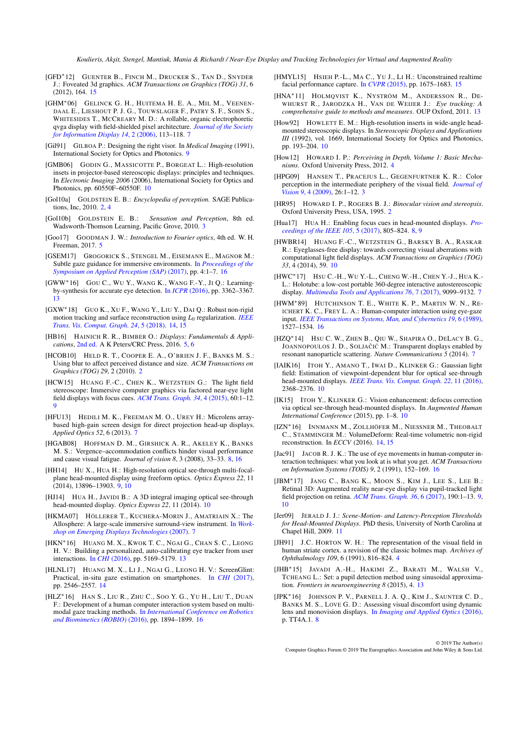[GFD*12] Guenter B., Finch M., Drucker S., Tan D., Snyder J.: Foveated 3d graphics. *ACM Transactions on Graphics (TOG) 31*, 6 (2012), 164. 15

[GHM*06] Gelinck G. H., Huitema H. E. A., Mil M., Veenendaal E., Lieshout P. J. G., Touwslager F., Patry S. F., Sohn S., Whitesides T., McCreary M. D.: A rollable, organic electrophoretic qvga display with field-shielded pixel architecture. *Journal of the Society for Information Display 14*, 2 (2006), 113–118. 7

[Gil91] Gilboa P.: Designing the right visor. In *Medical Imaging* (1991), International Society for Optics and Photonics. 9

[GMB06] Godin G., Massicotte P., Borgeat L.: High-resolution insets in projector-based stereoscopic displays: principles and techniques. In *Electronic Imaging 2006* (2006), International Society for Optics and Photonics, pp. 60550F–60550F. 10

[Gol10a] Goldstein E. B.: *Encyclopedia of perception*. SAGE Publications, Inc, 2010. 2, 4

[Gol10b] Goldstein E. B.: *Sensation and Perception*, 8th ed. Wadsworth-Thomson Learning, Pacific Grove, 2010. 3

[Goo17] Goodman J. W.: *Introduction to Fourier optics*, 4th ed. W. H. Freeman, 2017. 5

[GSEM17] Grogorick S., Stengel M., Eisemann E., Magnor M.: Subtle gaze guidance for immersive environments. In *Proceedings of the Symposium on Applied Perception (SAP)* (2017), pp. 4:1–7. 16

[GWW*16] Gou C., Wu Y., Wang K., Wang F.-Y., Ji Q.: Learning-by-synthesis for accurate eye detection. In *ICPR* (2016), pp. 3362–3367. 13

[GXW*18] Guo K., Xu F., Wang Y., Liu Y., Dai Q.: Robust non-rigid motion tracking and surface reconstruction using $L_0$ regularization. *IEEE Trans. Vis. Comput. Graph. 24*, 5 (2018). 14, 15

[HB16] Hainich R. R., Bimber O.: *Displays: Fundamentals & Applications*, 2nd ed. A K Peters/CRC Press, 2016. 5, 6

[HCOB10] Held R. T., Cooper E. A., O'Brien J. F., Banks M. S.: Using blur to affect perceived distance and size. *ACM Transactions on Graphics (TOG) 29*, 2 (2010). 2

[HCW15] Huang F.-C., Chen K., Wetzstein G.: The light field stereoscope: Immersive computer graphics via factored near-eye light field displays with focus cues. *ACM Trans. Graph. 34*, 4 (2015), 60:1–12. 9

[HFU13] Hedili M. K., Freeman M. O., Urey H.: Microlens array-based high-gain screen design for direct projection head-up displays. *Applied Optics 52*, 6 (2013). 7

[HGAB08] Hoffman D. M., Girshick A. R., Akeley K., Banks M. S.: Vergence–accommodation conflicts hinder visual performance and cause visual fatigue. *Journal of vision 8*, 3 (2008), 33–33. 8, 16

[HH14] Hu X., Hua H.: High-resolution optical see-through multi-focal-plane head-mounted display using freeform optics. *Optics Express 22*, 11 (2014), 13896–13903. 9, 10

[HJ14] Hua H., Javidi B.: A 3D integral imaging optical see-through head-mounted display. *Optics Express 22*, 11 (2014). 10

[HKMA07] Höllerer T., Kuchera-Morin J., Amatriain X.: The Allosphere: A large-scale immersive surround-view instrument. In *Workshop on Emerging Displays Technologies* (2007). 7

[HKN*16] Huang M. X., Kwok T. C., Ngai G., Chan S. C., Leong H. V.: Building a personalized, auto-calibrating eye tracker from user interactions. In *CHI* (2016), pp. 5169–5179. 13

[HLNL17] Huang M. X., Li J., Ngai G., Leong H. V.: ScreenGlint: Practical, in-situ gaze estimation on smartphones. In *CHI* (2017), pp. 2546–2557. 14

[HLZ*16] Han S., Liu R., Zhu C., Soo Y. G., Yu H., Liu T., Duan F.: Development of a human computer interaction system based on multi-modal gaze tracking methods. In *International Conference on Robotics and Biomimetics (ROBIO)* (2016), pp. 1894–1899. 16

[HMYL15] Hsieh P.-L., Ma C., Yu J., Li H.: Unconstrained realtime facial performance capture. In *CVPR* (2015), pp. 1675–1683. 15

[HNA*11] Holmqvist K., Nyström M., Andersson R., Dewhurst R., Jarodzka H., Van de Weijer J.: *Eye tracking: A comprehensive guide to methods and measures*. OUP Oxford, 2011. 13

[How92] Howlett E. M.: High-resolution inserts in wide-angle head-mounted stereoscopic displays. In *Stereoscopic Displays and Applications III* (1992), vol. 1669, International Society for Optics and Photonics, pp. 193–204. 10

[How12] Howard I. P.: *Perceiving in Depth, Volume 1: Basic Mechanisms*. Oxford University Press, 2012. 4

[HPG09] Hansen T., Pracejus L., Gegenfurtner K. R.: Color perception in the intermediate periphery of the visual field. *Journal of Vision 9*, 4 (2009), 26:1–12. 3

[HR95] Howard I. P., Rogers B. J.: *Binocular vision and stereopsis*. Oxford University Press, USA, 1995. 2

[Hua17] Hua H.: Enabling focus cues in head-mounted displays. *Proceedings of the IEEE 105*, 5 (2017), 805–824. 8, 9

[HWBR14] Huang F.-C., Wetzstein G., Barsky B. A., Raskar R.: Eyeglasses-free display: towards correcting visual aberrations with computational light field displays. *ACM Transactions on Graphics (TOG) 33*, 4 (2014), 59. 10

[HWC*17] Hsu C.-H., Wu Y.-L., Cheng W.-H., Chen Y.-J., Hua K.-L.: Holotube: a low-cost portable 360-degree interactive autostereoscopic display. *Multimedia Tools and Applications 76*, 7 (2017), 9099–9132. 7

[HWM*89] Hutchinson T. E., White K. P., Martin W. N., Reichert K. C., Frey L. A.: Human-computer interaction using eye-gaze input. *IEEE Transactions on Systems, Man, and Cybernetics 19*, 6 (1989), 1527–1534. 16

[HZQ*14] Hsu C. W., Zhen B., Qiu W., Shapira O., DeLacy B. G., Joannopoulos J. D., Soljačić M.: Transparent displays enabled by resonant nanoparticle scattering. *Nature Communications 5* (2014). 7

[IAIK16] Itoh Y., Amano T., Iwai D., Klinker G.: Gaussian light field: Estimation of viewpoint-dependent blur for optical see-through head-mounted displays. *IEEE Trans. Vis. Comput. Graph. 22*, 11 (2016), 2368–2376. 10

[IK15] Itoh Y., Klinker G.: Vision enhancement: defocus correction via optical see-through head-mounted displays. In *Augmented Human International Conference* (2015), pp. 1–8. 10

[IZN*16] Innmann M., Zollhöfer M., Niessner M., Theobalt C., Stamminger M.: VolumeDeform: Real-time volumetric non-rigid reconstruction. In *ECCV* (2016). 14, 15

[Jac91] Jacob R. J. K.: The use of eye movements in human-computer interaction techniques: what you look at is what you get. *ACM Transactions on Information Systems (TOIS) 9*, 2 (1991), 152–169. 16

[JBM*17] Jang C., Bang K., Moon S., Kim J., Lee S., Lee B.: Retinal 3D: Augmented reality near-eye display via pupil-tracked light field projection on retina. *ACM Trans. Graph. 36*, 6 (2017), 190:1–13. 9, 10

[Jer09] Jerald J. J.: *Scene-Motion- and Latency-Perception Thresholds for Head-Mounted Displays*. PhD thesis, University of North Carolina at Chapel Hill, 2009. 11

[JH91] J.C. Horton W. H.: The representation of the visual field in human striate cortex. a revision of the classic holmes map. *Archives of Ophthalmology 109*, 6 (1991), 816–824. 4

[JHB*15] Javadi A.-H., Hakimi Z., Barati M., Walsh V., Tcheang L.: Set: a pupil detection method using sinusoidal approximation. *Frontiers in neuroengineering 8* (2015), 4. 13

[JPK*16] Johnson P. V., Parnell J. A. Q., Kim J., Saunter C. D., Banks M. S., Love G. D.: Assessing visual discomfort using dynamic lens and monovision displays. In *Imaging and Applied Optics* (2016), p. TT4A.1. 8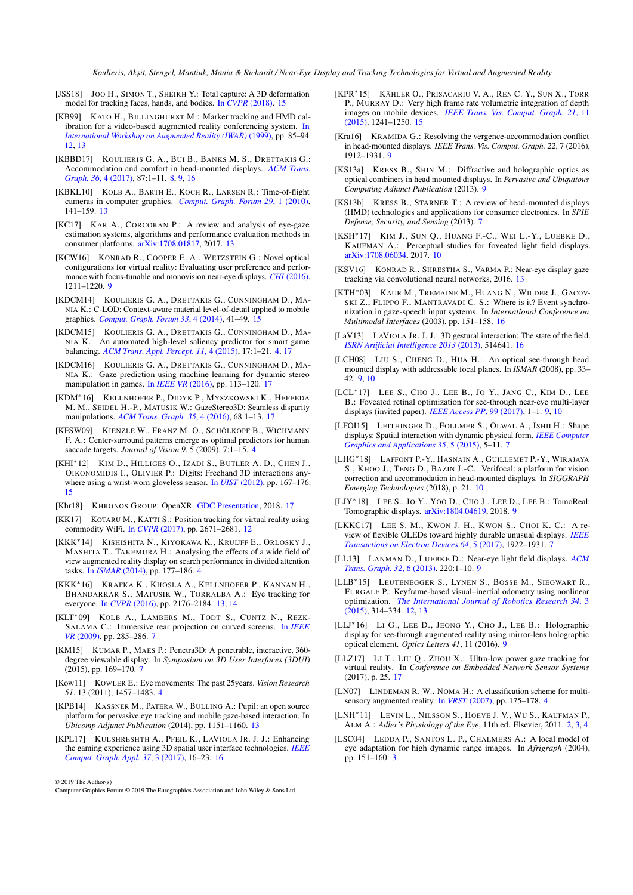[JSS18] Joo H., Simon T., Sheikh Y.: Total capture: A 3D deformation model for tracking faces, hands, and bodies. In *CVPR* (2018). 15

[KB99] Kato H., Billinghurst M.: Marker tracking and HMD calibration for a video-based augmented reality conferencing system. In *International Workshop on Augmented Reality (IWAR)* (1999), pp. 85–94. 12, 13

[KBBD17] Koulieris G. A., Bui B., Banks M. S., Drettakis G.: Accommodation and comfort in head-mounted displays. *ACM Trans. Graph. 36*, 4 (2017), 87:1–11. 8, 9, 16

[KBKL10] Kolb A., Barth E., Koch R., Larsen R.: Time-of-flight cameras in computer graphics. *Comput. Graph. Forum 29*, 1 (2010), 141–159. 13

[KC17] Kar A., Corcoran P.: A review and analysis of eye-gaze estimation systems, algorithms and performance evaluation methods in consumer platforms. arXiv:1708.01817, 2017. 13

[KCW16] Konrad R., Cooper E. A., Wetzstein G.: Novel optical configurations for virtual reality: Evaluating user preference and performance with focus-tunable and monovision near-eye displays. *CHI* (2016), 1211–1220. 9

[KDCM14] Koulieris G. A., Drettakis G., Cunningham D., Mania K.: C-LOD: Context-aware material level-of-detail applied to mobile graphics. *Comput. Graph. Forum 33*, 4 (2014), 41–49. 15

[KDCM15] Koulieris G. A., Drettakis G., Cunningham D., Mania K.: An automated high-level saliency predictor for smart game balancing. *ACM Trans. Appl. Percept. 11*, 4 (2015), 17:1–21. 4, 17

[KDCM16] Koulieris G. A., Drettakis G., Cunningham D., Mania K.: Gaze prediction using machine learning for dynamic stereo manipulation in games. In *IEEE VR* (2016), pp. 113–120. 17

[KDM*16] Kellnhofer P., Didyk P., Myszkowski K., Hefeeda M. M., Seidel H.-P., Matusik W.: GazeStereo3D: Seamless disparity manipulations. *ACM Trans. Graph. 35*, 4 (2016), 68:1–13. 17

[KFSW09] Kienzle W., Franz M. O., Schölkopf B., Wichmann F. A.: Center-surround patterns emerge as optimal predictors for human saccade targets. *Journal of Vision 9*, 5 (2009), 7:1–15. 4

[KHI*12] Kim D., Hilliges O., Izadi S., Butler A. D., Chen J., Oikonomidis I., Olivier P.: Digits: Freehand 3D interactions anywhere using a wrist-worn gloveless sensor. In *UIST* (2012), pp. 167–176. 15

[Khr18] Khronos Group: OpenXR. GDC Presentation, 2018. 17

[KK17] Kotaru M., Katti S.: Position tracking for virtual reality using commodity WiFi. In *CVPR* (2017), pp. 2671–2681. 12

[KKK*14] Kishishita N., Kiyokawa K., Kruijff E., Orlosky J., Mashita T., Takemura H.: Analysing the effects of a wide field of view augmented reality display on search performance in divided attention tasks. In *ISMAR* (2014), pp. 177–186. 4

[KKK*16] Krafka K., Khosla A., Kellnhofer P., Kannan H., Bhandarkar S., Matusik W., Torralba A.: Eye tracking for everyone. In *CVPR* (2016), pp. 2176–2184. 13, 14

[KLT*09] Kolb A., Lambers M., Todt S., Cuntz N., Rezk-Salama C.: Immersive rear projection on curved screens. In *IEEE VR* (2009), pp. 285–286. 7

[KM15] Kumar P., Maes P.: Penetra3D: A penetrable, interactive, 360-degree viewable display. In *Symposium on 3D User Interfaces (3DUI)* (2015), pp. 169–170. 7

[Kow11] Kowler E.: Eye movements: The past 25years. *Vision Research 51*, 13 (2011), 1457–1483. 4

[KPB14] Kassner M., Patera W., Bulling A.: Pupil: an open source platform for pervasive eye tracking and mobile gaze-based interaction. In *Ubicomp Adjunct Publication* (2014), pp. 1151–1160. 13

[KPL17] Kulshreshth A., Pfeil K., LaViola Jr. J. J.: Enhancing the gaming experience using 3D spatial user interface technologies. *IEEE Comput. Graph. Appl. 37*, 3 (2017), 16–23. 16

[KPR*15] Kähler O., Prisacariu V. A., Ren C. Y., Sun X., Torr P., Murray D.: Very high frame rate volumetric integration of depth images on mobile devices. *IEEE Trans. Vis. Comput. Graph. 21*, 11 (2015), 1241–1250. 15

[Kra16] Kramida G.: Resolving the vergence-accommodation conflict in head-mounted displays. *IEEE Trans. Vis. Comput. Graph. 22*, 7 (2016), 1912–1931. 9

[KS13a] Kress B., Shin M.: Diffractive and holographic optics as optical combiners in head mounted displays. In *Pervasive and Ubiquitous Computing Adjunct Publication* (2013). 9

[KS13b] Kress B., Starner T.: A review of head-mounted displays (HMD) technologies and applications for consumer electronics. In *SPIE Defense, Security, and Sensing* (2013). 7

[KSH*17] Kim J., Sun Q., Huang F.-C., Wei L.-Y., Luebke D., Kaufman A.: Perceptual studies for foveated light field displays. arXiv:1708.06034, 2017. 10

[KSV16] Konrad R., Shrestha S., Varma P.: Near-eye display gaze tracking via convolutional neural networks, 2016. 13

[KTH*03] Kaur M., Tremaine M., Huang N., Wilder J., Gacovski Z., Flippo F., Mantravadi C. S.: Where is it? Event synchronization in gaze-speech input systems. In *International Conference on Multimodal Interfaces* (2003), pp. 151–158. 16

[LaV13] LaViola Jr. J. J.: 3D gestural interaction: The state of the field. *ISRN Artificial Intelligence 2013* (2013), 514641. 16

[LCH08] Liu S., Cheng D., Hua H.: An optical see-through head mounted display with addressable focal planes. In *ISMAR* (2008), pp. 33–42. 9, 10

[LCL*17] Lee S., Cho J., Lee B., Jo Y., Jang C., Kim D., Lee B.: Foveated retinal optimization for see-through near-eye multi-layer displays (invited paper). *IEEE Access PP*, 99 (2017), 1–1. 9, 10

[LFOI15] Leithinger D., Follmer S., Olwal A., Ishii H.: Shape displays: Spatial interaction with dynamic physical form. *IEEE Computer Graphics and Applications 35*, 5 (2015), 5–11. 7

[LHG*18] Laffont P.-Y., Hasnain A., Guillemet P.-Y., Wirajaya S., Khoo J., Teng D., Bazin J.-C.: Verifocal: a platform for vision correction and accommodation in head-mounted displays. In *SIGGRAPH Emerging Technologies* (2018), p. 21. 10

[LJY*18] Lee S., Jo Y., Yoo D., Cho J., Lee D., Lee B.: TomoReal: Tomographic displays. arXiv:1804.04619, 2018. 9

[LKKC17] Lee S. M., Kwon J. H., Kwon S., Choi K. C.: A review of flexible OLEDs toward highly durable unusual displays. *IEEE Transactions on Electron Devices 64*, 5 (2017), 1922–1931. 7

[LL13] Lanman D., Luebke D.: Near-eye light field displays. *ACM Trans. Graph. 32*, 6 (2013), 220:1–10. 9

[LLB*15] Leutenegger S., Lynen S., Bosse M., Siegwart R., Furgale P.: Keyframe-based visual–inertial odometry using nonlinear optimization. *The International Journal of Robotics Research 34*, 3 (2015), 314–334. 12, 13

[LLJ*16] Li G., Lee D., Jeong Y., Cho J., Lee B.: Holographic display for see-through augmented reality using mirror-lens holographic optical element. *Optics Letters 41*, 11 (2016). 9

[LLZ17] Li T., Liu Q., Zhou X.: Ultra-low power gaze tracking for virtual reality. In *Conference on Embedded Network Sensor Systems* (2017), p. 25. 17

[LN07] Lindeman R. W., Noma H.: A classification scheme for multi-sensory augmented reality. In *VRST* (2007), pp. 175–178. 4

[LNH*11] Levin L., Nilsson S., Hoeve J. V., Wu S., Kaufman P., Alm A.: *Adler's Physiology of the Eye*, 11th ed. Elsevier, 2011. 2, 3, 4

[LSC04] Ledda P., Santos L. P., Chalmers A.: A local model of eye adaptation for high dynamic range images. In *Afrigraph* (2004), pp. 151–160. 3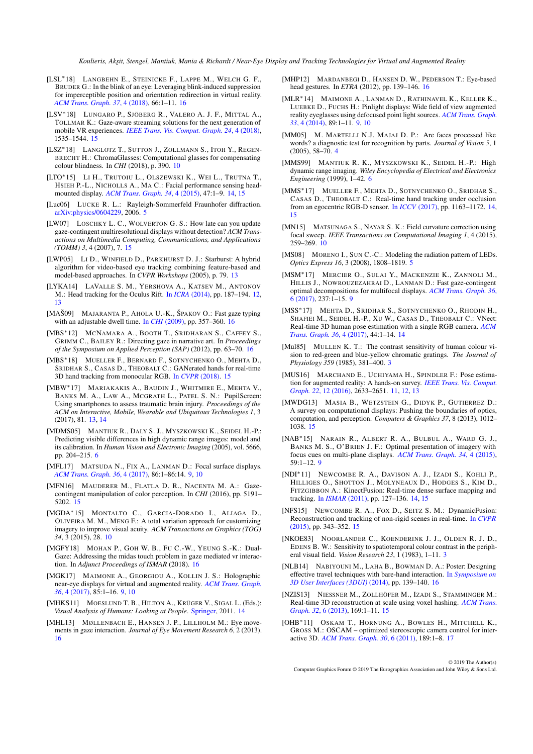[LSL*18] Langbehn E., Steinicke F., Lappe M., Welch G. F., Bruder G.: In the blink of an eye: Leveraging blink-induced suppression for imperceptible position and orientation redirection in virtual reality. *ACM Trans. Graph. 37*, 4 (2018), 66:1–11. 16

[LSV*18] Lungaro P., Sjöberg R., Valero A. J. F., Mittal A., Tollmar K.: Gaze-aware streaming solutions for the next generation of mobile VR experiences. *IEEE Trans. Vis. Comput. Graph. 24*, 4 (2018), 1535–1544. 15

[LSZ*18] Langlotz T., Sutton J., Zollmann S., Itoh Y., Regenbrecht H.: ChromaGlasses: Computational glasses for compensating colour blindness. In *CHI* (2018), p. 390. 10

[LTO*15] Li H., Trutoiu L., Olszewski K., Wei L., Trutna T., Hsieh P.-L., Nicholls A., Ma C.: Facial performance sensing head-mounted display. *ACM Trans. Graph. 34*, 4 (2015), 47:1–9. 14, 15

[Luc06] Lucke R. L.: Rayleigh-Sommerfeld Fraunhofer diffraction. arXiv:physics/0604229, 2006. 5

[LW07] Loschky L. C., Wolverton G. S.: How late can you update gaze-contingent multiresolutional displays without detection? *ACM Transactions on Multimedia Computing, Communications, and Applications (TOMM) 3*, 4 (2007), 7. 15

[LWP05] Li D., Winfield D., Parkhurst D. J.: Starburst: A hybrid algorithm for video-based eye tracking combining feature-based and model-based approaches. In *CVPR Workshops* (2005), p. 79. 13

[LYKA14] LaValle S. M., Yershova A., Katsev M., Antonov M.: Head tracking for the Oculus Rift. In *ICRA* (2014), pp. 187–194. 12, 13

[MAŠ09] Majaranta P., Ahola U.-K., Špakov O.: Fast gaze typing with an adjustable dwell time. In *CHI* (2009), pp. 357–360. 16

[MBS*12] McNamara A., Booth T., Sridharan S., Caffey S., Grimm C., Bailey R.: Directing gaze in narrative art. In *Proceedings of the Symposium on Applied Perception (SAP)* (2012), pp. 63–70. 16

[MBS*18] Mueller F., Bernard F., Sotnychenko O., Mehta D., Sridhar S., Casas D., Theobalt C.: GANerated hands for real-time 3D hand tracking from monocular RGB. In *CVPR* (2018). 15

[MBW*17] Mariakakis A., Baudin J., Whitmire E., Mehta V., Banks M. A., Law A., McGrath L., Patel S. N.: PupilScreen: Using smartphones to assess traumatic brain injury. *Proceedings of the ACM on Interactive, Mobile, Wearable and Ubiquitous Technologies 1*, 3 (2017), 81. 13, 14

[MDMS05] Mantiuk R., Daly S. J., Myszkowski K., Seidel H.-P.: Predicting visible differences in high dynamic range images: model and its calibration. In *Human Vision and Electronic Imaging* (2005), vol. 5666, pp. 204–215. 6

[MFL17] Matsuda N., Fix A., Lanman D.: Focal surface displays. *ACM Trans. Graph. 36*, 4 (2017), 86:1–86:14. 9, 10

[MFN16] Mauderer M., Flatla D. R., Nacenta M. A.: Gaze-contingent manipulation of color perception. In *CHI* (2016), pp. 5191–5202. 15

[MGDA*15] Montalto C., Garcia-Dorado I., Aliaga D., Oliveira M. M., Meng F.: A total variation approach for customizing imagery to improve visual acuity. *ACM Transactions on Graphics (TOG) 34*, 3 (2015), 28. 10

[MGFY18] Mohan P., Goh W. B., Fu C.-W., Yeung S.-K.: Dual-Gaze: Addressing the midas touch problem in gaze mediated vr interaction. In *Adjunct Proceedings of ISMAR* (2018). 16

[MGK17] Maimone A., Georgiou A., Kollin J. S.: Holographic near-eye displays for virtual and augmented reality. *ACM Trans. Graph. 36*, 4 (2017), 85:1–16. 9, 10

[MHKS11] Moeslund T. B., Hilton A., Krüger V., Sigal L. (Eds.): *Visual Analysis of Humans: Looking at People*. Springer, 2011. 14

[MHL13] Møllenbach E., Hansen J. P., Lillholm M.: Eye movements in gaze interaction. *Journal of Eye Movement Research 6*, 2 (2013). 16

[MHP12] Mardanbegi D., Hansen D. W., Pederson T.: Eye-based head gestures. In *ETRA* (2012), pp. 139–146. 16

[MLR*14] Maimone A., Lanman D., Rathinavel K., Keller K., Luebke D., Fuchs H.: Pinlight displays: Wide field of view augmented reality eyeglasses using defocused point light sources. *ACM Trans. Graph. 33*, 4 (2014), 89:1–11. 9, 10

[MM05] M. Martelli N.J. Majaj D. P.: Are faces processed like words? a diagnostic test for recognition by parts. *Journal of Vision 5*, 1 (2005), 58–70. 4

[MMS99] Mantiuk R. K., Myszkowski K., Seidel H.-P.: High dynamic range imaging. *Wiley Encyclopedia of Electrical and Electronics Engineering* (1999), 1–42. 6

[MMS*17] Mueller F., Mehta D., Sotnychenko O., Sridhar S., Casas D., Theobalt C.: Real-time hand tracking under occlusion from an egocentric RGB-D sensor. In *ICCV* (2017), pp. 1163–1172. 14, 15

[MN15] Matsunaga S., Nayar S. K.: Field curvature correction using focal sweep. *IEEE Transactions on Computational Imaging 1*, 4 (2015), 259–269. 10

[MS08] Moreno I., Sun C.-C.: Modeling the radiation pattern of LEDs. *Optics Express 16*, 3 (2008), 1808–1819. 5

[MSM*17] Mercier O., Sulai Y., Mackenzie K., Zannoli M., Hillis J., Nowrouzezahrai D., Lanman D.: Fast gaze-contingent optimal decompositions for multifocal displays. *ACM Trans. Graph. 36*, 6 (2017), 237:1–15. 9

[MSS*17] Mehta D., Sridhar S., Sotnychenko O., Rhodin H., Shafiei M., Seidel H.-P., Xu W., Casas D., Theobalt C.: VNect: Real-time 3D human pose estimation with a single RGB camera. *ACM Trans. Graph. 36*, 4 (2017), 44:1–14. 14

[Mul85] Mullen K. T.: The contrast sensitivity of human colour vision to red-green and blue-yellow chromatic gratings. *The Journal of Physiology 359* (1985), 381–400. 3

[MUS16] Marchand E., Uchiyama H., Spindler F.: Pose estimation for augmented reality: A hands-on survey. *IEEE Trans. Vis. Comput. Graph. 22*, 12 (2016), 2633–2651. 11, 12, 13

[MWDG13] Masia B., Wetzstein G., Didyk P., Gutierrez D.: A survey on computational displays: Pushing the boundaries of optics, computation, and perception. *Computers & Graphics 37*, 8 (2013), 1012–1038. 15

[NAB*15] Narain R., Albert R. A., Bulbul A., Ward G. J., Banks M. S., O'Brien J. F.: Optimal presentation of imagery with focus cues on multi-plane displays. *ACM Trans. Graph. 34*, 4 (2015), 59:1–12. 9

[NDI*11] Newcombe R. A., Davison A. J., Izadi S., Kohli P., Hilliges O., Shotton J., Molyneaux D., Hodges S., Kim D., Fitzgibbon A.: KinectFusion: Real-time dense surface mapping and tracking. In *ISMAR* (2011), pp. 127–136. 14, 15

[NFS15] Newcombe R. A., Fox D., Seitz S. M.: DynamicFusion: Reconstruction and tracking of non-rigid scenes in real-time. In *CVPR* (2015), pp. 343–352. 15

[NKOE83] Noorlander C., Koenderink J. J., Olden R. J. D., Edens B. W.: Sensitivity to spatiotemporal colour contrast in the peripheral visual field. *Vision Research 23*, 1 (1983), 1–11. 3

[NLB14] Nabiyouni M., Laha B., Bowman D. A.: Poster: Designing effective travel techniques with bare-hand interaction. In *Symposium on 3D User Interfaces (3DUI)* (2014), pp. 139–140. 16

[NZIS13] Niessner M., Zollhöfer M., Izadi S., Stamminger M.: Real-time 3D reconstruction at scale using voxel hashing. *ACM Trans. Graph. 32*, 6 (2013), 169:1–11. 15

[OHB*11] Oskam T., Hornung A., Bowles H., Mitchell K., Gross M.: OSCAM – optimized stereoscopic camera control for interactive 3D. *ACM Trans. Graph. 30*, 6 (2011), 189:1–8. 17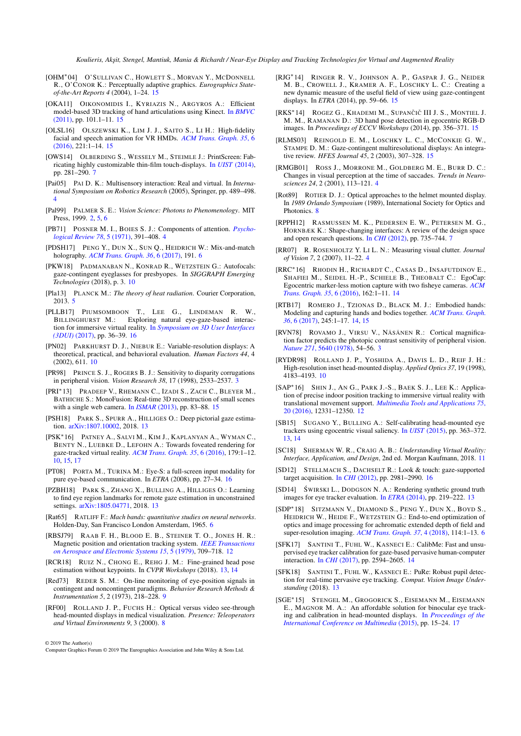[OHM*04] O'SULLIVAN C., HOWLETT S., MORVAN Y., MCDONNELL R., O'CONOR K.: Perceptually adaptive graphics. *Eurographics State-of-the-Art Reports 4* (2004), 1–24. 15

[OKA11] OIKONOMIDIS I., KYRIAZIS N., ARGYROS A.: Efficient model-based 3D tracking of hand articulations using Kinect. In *BMVC* (2011), pp. 101.1–11. 15

[OLSL16] OLSZEWSKI K., LIM J. J., SAITO S., LI H.: High-fidelity facial and speech animation for VR HMDs. *ACM Trans. Graph. 35*, 6 (2016), 221:1–14. 15

[OWS14] OLBERDING S., WESSELY M., STEIMLE J.: PrintScreen: Fabricating highly customizable thin-film touch-displays. In *UIST* (2014), pp. 281–290. 7

[Pai05] PAI D. K.: Multisensory interaction: Real and virtual. In *International Symposium on Robotics Research* (2005), Springer, pp. 489–498. 4

[Pal99] PALMER S. E.: *Vision Science: Photons to Phenomenology*. MIT Press, 1999. 2, 5, 6

[PB71] POSNER M. I., BOIES S. J.: Components of attention. *Psychological Review 78*, 5 (1971), 391–408. 4

[PDSH17] PENG Y., DUN X., SUN Q., HEIDRICH W.: Mix-and-match holography. *ACM Trans. Graph. 36*, 6 (2017), 191. 6

[PKW18] PADMANABAN N., KONRAD R., WETZSTEIN G.: Autofocals: gaze-contingent eyeglasses for presbyopes. In *SIGGRAPH Emerging Technologies* (2018), p. 3. 10

[Pla13] PLANCK M.: *The theory of heat radiation*. Courier Corporation, 2013. 5

[PLLB17] PIUMSOMBOON T., LEE G., LINDEMAN R. W., BILLINGHURST M.: Exploring natural eye-gaze-based interaction for immersive virtual reality. In *Symposium on 3D User Interfaces (3DUI)* (2017), pp. 36–39. 16

[PN02] PARKHURST D. J., NIEBUR E.: Variable-resolution displays: A theoretical, practical, and behavioral evaluation. *Human Factors 44*, 4 (2002), 611. 10

[PR98] PRINCE S. J., ROGERS B. J.: Sensitivity to disparity corrugations in peripheral vision. *Vision Research 38*, 17 (1998), 2533–2537. 3

[PRI*13] PRADEEP V., RHEMANN C., IZADI S., ZACH C., BLEYER M., BATHICHE S.: MonoFusion: Real-time 3D reconstruction of small scenes with a single web camera. In *ISMAR* (2013), pp. 83–88. 15

[PSH18] PARK S., SPURR A., HILLIGES O.: Deep pictorial gaze estimation. arXiv:1807.10002, 2018. 13

[PSK*16] PATNEY A., SALVI M., KIM J., KAPLANYAN A., WYMAN C., BENTY N., LUEBKE D., LEFOHN A.: Towards foveated rendering for gaze-tracked virtual reality. *ACM Trans. Graph. 35*, 6 (2016), 179:1–12. 10, 15, 17

[PT08] PORTA M., TURINA M.: Eye-S: a full-screen input modality for pure eye-based communication. In *ETRA* (2008), pp. 27–34. 16

[PZBH18] PARK S., ZHANG X., BULLING A., HILLIGES O.: Learning to find eye region landmarks for remote gaze estimation in unconstrained settings. arXiv:1805.04771, 2018. 13

[Rat65] RATLIFF F.: *Mach bands: quantitative studies on neural networks*. Holden-Day, San Francisco London Amsterdam, 1965. 6

[RBSJ79] RAAB F. H., BLOOD E. B., STEINER T. O., JONES H. R.: Magnetic position and orientation tracking system. *IEEE Transactions on Aerospace and Electronic Systems 15*, 5 (1979), 709–718. 12

[RCR18] RUIZ N., CHONG E., REHG J. M.: Fine-grained head pose estimation without keypoints. In *CVPR Workshops* (2018). 13, 14

[Red73] REDER S. M.: On-line monitoring of eye-position signals in contingent and noncontingent paradigms. *Behavior Research Methods & Instrumentation 5*, 2 (1973), 218–228. 9

[RF00] ROLLAND J. P., FUCHS H.: Optical versus video see-through head-mounted displays in medical visualization. *Presence: Teleoperators and Virtual Environments 9*, 3 (2000). 8

[RJG*14] RINGER R. V., JOHNSON A. P., GASPAR J. G., NEIDER M. B., CROWELL J., KRAMER A. F., LOSCHKY L. C.: Creating a new dynamic measure of the useful field of view using gaze-contingent displays. In *ETRA* (2014), pp. 59–66. 15

[RKS*14] ROGEZ G., KHADEMI M., SUPANČIČ III J. S., MONTIEL J. M. M., RAMANAN D.: 3D hand pose detection in egocentric RGB-D images. In *Proceedings of ECCV Workshops* (2014), pp. 356–371. 15

[RLMS03] REINGOLD E. M., LOSCHKY L. C., MCCONKIE G. W., STAMPE D. M.: Gaze-contingent multiresolutional displays: An integrative review. *HFES Journal 45*, 2 (2003), 307–328. 15

[RMGB01] ROSS J., MORRONE M. E., GOLDBERG M. E., BURR D. C.: Changes in visual perception at the time of saccades. *Trends in Neurosciences 24*, 2 (2001), 113–121. 4

[Rot89] ROTIER D. J.: Optical approaches to the helmet mounted display. In *1989 Orlando Symposium* (1989), International Society for Optics and Photonics. 8

[RPPH12] RASMUSSEN M. K., PEDERSEN E. W., PETERSEN M. G., HORNBÆK K.: Shape-changing interfaces: A review of the design space and open research questions. In *CHI* (2012), pp. 735–744. 7

[RR07] R. ROSENHOLTZ Y. LI L. N.: Measuring visual clutter. *Journal of Vision 7*, 2 (2007), 11–22. 4

[RRC*16] RHODIN H., RICHARDT C., CASAS D., INSAFUTDINOV E., SHAFIEI M., SEIDEL H.-P., SCHIELE B., THEOBALT C.: EgoCap: Egocentric marker-less motion capture with two fisheye cameras. *ACM Trans. Graph. 35*, 6 (2016), 162:1–11. 14

[RTB17] ROMERO J., TZIONAS D., BLACK M. J.: Embodied hands: Modeling and capturing hands and bodies together. *ACM Trans. Graph. 36*, 6 (2017), 245:1–17. 14, 15

[RVN78] ROVAMO J., VIRSU V., NÄSÄNEN R.: Cortical magnification factor predicts the photopic contrast sensitivity of peripheral vision. *Nature 271*, 5640 (1978), 54–56. 3

[RYDR98] ROLLAND J. P., YOSHIDA A., DAVIS L. D., REIF J. H.: High-resolution inset head-mounted display. *Applied Optics 37*, 19 (1998), 4183–4193. 10

[SAP*16] SHIN J., AN G., PARK J.-S., BAEK S. J., LEE K.: Application of precise indoor position tracking to immersive virtual reality with translational movement support. *Multimedia Tools and Applications 75*, 20 (2016), 12331–12350. 12

[SB15] SUGANO Y., BULLING A.: Self-calibrating head-mounted eye trackers using egocentric visual saliency. In *UIST* (2015), pp. 363–372. 13, 14

[SC18] SHERMAN W. R., CRAIG A. B.: *Understanding Virtual Reality: Interface, Application, and Design*, 2nd ed. Morgan Kaufmann, 2018. 11

[SD12] STELLMACH S., DACHSELT R.: Look & touch: gaze-supported target acquisition. In *CHI* (2012), pp. 2981–2990. 16

[SD14] ŚWIRSKI L., DODGSON N. A.: Rendering synthetic ground truth images for eye tracker evaluation. In *ETRA* (2014), pp. 219–222. 13

[SDP*18] SITZMANN V., DIAMOND S., PENG Y., DUN X., BOYD S., HEIDRICH W., HEIDE F., WETZSTEIN G.: End-to-end optimization of optics and image processing for achromatic extended depth of field and super-resolution imaging. *ACM Trans. Graph. 37*, 4 (2018), 114:1–13. 6

[SFK17] SANTINI T., FUHL W., KASNECI E.: CalibMe: Fast and unsupervised eye tracker calibration for gaze-based pervasive human-computer interaction. In *CHI* (2017), pp. 2594–2605. 14

[SFK18] SANTINI T., FUHL W., KASNECI E.: PuRe: Robust pupil detection for real-time pervasive eye tracking. *Comput. Vision Image Understanding* (2018). 13

[SGE*15] STENGEL M., GROGORICK S., EISEMANN M., EISEMANN E., MAGNOR M. A.: An affordable solution for binocular eye tracking and calibration in head-mounted displays. In *Proceedings of the International Conference on Multimedia* (2015), pp. 15–24. 17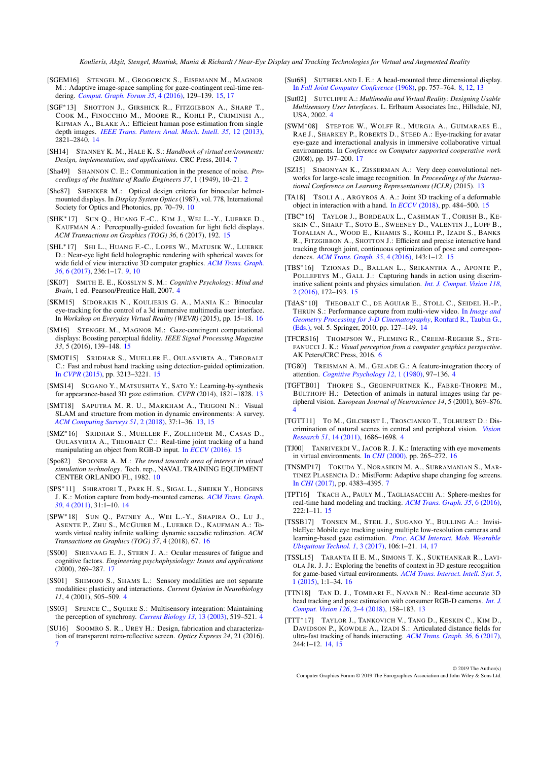[SGEM16] Stengel M., Grogorick S., Eisemann M., Magnor M.: Adaptive image-space sampling for gaze-contingent real-time rendering. *Comput. Graph. Forum 35*, 4 (2016), 129–139. 15, 17

[SGF*13] Shotton J., Girshick R., Fitzgibbon A., Sharp T., Cook M., Finocchio M., Moore R., Kohli P., Criminisi A., Kipman A., Blake A.: Efficient human pose estimation from single depth images. *IEEE Trans. Pattern Anal. Mach. Intell. 35*, 12 (2013), 2821–2840. 14

[SH14] Stanney K. M., Hale K. S.: *Handbook of virtual environments: Design, implementation, and applications*. CRC Press, 2014. 7

[Sha49] Shannon C. E.: Communication in the presence of noise. *Proceedings of the Institute of Radio Engineers 37*, 1 (1949), 10–21. 2

[She87] Shenker M.: Optical design criteria for binocular helmet-mounted displays. In *Display System Optics* (1987), vol. 778, International Society for Optics and Photonics, pp. 70–79. 10

[SHK*17] Sun Q., Huang F.-C., Kim J., Wei L.-Y., Luebke D., Kaufman A.: Perceptually-guided foveation for light field displays. *ACM Transactions on Graphics (TOG) 36*, 6 (2017), 192. 15

[SHL*17] Shi L., Huang F.-C., Lopes W., Matusik W., Luebke D.: Near-eye light field holographic rendering with spherical waves for wide field of view interactive 3D computer graphics. *ACM Trans. Graph. 36*, 6 (2017), 236:1–17. 9, 10

[SK07] Smith E. E., Kosslyn S. M.: *Cognitive Psychology: Mind and Brain*, 1 ed. Pearson/Prentice Hall, 2007. 4

[SKM15] Sidorakis N., Koulieris G. A., Mania K.: Binocular eye-tracking for the control of a 3d immersive multimedia user interface. In *Workshop on Everyday Virtual Reality (WEVR)* (2015), pp. 15–18. 16

[SM16] Stengel M., Magnor M.: Gaze-contingent computational displays: Boosting perceptual fidelity. *IEEE Signal Processing Magazine 33*, 5 (2016), 139–148. 15

[SMOT15] Sridhar S., Mueller F., Oulasvirta A., Theobalt C.: Fast and robust hand tracking using detection-guided optimization. In *CVPR* (2015), pp. 3213–3221. 15

[SMS14] Sugano Y., Matsushita Y., Sato Y.: Learning-by-synthesis for appearance-based 3D gaze estimation. *CVPR* (2014), 1821–1828. 13

[SMT18] Saputra M. R. U., Markham A., Trigoni N.: Visual SLAM and structure from motion in dynamic environments: A survey. *ACM Computing Surveys 51*, 2 (2018), 37:1–36. 13, 15

[SMZ*16] Sridhar S., Mueller F., Zollhöfer M., Casas D., Oulasvirta A., Theobalt C.: Real-time joint tracking of a hand manipulating an object from RGB-D input. In *ECCV* (2016). 15

[Spo82] Spooner A. M.: *The trend towards area of interest in visual simulation technology*. Tech. rep., NAVAL TRAINING EQUIPMENT CENTER ORLANDO FL, 1982. 10

[SPS*11] Shiratori T., Park H. S., Sigal L., Sheikh Y., Hodgins J. K.: Motion capture from body-mounted cameras. *ACM Trans. Graph. 30*, 4 (2011), 31:1–10. 14

[SPW*18] Sun Q., Patney A., Wei L.-Y., Shapira O., Lu J., Asente P., Zhu S., McGuire M., Luebke D., Kaufman A.: Towards virtual reality infinite walking: dynamic saccadic redirection. *ACM Transactions on Graphics (TOG) 37*, 4 (2018), 67. 16

[SS00] Sirevaag E. J., Stern J. A.: Ocular measures of fatigue and cognitive factors. *Engineering psychophysiology: Issues and applications* (2000), 269–287. 17

[SS01] Shimojo S., Shams L.: Sensory modalities are not separate modalities: plasticity and interactions. *Current Opinion in Neurobiology 11*, 4 (2001), 505–509. 4

[SS03] Spence C., Squire S.: Multisensory integration: Maintaining the perception of synchrony. *Current Biology 13*, 13 (2003), 519–521. 4

[SU16] Soomro S. R., Urey H.: Design, fabrication and characterization of transparent retro-reflective screen. *Optics Express 24*, 21 (2016). 7

[Sut68] Sutherland I. E.: A head-mounted three dimensional display. In *Fall Joint Computer Conference* (1968), pp. 757–764. 8, 12, 13

[Sut02] Sutcliffe A.: *Multimedia and Virtual Reality: Designing Usable Multisensory User Interfaces*. L. Erlbaum Associates Inc., Hillsdale, NJ, USA, 2002. 4

[SWM*08] Steptoe W., Wolff R., Murgia A., Guimaraes E., Rae J., Sharkey P., Roberts D., Steed A.: Eye-tracking for avatar eye-gaze and interactional analysis in immersive collaborative virtual environments. In *Conference on Computer supported cooperative work* (2008), pp. 197–200. 17

[SZ15] Simonyan K., Zisserman A.: Very deep convolutional networks for large-scale image recognition. In *Proceedings of the International Conference on Learning Representations (ICLR)* (2015). 13

[TA18] Tsoli A., Argyros A. A.: Joint 3D tracking of a deformable object in interaction with a hand. In *ECCV* (2018), pp. 484–500. 15

[TBC*16] Taylor J., Bordeaux L., Cashman T., Corish B., Keskin C., Sharp T., Soto E., Sweeney D., Valentin J., Luff B., Topalian A., Wood E., Khamis S., Kohli P., Izadi S., Banks R., Fitzgibbon A., Shotton J.: Efficient and precise interactive hand tracking through joint, continuous optimization of pose and correspondences. *ACM Trans. Graph. 35*, 4 (2016), 143:1–12. 15

[TBS*16] Tzionas D., Ballan L., Srikantha A., Aponte P., Pollefeys M., Gall J.: Capturing hands in action using discriminative salient points and physics simulation. *Int. J. Comput. Vision 118*, 2 (2016), 172–193. 15

[TdAS*10] Theobalt C., de Aguiar E., Stoll C., Seidel H.-P., Thrun S.: Performance capture from multi-view video. In *Image and Geometry Processing for 3-D Cinematography*, Ronfard R., Taubin G., (Eds.), vol. 5. Springer, 2010, pp. 127–149. 14

[TFCRS16] Thompson W., Fleming R., Creem-Regehr S., Stefanucci J. K.: *Visual perception from a computer graphics perspective*. AK Peters/CRC Press, 2016. 6

[TG80] Treisman A. M., Gelade G.: A feature-integration theory of attention. *Cognitive Psychology 12*, 1 (1980), 97–136. 4

[TGFTB01] Thorpe S., Gegenfurtner K., Fabre-Thorpe M., Bülthoff H.: Detection of animals in natural images using far peripheral vision. *European Journal of Neuroscience 14*, 5 (2001), 869–876. 4

[TGTT11] To M., Gilchrist I., Troscianko T., Tolhurst D.: Discrimination of natural scenes in central and peripheral vision. *Vision Research 51*, 14 (2011), 1686–1698. 4

[TJ00] Tanriverdi V., Jacob R. J. K.: Interacting with eye movements in virtual environments. In *CHI* (2000), pp. 265–272. 16

[TNSMP17] Tokuda Y., Norasikin M. A., Subramanian S., Martinez Plasencia D.: MistForm: Adaptive shape changing fog screens. In *CHI* (2017), pp. 4383–4395. 7

[TPT16] Tkach A., Pauly M., Tagliasacchi A.: Sphere-meshes for real-time hand modeling and tracking. *ACM Trans. Graph. 35*, 6 (2016), 222:1–11. 15

[TSSB17] Tonsen M., Steil J., Sugano Y., Bulling A.: InvisibleEye: Mobile eye tracking using multiple low-resolution cameras and learning-based gaze estimation. *Proc. ACM Interact. Mob. Wearable Ubiquitous Technol. 1*, 3 (2017), 106:1–21. 14, 17

[TSSL15] Taranta II E. M., Simons T. K., Sukthankar R., Laviola Jr. J. J.: Exploring the benefits of context in 3D gesture recognition for game-based virtual environments. *ACM Trans. Interact. Intell. Syst. 5*, 1 (2015), 1:1–34. 16

[TTN18] Tan D. J., Tombari F., Navab N.: Real-time accurate 3D head tracking and pose estimation with consumer RGB-D cameras. *Int. J. Comput. Vision 126*, 2–4 (2018), 158–183. 13

[TTT*17] Taylor J., Tankovich V., Tang D., Keskin C., Kim D., Davidson P., Kowdle A., Izadi S.: Articulated distance fields for ultra-fast tracking of hands interacting. *ACM Trans. Graph. 36*, 6 (2017), 244:1–12. 14, 15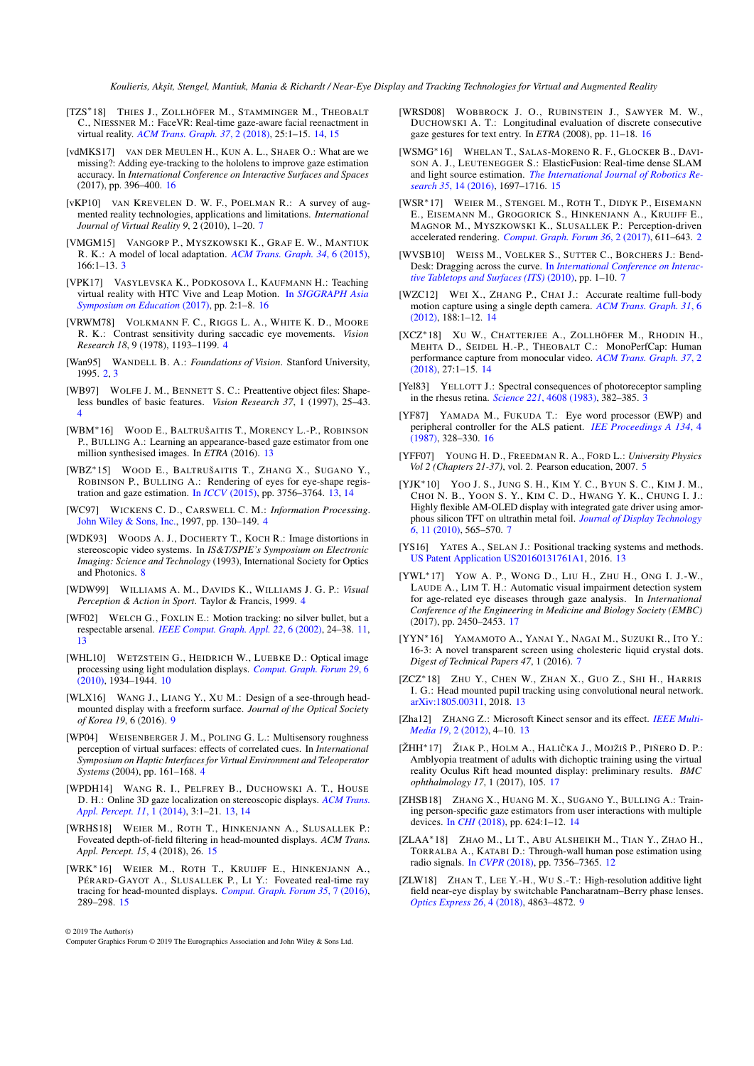[TZS*18] THIES J., ZOLLHÖFER M., STAMMINGER M., THEOBALT C., NIESSNER M.: FaceVR: Real-time gaze-aware facial reenactment in virtual reality. *ACM Trans. Graph. 37*, 2 (2018), 25:1–15. 14, 15

[vdMKS17] VAN DER MEULEN H., KUN A. L., SHAER O.: What are we missing?: Adding eye-tracking to the hololens to improve gaze estimation accuracy. In *International Conference on Interactive Surfaces and Spaces* (2017), pp. 396–400. 16

[vKP10] VAN KREVELEN D. W. F., POELMAN R.: A survey of augmented reality technologies, applications and limitations. *International Journal of Virtual Reality 9*, 2 (2010), 1–20. 7

[VMGM15] VANGORP P., MYSZKOWSKI K., GRAF E. W., MANTIUK R. K.: A model of local adaptation. *ACM Trans. Graph. 34*, 6 (2015), 166:1–13. 3

[VPK17] VASYLEVSKA K., PODKOSOVA I., KAUFMANN H.: Teaching virtual reality with HTC Vive and Leap Motion. In *SIGGRAPH Asia Symposium on Education* (2017), pp. 2:1–8. 16

[VRWM78] VOLKMANN F. C., RIGGS L. A., WHITE K. D., MOORE R. K.: Contrast sensitivity during saccadic eye movements. *Vision Research 18*, 9 (1978), 1193–1199. 4

[Wan95] WANDELL B. A.: *Foundations of Vision*. Stanford University, 1995. 2, 3

[WB97] WOLFE J. M., BENNETT S. C.: Preattentive object files: Shapeless bundles of basic features. *Vision Research 37*, 1 (1997), 25–43. 4

[WBM*16] WOOD E., BALTRUŠAITIS T., MORENCY L.-P., ROBINSON P., BULLING A.: Learning an appearance-based gaze estimator from one million synthesised images. In *ETRA* (2016). 13

[WBZ*15] WOOD E., BALTRUŠAITIS T., ZHANG X., SUGANO Y., ROBINSON P., BULLING A.: Rendering of eyes for eye-shape registration and gaze estimation. In *ICCV* (2015), pp. 3756–3764. 13, 14

[WC97] WICKENS C. D., CARSWELL C. M.: *Information Processing*. John Wiley & Sons, Inc., 1997, pp. 130–149. 4

[WDK93] WOODS A. J., DOCHERTY T., KOCH R.: Image distortions in stereoscopic video systems. In *IS&T/SPIE's Symposium on Electronic Imaging: Science and Technology* (1993), International Society for Optics and Photonics. 8

[WDW99] WILLIAMS A. M., DAVIDS K., WILLIAMS J. G. P.: *Visual Perception & Action in Sport*. Taylor & Francis, 1999. 4

[WF02] WELCH G., FOXLIN E.: Motion tracking: no silver bullet, but a respectable arsenal. *IEEE Comput. Graph. Appl. 22*, 6 (2002), 24–38. 11, 13

[WHL10] WETZSTEIN G., HEIDRICH W., LUEBKE D.: Optical image processing using light modulation displays. *Comput. Graph. Forum 29*, 6 (2010), 1934–1944. 10

[WLX16] WANG J., LIANG Y., XU M.: Design of a see-through head-mounted display with a freeform surface. *Journal of the Optical Society of Korea 19*, 6 (2016). 9

[WP04] WEISENBERGER J. M., POLING G. L.: Multisensory roughness perception of virtual surfaces: effects of correlated cues. In *International Symposium on Haptic Interfaces for Virtual Environment and Teleoperator Systems* (2004), pp. 161–168. 4

[WPDH14] WANG R. I., PELFREY B., DUCHOWSKI A. T., HOUSE D. H.: Online 3D gaze localization on stereoscopic displays. *ACM Trans. Appl. Percept. 11*, 1 (2014), 3:1–21. 13, 14

[WRHS18] WEIER M., ROTH T., HINKENJANN A., SLUSALLEK P.: Foveated depth-of-field filtering in head-mounted displays. *ACM Trans. Appl. Percept. 15*, 4 (2018), 26. 15

[WRK*16] WEIER M., ROTH T., KRUIJFF E., HINKENJANN A., PÉRARD-GAYOT A., SLUSALLEK P., LI Y.: Foveated real-time ray tracing for head-mounted displays. *Comput. Graph. Forum 35*, 7 (2016), 289–298. 15

[WRSD08] WOBBROCK J. O., RUBINSTEIN J., SAWYER M. W., DUCHOWSKI A. T.: Longitudinal evaluation of discrete consecutive gaze gestures for text entry. In *ETRA* (2008), pp. 11–18. 16

[WSMG*16] WHELAN T., SALAS-MORENO R. F., GLOCKER B., DAVISON A. J., LEUTENEGGER S.: ElasticFusion: Real-time dense SLAM and light source estimation. *The International Journal of Robotics Research 35*, 14 (2016), 1697–1716. 15

[WSR*17] WEIER M., STENGEL M., ROTH T., DIDYK P., EISEMANN E., EISEMANN M., GROGORICK S., HINKENJANN A., KRUIJFF E., MAGNOR M., MYSZKOWSKI K., SLUSALLEK P.: Perception-driven accelerated rendering. *Comput. Graph. Forum 36*, 2 (2017), 611–643. 2

[WVSB10] WEISS M., VOELKER S., SUTTER C., BORCHERS J.: Bend-Desk: Dragging across the curve. In *International Conference on Interactive Tabletops and Surfaces (ITS)* (2010), pp. 1–10. 7

[WZC12] WEI X., ZHANG P., CHAI J.: Accurate realtime full-body motion capture using a single depth camera. *ACM Trans. Graph. 31*, 6 (2012), 188:1–12. 14

[XCZ*18] XU W., CHATTERJEE A., ZOLLHÖFER M., RHODIN H., MEHTA D., SEIDEL H.-P., THEOBALT C.: MonoPerfCap: Human performance capture from monocular video. *ACM Trans. Graph. 37*, 2 (2018), 27:1–15. 14

[Yel83] YELLOTT J.: Spectral consequences of photoreceptor sampling in the rhesus retina. *Science 221*, 4608 (1983), 382–385. 3

[YF87] YAMADA M., FUKUDA T.: Eye word processor (EWP) and peripheral controller for the ALS patient. *IEE Proceedings A 134*, 4 (1987), 328–330. 16

[YFF07] YOUNG H. D., FREEDMAN R. A., FORD L.: *University Physics Vol 2 (Chapters 21-37)*, vol. 2. Pearson education, 2007. 5

[YJK*10] YOO J. S., JUNG S. H., KIM Y. C., BYUN S. C., KIM J. M., CHOI N. B., YOON S. Y., KIM C. D., HWANG Y. K., CHUNG I. J.: Highly flexible AM-OLED display with integrated gate driver using amorphous silicon TFT on ultrathin metal foil. *Journal of Display Technology 6*, 11 (2010), 565–570. 7

[YS16] YATES A., SELAN J.: Positional tracking systems and methods. US Patent Application US20160131761A1, 2016. 13

[YWL*17] YOW A. P., WONG D., LIU H., ZHU H., ONG I. J.-W., LAUDE A., LIM T. H.: Automatic visual impairment detection system for age-related eye diseases through gaze analysis. In *International Conference of the Engineering in Medicine and Biology Society (EMBC)* (2017), pp. 2450–2453. 17

[YYN*16] YAMAMOTO A., YANAI Y., NAGAI M., SUZUKI R., ITO Y.: 16-3: A novel transparent screen using cholesteric liquid crystal dots. *Digest of Technical Papers 47*, 1 (2016). 7

[ZCZ*18] ZHU Y., CHEN W., ZHAN X., GUO Z., SHI H., HARRIS I. G.: Head mounted pupil tracking using convolutional neural network. arXiv:1805.00311, 2018. 13

[Zha12] ZHANG Z.: Microsoft Kinect sensor and its effect. *IEEE MultiMedia 19*, 2 (2012), 4–10. 13

[ŽHH*17] ŽIAK P., HOLM A., HALIČKA J., MOJŽIŠ P., PIÑERO D. P.: Amblyopia treatment of adults with dichoptic training using the virtual reality Oculus Rift head mounted display: preliminary results. *BMC ophthalmology 17*, 1 (2017), 105. 17

[ZHSB18] ZHANG X., HUANG M. X., SUGANO Y., BULLING A.: Training person-specific gaze estimators from user interactions with multiple devices. In *CHI* (2018), pp. 624:1–12. 14

[ZLAA*18] ZHAO M., LI T., ABU ALSHEIKH M., TIAN Y., ZHAO H., TORRALBA A., KATABI D.: Through-wall human pose estimation using radio signals. In *CVPR* (2018), pp. 7356–7365. 12

[ZLW18] ZHAN T., LEE Y.-H., WU S.-T.: High-resolution additive light field near-eye display by switchable Pancharatnam–Berry phase lenses. *Optics Express 26*, 4 (2018), 4863–4872. 9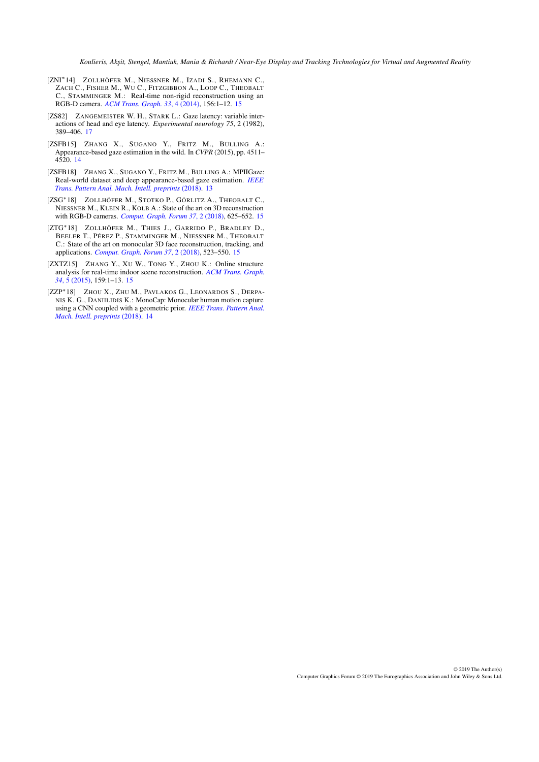[ZNI*14] Zollhöfer M., Niessner M., Izadi S., Rhemann C., Zach C., Fisher M., Wu C., Fitzgibbon A., Loop C., Theobalt C., Stamminger M.: Real-time non-rigid reconstruction using an RGB-D camera. *ACM Trans. Graph. 33*, 4 (2014), 156:1–12. 15

[ZS82] Zangemeister W. H., Stark L.: Gaze latency: variable interactions of head and eye latency. *Experimental neurology 75*, 2 (1982), 389–406. 17

[ZSFB15] Zhang X., Sugano Y., Fritz M., Bulling A.: Appearance-based gaze estimation in the wild. In *CVPR* (2015), pp. 4511–4520. 14

[ZSFB18] Zhang X., Sugano Y., Fritz M., Bulling A.: MPIIGaze: Real-world dataset and deep appearance-based gaze estimation. *IEEE Trans. Pattern Anal. Mach. Intell. preprints* (2018). 13

[ZSG*18] Zollhöfer M., Stotko P., Görlitz A., Theobalt C., Niessner M., Klein R., Kolb A.: State of the art on 3D reconstruction with RGB-D cameras. *Comput. Graph. Forum 37*, 2 (2018), 625–652. 15

[ZTG*18] Zollhöfer M., Thies J., Garrido P., Bradley D., Beeler T., Pérez P., Stamminger M., Niessner M., Theobalt C.: State of the art on monocular 3D face reconstruction, tracking, and applications. *Comput. Graph. Forum 37*, 2 (2018), 523–550. 15

[ZXTZ15] Zhang Y., Xu W., Tong Y., Zhou K.: Online structure analysis for real-time indoor scene reconstruction. *ACM Trans. Graph. 34*, 5 (2015), 159:1–13. 15

[ZZP*18] Zhou X., Zhu M., Pavlakos G., Leonardos S., Derpanis K. G., Daniilidis K.: MonoCap: Monocular human motion capture using a CNN coupled with a geometric prior. *IEEE Trans. Pattern Anal. Mach. Intell. preprints* (2018). 14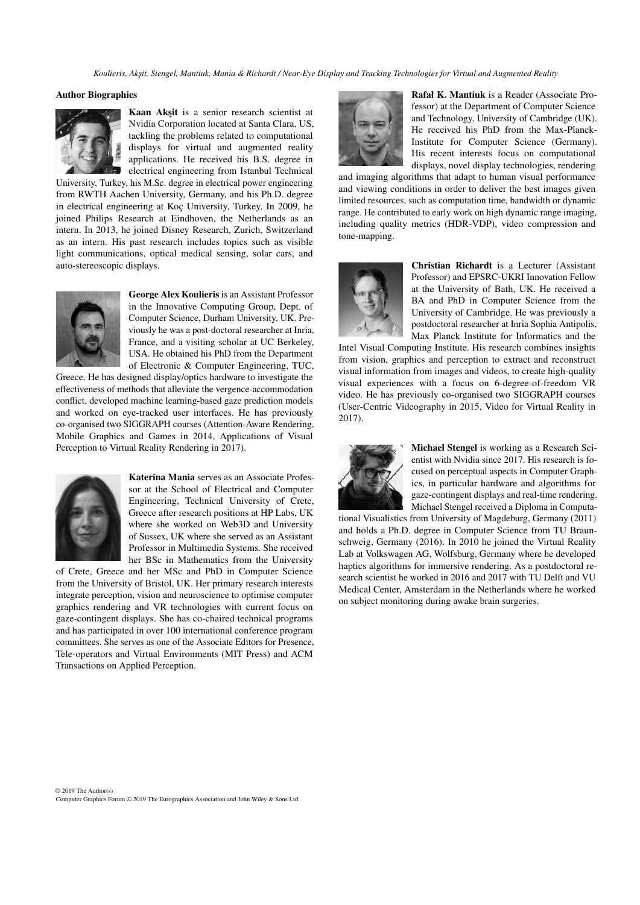## Author Biographies

**Kaan Akşit** is a senior research scientist at Nvidia Corporation located at Santa Clara, US, tackling the problems related to computational displays for virtual and augmented reality applications. He received his B.S. degree in electrical engineering from Istanbul Technical University, Turkey, his M.Sc. degree in electrical power engineering from RWTH Aachen University, Germany, and his Ph.D. degree in electrical engineering at Koç University, Turkey. In 2009, he joined Philips Research at Eindhoven, the Netherlands as an intern. In 2013, he joined Disney Research, Zurich, Switzerland as an intern. His past research includes topics such as visible light communications, optical medical sensing, solar cars, and auto-stereoscopic displays.

**George Alex Koulieris** is an Assistant Professor in the Innovative Computing Group, Dept. of Computer Science, Durham University, UK. Previously he was a post-doctoral researcher at Inria, France, and a visiting scholar at UC Berkeley, USA. He obtained his PhD from the Department of Electronic & Computer Engineering, TUC, Greece. He has designed display/optics hardware to investigate the effectiveness of methods that alleviate the vergence-accommodation conflict, developed machine learning-based gaze prediction models and worked on eye-tracked user interfaces. He has previously co-organised two SIGGRAPH courses (Attention-Aware Rendering, Mobile Graphics and Games in 2014, Applications of Visual Perception to Virtual Reality Rendering in 2017).

**Katerina Mania** serves as an Associate Professor at the School of Electrical and Computer Engineering, Technical University of Crete, Greece after research positions at HP Labs, UK where she worked on Web3D and University of Sussex, UK where she served as an Assistant Professor in Multimedia Systems. She received her BSc in Mathematics from the University of Crete, Greece and her MSc and PhD in Computer Science from the University of Bristol, UK. Her primary research interests integrate perception, vision and neuroscience to optimise computer graphics rendering and VR technologies with current focus on gaze-contingent displays. She has co-chaired technical programs and has participated in over 100 international conference program committees. She serves as one of the Associate Editors for Presence, Tele-operators and Virtual Environments (MIT Press) and ACM Transactions on Applied Perception.

**Rafał K. Mantiuk** is a Reader (Associate Professor) at the Department of Computer Science and Technology, University of Cambridge (UK). He received his PhD from the Max-Planck-Institute for Computer Science (Germany). His recent interests focus on computational displays, novel display technologies, rendering and imaging algorithms that adapt to human visual performance and viewing conditions in order to deliver the best images given limited resources, such as computation time, bandwidth or dynamic range. He contributed to early work on high dynamic range imaging, including quality metrics (HDR-VDP), video compression and tone-mapping.

**Christian Richardt** is a Lecturer (Assistant Professor) and EPSRC-UKRI Innovation Fellow at the University of Bath, UK. He received a BA and PhD in Computer Science from the University of Cambridge. He was previously a postdoctoral researcher at Inria Sophia Antipolis, Max Planck Institute for Informatics and the Intel Visual Computing Institute. His research combines insights from vision, graphics and perception to extract and reconstruct visual information from images and videos, to create high-quality visual experiences with a focus on 6-degree-of-freedom VR video. He has previously co-organised two SIGGRAPH courses (User-Centric Videography in 2015, Video for Virtual Reality in 2017).

**Michael Stengel** is working as a Research Scientist with Nvidia since 2017. His research is focused on perceptual aspects in Computer Graphics, in particular hardware and algorithms for gaze-contingent displays and real-time rendering. Michael Stengel received a Diploma in Computational Visualistics from University of Magdeburg, Germany (2011) and holds a Ph.D. degree in Computer Science from TU Braunschweig, Germany (2016). In 2010 he joined the Virtual Reality Lab at Volkswagen AG, Wolfsburg, Germany where he developed haptics algorithms for immersive rendering. As a postdoctoral research scientist he worked in 2016 and 2017 with TU Delft and VU Medical Center, Amsterdam in the Netherlands where he worked on subject monitoring during awake brain surgeries.